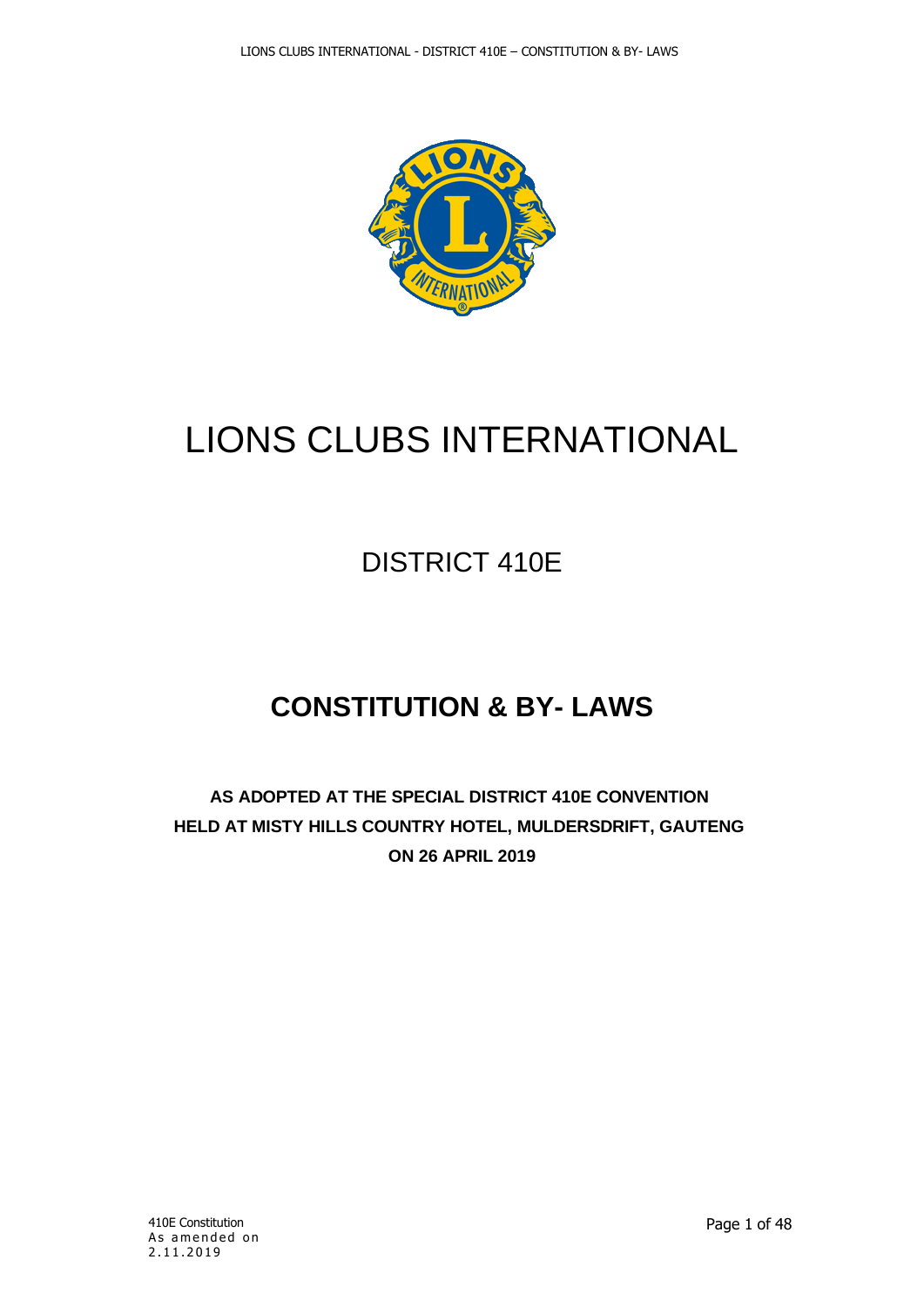# LIONS CLUBS INTERNATIONAL

## DISTRICT 410E

## CONSTITUTION & BY- LAWS

**AS ADOPTED AT THE SPECIAL DISTRICT 410E CONVENTION HELD AT MISTY HILLS COUNTRY HOTEL, MULDERSDRIFT, GAUTENG ON 26 APRIL 2019**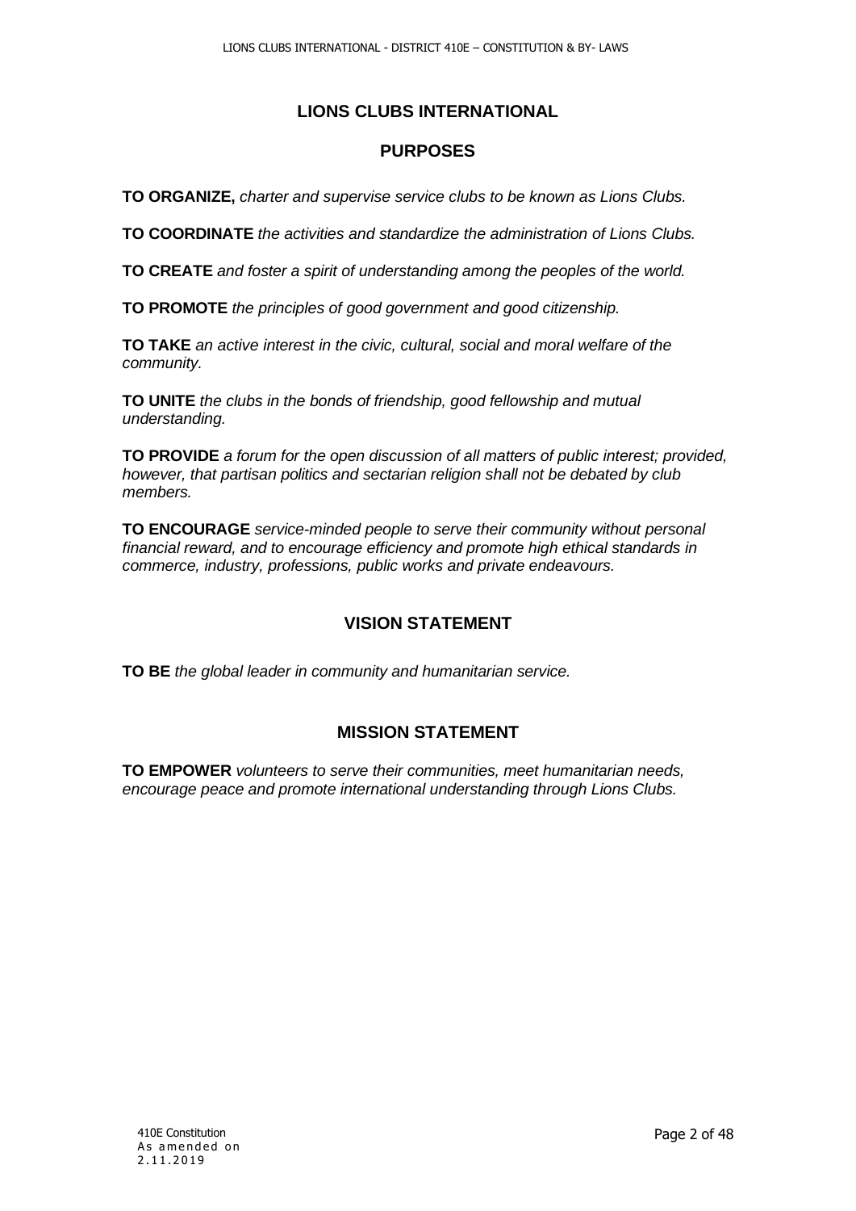# LIONS CLUBS INTERNATIONAL

## PURPOSES

**TO ORGANIZE,** *charter and supervise service clubs to be known as Lions Clubs.*

**TO COORDINATE** *the activities and standardize the administration of Lions Clubs.*

**TO CREATE** *and foster a spirit of understanding among the peoples of the world.*

**TO PROMOTE** *the principles of good government and good citizenship.*

**TO TAKE** *an active interest in the civic, cultural, social and moral welfare of the community.*

**TO UNITE** *the clubs in the bonds of friendship, good fellowship and mutual understanding.*

**TO PROVIDE** *a forum for the open discussion of all matters of public interest; provided, however, that partisan politics and sectarian religion shall not be debated by club members.*

**TO ENCOURAGE** *service-minded people to serve their community without personal financial reward, and to encourage efficiency and promote high ethical standards in commerce, industry, professions, public works and private endeavours.*

## VISION STATEMENT

**TO BE** *the global leader in community and humanitarian service.*

## MISSION STATEMENT

**TO EMPOWER** *volunteers to serve their communities, meet humanitarian needs, encourage peace and promote international understanding through Lions Clubs.*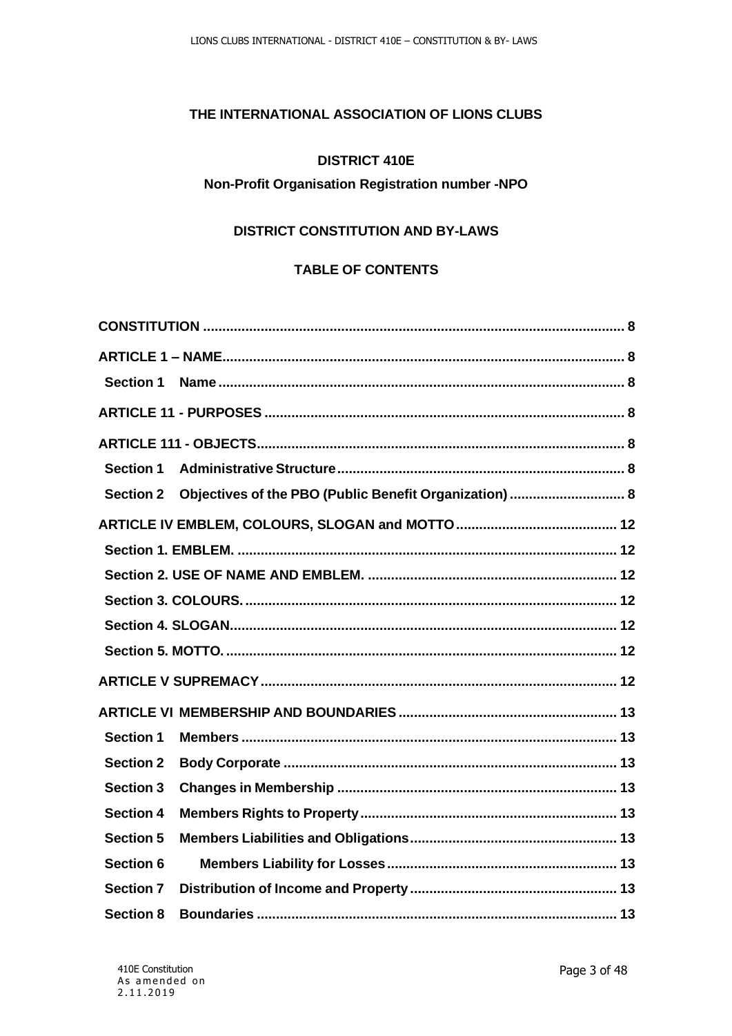**THE INTERNATIONAL ASSOCIATION OF LIONS CLUBS**

**DISTRICT 410E**

**Non-Profit Organisation Registration number -NPO**

**DISTRICT CONSTITUTION AND BY-LAWS**

**TABLE OF CONTENTS**

| | |
|---|---|
| **CONSTITUTION** | **8** |
| **ARTICLE 1 – NAME** | **8** |
| **Section 1 Name** | **8** |
| **ARTICLE 11 - PURPOSES** | **8** |
| **ARTICLE 111 - OBJECTS** | **8** |
| **Section 1 Administrative Structure** | **8** |
| **Section 2 Objectives of the PBO (Public Benefit Organization)** | **8** |
| **ARTICLE IV EMBLEM, COLOURS, SLOGAN and MOTTO** | **12** |
| **Section 1. EMBLEM.** | **12** |
| **Section 2. USE OF NAME AND EMBLEM.** | **12** |
| **Section 3. COLOURS.** | **12** |
| **Section 4. SLOGAN** | **12** |
| **Section 5. MOTTO.** | **12** |
| **ARTICLE V SUPREMACY** | **12** |
| **ARTICLE VI MEMBERSHIP AND BOUNDARIES** | **13** |
| **Section 1 Members** | **13** |
| **Section 2 Body Corporate** | **13** |
| **Section 3 Changes in Membership** | **13** |
| **Section 4 Members Rights to Property** | **13** |
| **Section 5 Members Liabilities and Obligations** | **13** |
| **Section 6 Members Liability for Losses** | **13** |
| **Section 7 Distribution of Income and Property** | **13** |
| **Section 8 Boundaries** | **13** |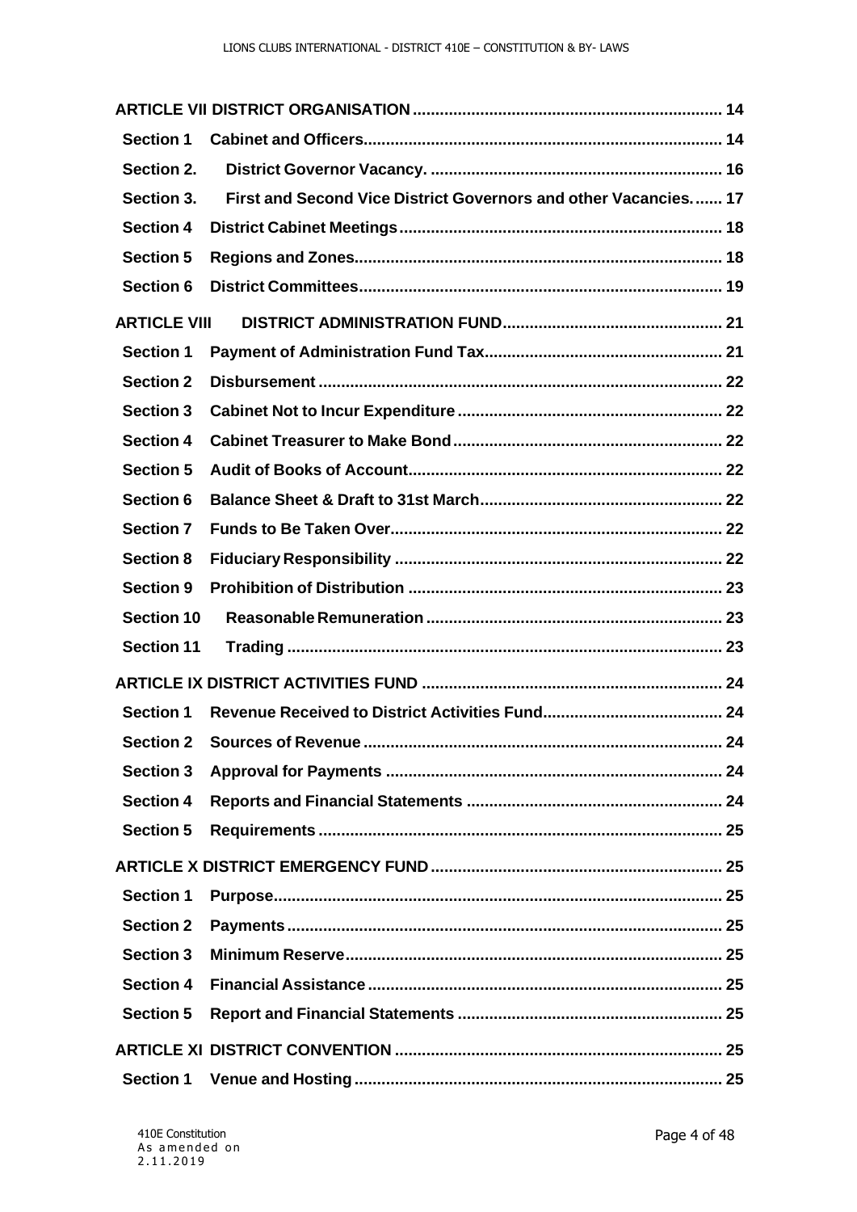**ARTICLE VII DISTRICT ORGANISATION** .................................................................... 14

- **Section 1 Cabinet and Officers** ............................................................................... 14
- **Section 2. District Governor Vacancy.** ................................................................. 16
- **Section 3. First and Second Vice District Governors and other Vacancies.** ...... 17
- **Section 4 District Cabinet Meetings** ....................................................................... 18
- **Section 5 Regions and Zones** ................................................................................. 18
- **Section 6 District Committees** ................................................................................ 19

**ARTICLE VIII DISTRICT ADMINISTRATION FUND** ................................................. 21

- **Section 1 Payment of Administration Fund Tax** .................................................... 21
- **Section 2 Disbursement** ......................................................................................... 22
- **Section 3 Cabinet Not to Incur Expenditure** .......................................................... 22
- **Section 4 Cabinet Treasurer to Make Bond** ........................................................... 22
- **Section 5 Audit of Books of Account** ..................................................................... 22
- **Section 6 Balance Sheet & Draft to 31st March** ..................................................... 22
- **Section 7 Funds to Be Taken Over** ......................................................................... 22
- **Section 8 Fiduciary Responsibility** ........................................................................ 22
- **Section 9 Prohibition of Distribution** ..................................................................... 23
- **Section 10 Reasonable Remuneration** ................................................................. 23
- **Section 11 Trading** ............................................................................................... 23

**ARTICLE IX DISTRICT ACTIVITIES FUND** ................................................................... 24

- **Section 1 Revenue Received to District Activities Fund** ....................................... 24
- **Section 2 Sources of Revenue** ............................................................................... 24
- **Section 3 Approval for Payments** .......................................................................... 24
- **Section 4 Reports and Financial Statements** ......................................................... 24
- **Section 5 Requirements** ......................................................................................... 25

**ARTICLE X DISTRICT EMERGENCY FUND** ................................................................. 25

- **Section 1 Purpose** .................................................................................................. 25
- **Section 2 Payments** ................................................................................................ 25
- **Section 3 Minimum Reserve** ................................................................................... 25
- **Section 4 Financial Assistance** .............................................................................. 25
- **Section 5 Report and Financial Statements** ........................................................... 25

**ARTICLE XI DISTRICT CONVENTION** ........................................................................ 25

- **Section 1 Venue and Hosting** ................................................................................. 25

410E Constitution
As amended on
2.11.2019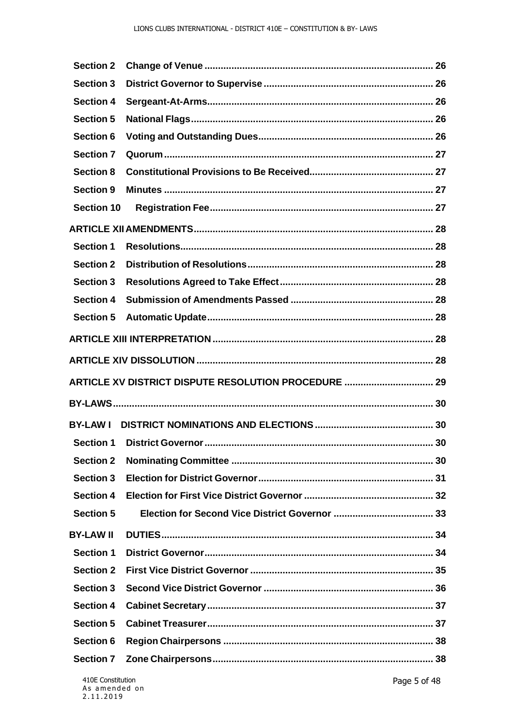| | | |
|---|---|---|
| **Section 2** | **Change of Venue** | **26** |
| **Section 3** | **District Governor to Supervise** | **26** |
| **Section 4** | **Sergeant-At-Arms** | **26** |
| **Section 5** | **National Flags** | **26** |
| **Section 6** | **Voting and Outstanding Dues** | **26** |
| **Section 7** | **Quorum** | **27** |
| **Section 8** | **Constitutional Provisions to Be Received** | **27** |
| **Section 9** | **Minutes** | **27** |
| **Section 10** | **Registration Fee** | **27** |
| **ARTICLE XII AMENDMENTS** | | **28** |
| **Section 1** | **Resolutions** | **28** |
| **Section 2** | **Distribution of Resolutions** | **28** |
| **Section 3** | **Resolutions Agreed to Take Effect** | **28** |
| **Section 4** | **Submission of Amendments Passed** | **28** |
| **Section 5** | **Automatic Update** | **28** |
| **ARTICLE XIII INTERPRETATION** | | **28** |
| **ARTICLE XIV DISSOLUTION** | | **28** |
| **ARTICLE XV DISTRICT DISPUTE RESOLUTION PROCEDURE** | | **29** |
| **BY-LAWS** | | **30** |
| **BY-LAW I** | **DISTRICT NOMINATIONS AND ELECTIONS** | **30** |
| **Section 1** | **District Governor** | **30** |
| **Section 2** | **Nominating Committee** | **30** |
| **Section 3** | **Election for District Governor** | **31** |
| **Section 4** | **Election for First Vice District Governor** | **32** |
| **Section 5** | **Election for Second Vice District Governor** | **33** |
| **BY-LAW II** | **DUTIES** | **34** |
| **Section 1** | **District Governor** | **34** |
| **Section 2** | **First Vice District Governor** | **35** |
| **Section 3** | **Second Vice District Governor** | **36** |
| **Section 4** | **Cabinet Secretary** | **37** |
| **Section 5** | **Cabinet Treasurer** | **37** |
| **Section 6** | **Region Chairpersons** | **38** |
| **Section 7** | **Zone Chairpersons** | **38** |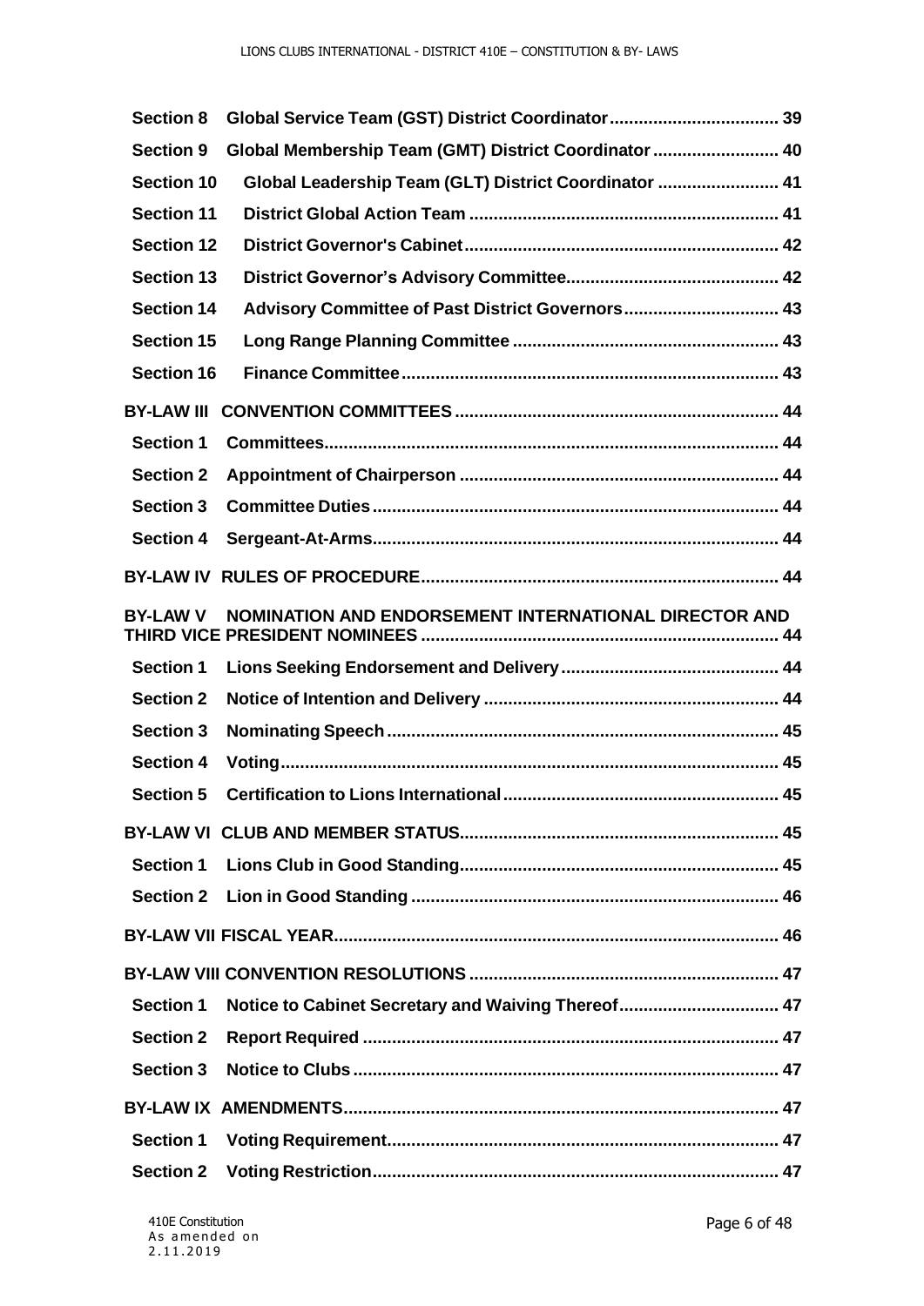**Section 8 Global Service Team (GST) District Coordinator .................................. 39**

**Section 9 Global Membership Team (GMT) District Coordinator ......................... 40**

**Section 10 Global Leadership Team (GLT) District Coordinator ........................ 41**

**Section 11 District Global Action Team ............................................................... 41**

**Section 12 District Governor's Cabinet ................................................................ 42**

**Section 13 District Governor's Advisory Committee ........................................... 42**

**Section 14 Advisory Committee of Past District Governors ............................... 43**

**Section 15 Long Range Planning Committee ...................................................... 43**

**Section 16 Finance Committee ............................................................................ 43**

**BY-LAW III CONVENTION COMMITTEES ................................................................. 44**

**Section 1 Committees ............................................................................................ 44**

**Section 2 Appointment of Chairperson ................................................................ 44**

**Section 3 Committee Duties .................................................................................. 44**

**Section 4 Sergeant-At-Arms .................................................................................. 44**

**BY-LAW IV RULES OF PROCEDURE ........................................................................ 44**

**BY-LAW V NOMINATION AND ENDORSEMENT INTERNATIONAL DIRECTOR AND THIRD VICE PRESIDENT NOMINEES ........................................................................ 44**

**Section 1 Lions Seeking Endorsement and Delivery ........................................... 44**

**Section 2 Notice of Intention and Delivery ........................................................... 44**

**Section 3 Nominating Speech ............................................................................... 45**

**Section 4 Voting ...................................................................................................... 45**

**Section 5 Certification to Lions International ....................................................... 45**

**BY-LAW VI CLUB AND MEMBER STATUS ................................................................ 45**

**Section 1 Lions Club in Good Standing ................................................................ 45**

**Section 2 Lion in Good Standing .......................................................................... 46**

**BY-LAW VII FISCAL YEAR .......................................................................................... 46**

**BY-LAW VIII CONVENTION RESOLUTIONS .............................................................. 47**

**Section 1 Notice to Cabinet Secretary and Waiving Thereof ................................ 47**

**Section 2 Report Required .................................................................................... 47**

**Section 3 Notice to Clubs ...................................................................................... 47**

**BY-LAW IX AMENDMENTS ........................................................................................ 47**

**Section 1 Voting Requirement ............................................................................... 47**

**Section 2 Voting Restriction .................................................................................. 47**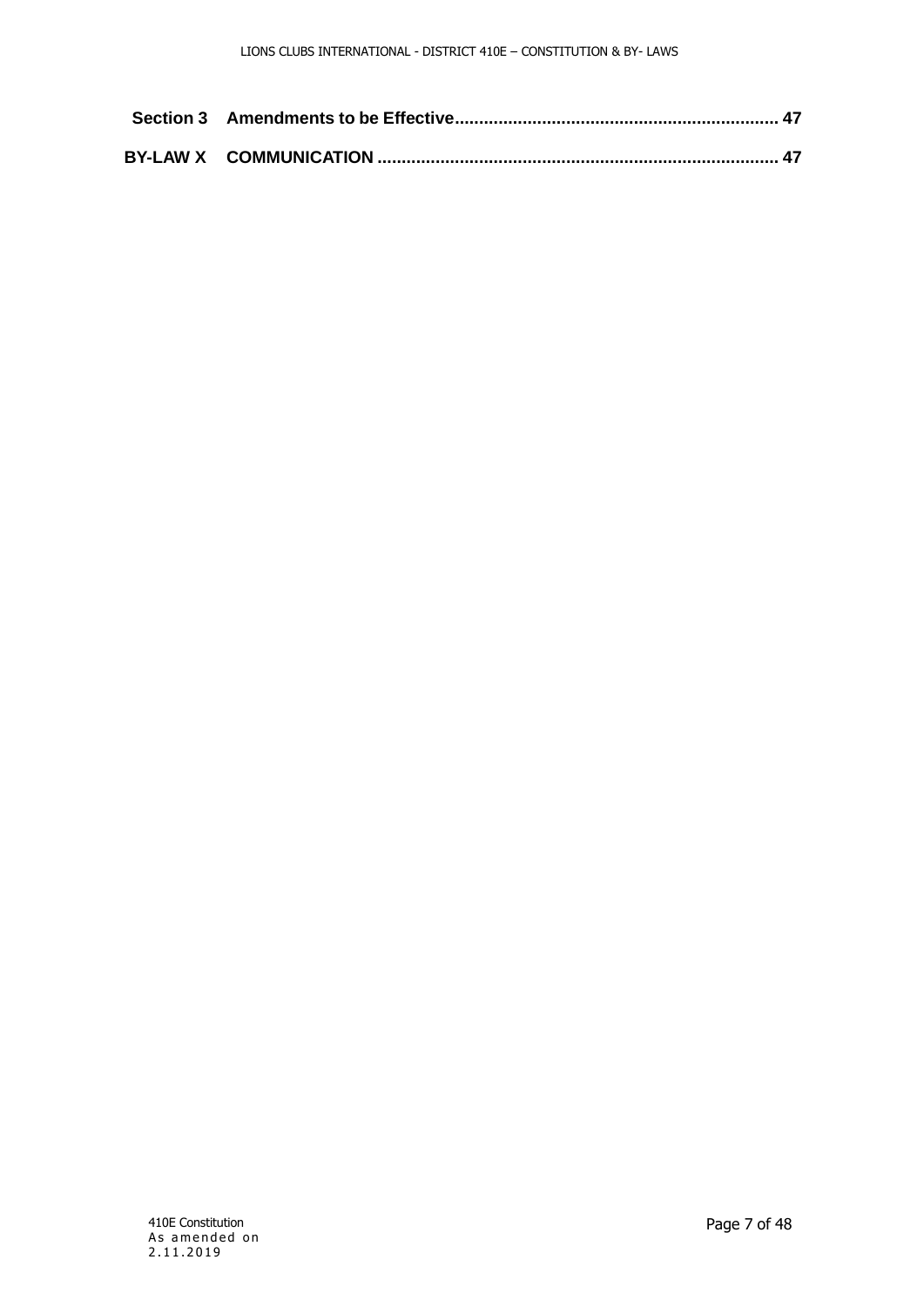**Section 3 Amendments to be Effective.................................................................. 47**

**BY-LAW X COMMUNICATION .................................................................................. 47**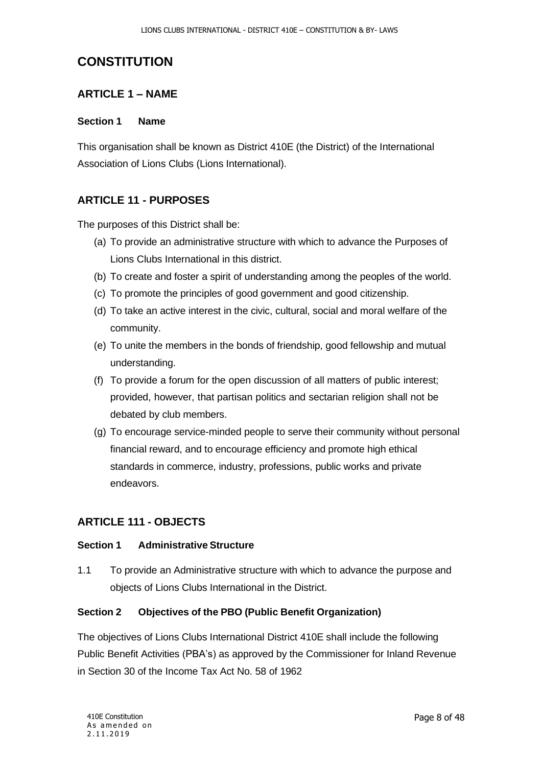# CONSTITUTION

## ARTICLE 1 – NAME

### Section 1 Name

This organisation shall be known as District 410E (the District) of the International Association of Lions Clubs (Lions International).

## ARTICLE 11 - PURPOSES

The purposes of this District shall be:

(a) To provide an administrative structure with which to advance the Purposes of Lions Clubs International in this district.

(b) To create and foster a spirit of understanding among the peoples of the world.

(c) To promote the principles of good government and good citizenship.

(d) To take an active interest in the civic, cultural, social and moral welfare of the community.

(e) To unite the members in the bonds of friendship, good fellowship and mutual understanding.

(f) To provide a forum for the open discussion of all matters of public interest; provided, however, that partisan politics and sectarian religion shall not be debated by club members.

(g) To encourage service-minded people to serve their community without personal financial reward, and to encourage efficiency and promote high ethical standards in commerce, industry, professions, public works and private endeavors.

## ARTICLE 111 - OBJECTS

### Section 1 Administrative Structure

1.1 To provide an Administrative structure with which to advance the purpose and objects of Lions Clubs International in the District.

### Section 2 Objectives of the PBO (Public Benefit Organization)

The objectives of Lions Clubs International District 410E shall include the following Public Benefit Activities (PBA's) as approved by the Commissioner for Inland Revenue in Section 30 of the Income Tax Act No. 58 of 1962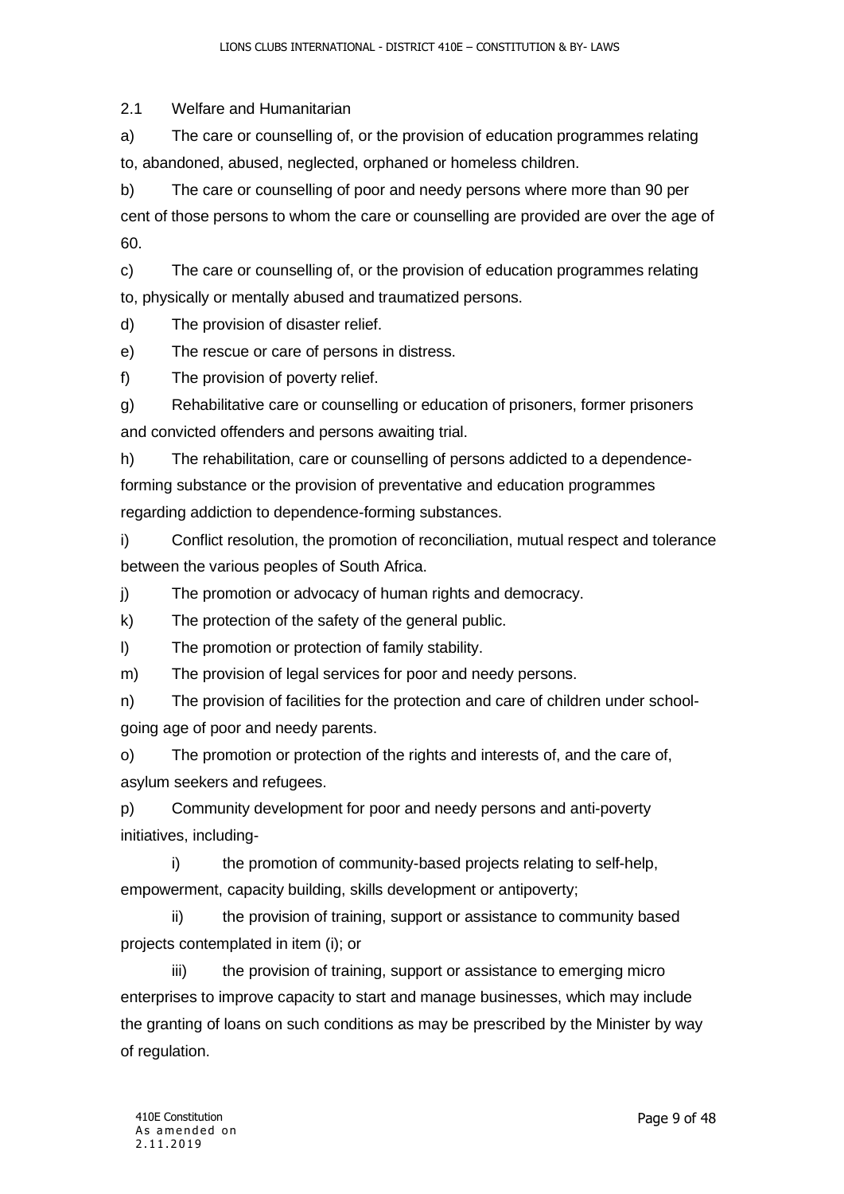## 2.1 Welfare and Humanitarian

a) The care or counselling of, or the provision of education programmes relating to, abandoned, abused, neglected, orphaned or homeless children.

b) The care or counselling of poor and needy persons where more than 90 per cent of those persons to whom the care or counselling are provided are over the age of 60.

c) The care or counselling of, or the provision of education programmes relating to, physically or mentally abused and traumatized persons.

d) The provision of disaster relief.

e) The rescue or care of persons in distress.

f) The provision of poverty relief.

g) Rehabilitative care or counselling or education of prisoners, former prisoners and convicted offenders and persons awaiting trial.

h) The rehabilitation, care or counselling of persons addicted to a dependence-forming substance or the provision of preventative and education programmes regarding addiction to dependence-forming substances.

i) Conflict resolution, the promotion of reconciliation, mutual respect and tolerance between the various peoples of South Africa.

j) The promotion or advocacy of human rights and democracy.

k) The protection of the safety of the general public.

l) The promotion or protection of family stability.

m) The provision of legal services for poor and needy persons.

n) The provision of facilities for the protection and care of children under school-going age of poor and needy parents.

o) The promotion or protection of the rights and interests of, and the care of, asylum seekers and refugees.

p) Community development for poor and needy persons and anti-poverty initiatives, including-

   i) the promotion of community-based projects relating to self-help, empowerment, capacity building, skills development or antipoverty;

   ii) the provision of training, support or assistance to community based projects contemplated in item (i); or

   iii) the provision of training, support or assistance to emerging micro enterprises to improve capacity to start and manage businesses, which may include the granting of loans on such conditions as may be prescribed by the Minister by way of regulation.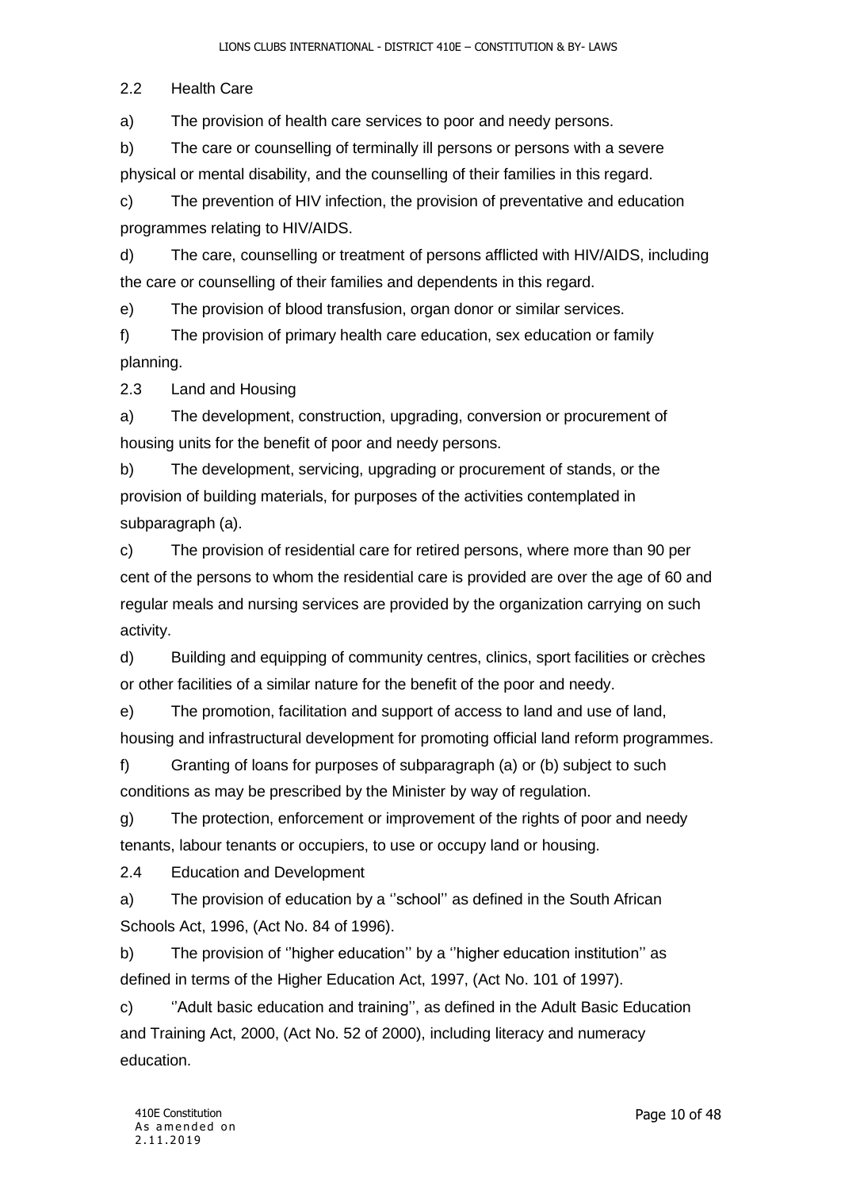2.2 Health Care

a) The provision of health care services to poor and needy persons.

b) The care or counselling of terminally ill persons or persons with a severe physical or mental disability, and the counselling of their families in this regard.

c) The prevention of HIV infection, the provision of preventative and education programmes relating to HIV/AIDS.

d) The care, counselling or treatment of persons afflicted with HIV/AIDS, including the care or counselling of their families and dependents in this regard.

e) The provision of blood transfusion, organ donor or similar services.

f) The provision of primary health care education, sex education or family planning.

2.3 Land and Housing

a) The development, construction, upgrading, conversion or procurement of housing units for the benefit of poor and needy persons.

b) The development, servicing, upgrading or procurement of stands, or the provision of building materials, for purposes of the activities contemplated in subparagraph (a).

c) The provision of residential care for retired persons, where more than 90 per cent of the persons to whom the residential care is provided are over the age of 60 and regular meals and nursing services are provided by the organization carrying on such activity.

d) Building and equipping of community centres, clinics, sport facilities or crèches or other facilities of a similar nature for the benefit of the poor and needy.

e) The promotion, facilitation and support of access to land and use of land, housing and infrastructural development for promoting official land reform programmes.

f) Granting of loans for purposes of subparagraph (a) or (b) subject to such conditions as may be prescribed by the Minister by way of regulation.

g) The protection, enforcement or improvement of the rights of poor and needy tenants, labour tenants or occupiers, to use or occupy land or housing.

2.4 Education and Development

a) The provision of education by a ''school'' as defined in the South African Schools Act, 1996, (Act No. 84 of 1996).

b) The provision of ''higher education'' by a ''higher education institution'' as defined in terms of the Higher Education Act, 1997, (Act No. 101 of 1997).

c) ''Adult basic education and training'', as defined in the Adult Basic Education and Training Act, 2000, (Act No. 52 of 2000), including literacy and numeracy education.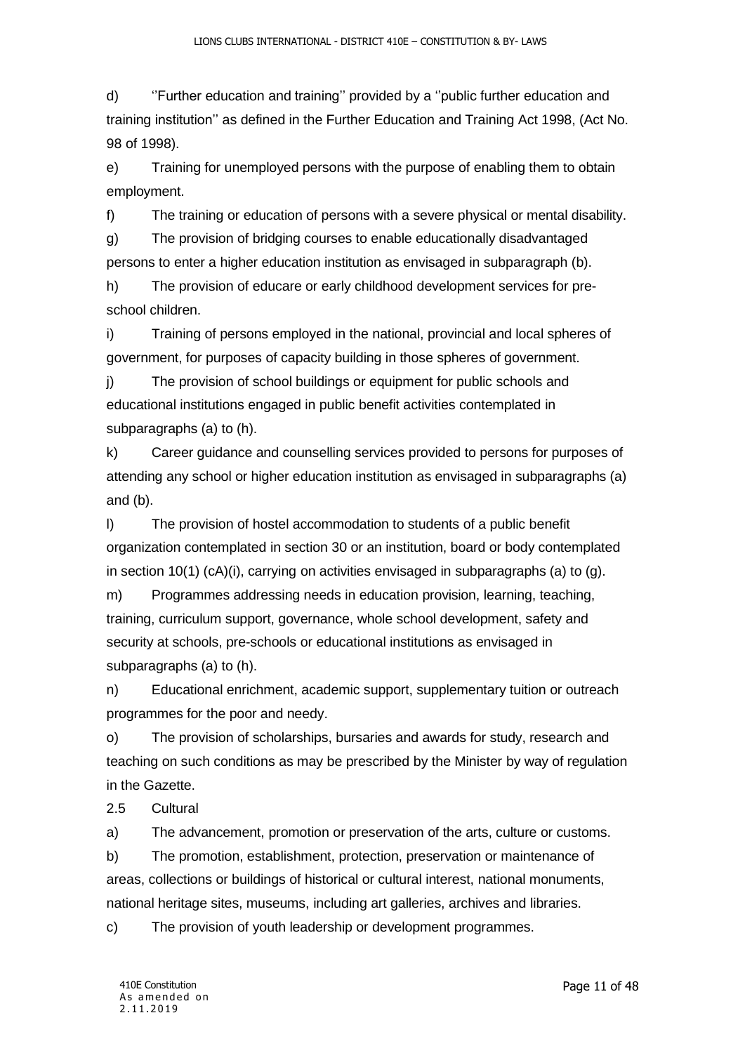d) ''Further education and training'' provided by a ''public further education and training institution'' as defined in the Further Education and Training Act 1998, (Act No. 98 of 1998).

e) Training for unemployed persons with the purpose of enabling them to obtain employment.

f) The training or education of persons with a severe physical or mental disability.

g) The provision of bridging courses to enable educationally disadvantaged persons to enter a higher education institution as envisaged in subparagraph (b).

h) The provision of educare or early childhood development services for pre-school children.

i) Training of persons employed in the national, provincial and local spheres of government, for purposes of capacity building in those spheres of government.

j) The provision of school buildings or equipment for public schools and educational institutions engaged in public benefit activities contemplated in subparagraphs (a) to (h).

k) Career guidance and counselling services provided to persons for purposes of attending any school or higher education institution as envisaged in subparagraphs (a) and (b).

l) The provision of hostel accommodation to students of a public benefit organization contemplated in section 30 or an institution, board or body contemplated in section 10(1) (cA)(i), carrying on activities envisaged in subparagraphs (a) to (g).

m) Programmes addressing needs in education provision, learning, teaching, training, curriculum support, governance, whole school development, safety and security at schools, pre-schools or educational institutions as envisaged in subparagraphs (a) to (h).

n) Educational enrichment, academic support, supplementary tuition or outreach programmes for the poor and needy.

o) The provision of scholarships, bursaries and awards for study, research and teaching on such conditions as may be prescribed by the Minister by way of regulation in the Gazette.

2.5 Cultural

a) The advancement, promotion or preservation of the arts, culture or customs.

b) The promotion, establishment, protection, preservation or maintenance of areas, collections or buildings of historical or cultural interest, national monuments, national heritage sites, museums, including art galleries, archives and libraries.

c) The provision of youth leadership or development programmes.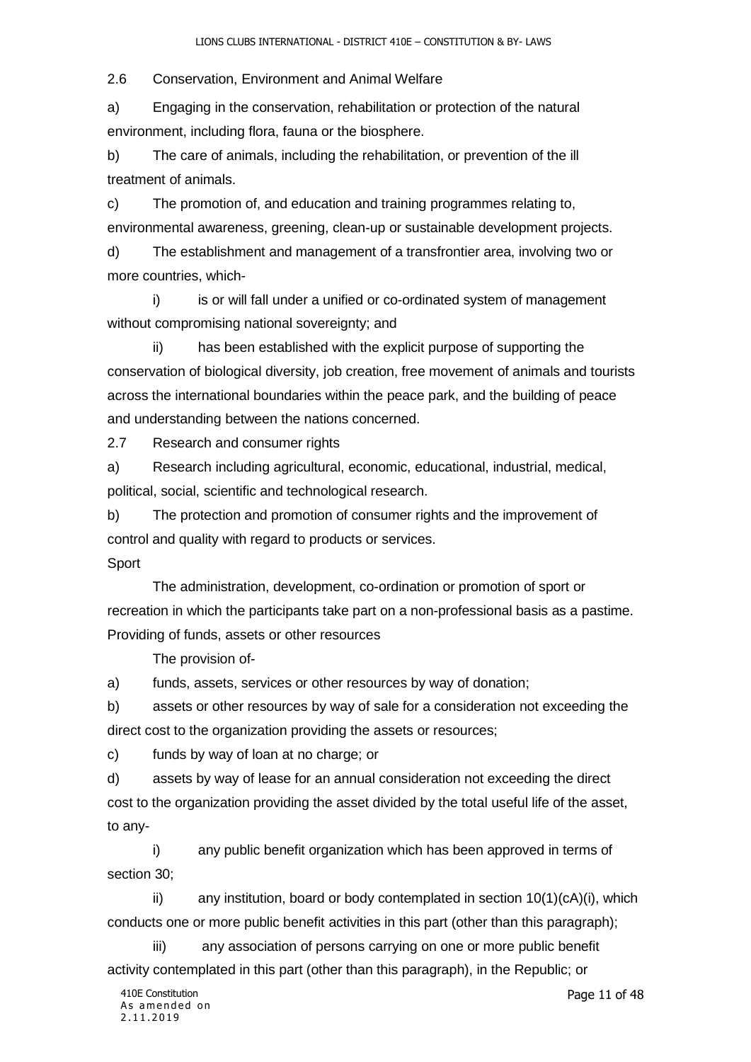2.6 Conservation, Environment and Animal Welfare

a) Engaging in the conservation, rehabilitation or protection of the natural environment, including flora, fauna or the biosphere.

b) The care of animals, including the rehabilitation, or prevention of the ill treatment of animals.

c) The promotion of, and education and training programmes relating to, environmental awareness, greening, clean-up or sustainable development projects.

d) The establishment and management of a transfrontier area, involving two or more countries, which-

i) is or will fall under a unified or co-ordinated system of management without compromising national sovereignty; and

ii) has been established with the explicit purpose of supporting the conservation of biological diversity, job creation, free movement of animals and tourists across the international boundaries within the peace park, and the building of peace and understanding between the nations concerned.

2.7 Research and consumer rights

a) Research including agricultural, economic, educational, industrial, medical, political, social, scientific and technological research.

b) The protection and promotion of consumer rights and the improvement of control and quality with regard to products or services.

Sport

The administration, development, co-ordination or promotion of sport or recreation in which the participants take part on a non-professional basis as a pastime.

Providing of funds, assets or other resources

The provision of-

a) funds, assets, services or other resources by way of donation;

b) assets or other resources by way of sale for a consideration not exceeding the direct cost to the organization providing the assets or resources;

c) funds by way of loan at no charge; or

d) assets by way of lease for an annual consideration not exceeding the direct cost to the organization providing the asset divided by the total useful life of the asset, to any-

i) any public benefit organization which has been approved in terms of section 30;

ii) any institution, board or body contemplated in section 10(1)(cA)(i), which conducts one or more public benefit activities in this part (other than this paragraph);

iii) any association of persons carrying on one or more public benefit activity contemplated in this part (other than this paragraph), in the Republic; or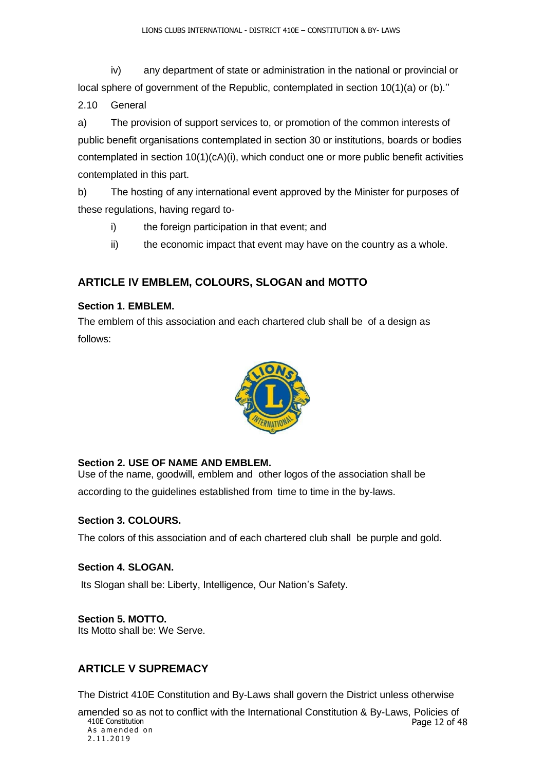iv) any department of state or administration in the national or provincial or local sphere of government of the Republic, contemplated in section 10(1)(a) or (b).''

2.10 General

a) The provision of support services to, or promotion of the common interests of public benefit organisations contemplated in section 30 or institutions, boards or bodies contemplated in section 10(1)(cA)(i), which conduct one or more public benefit activities contemplated in this part.

b) The hosting of any international event approved by the Minister for purposes of these regulations, having regard to-

i) the foreign participation in that event; and

ii) the economic impact that event may have on the country as a whole.

## ARTICLE IV EMBLEM, COLOURS, SLOGAN and MOTTO

### Section 1. EMBLEM.

The emblem of this association and each chartered club shall be of a design as follows:

### Section 2. USE OF NAME AND EMBLEM.

Use of the name, goodwill, emblem and other logos of the association shall be according to the guidelines established from time to time in the by-laws.

### Section 3. COLOURS.

The colors of this association and of each chartered club shall be purple and gold.

### Section 4. SLOGAN.

Its Slogan shall be: Liberty, Intelligence, Our Nation's Safety.

### Section 5. MOTTO.

Its Motto shall be: We Serve.

## ARTICLE V SUPREMACY

The District 410E Constitution and By-Laws shall govern the District unless otherwise amended so as not to conflict with the International Constitution & By-Laws, Policies of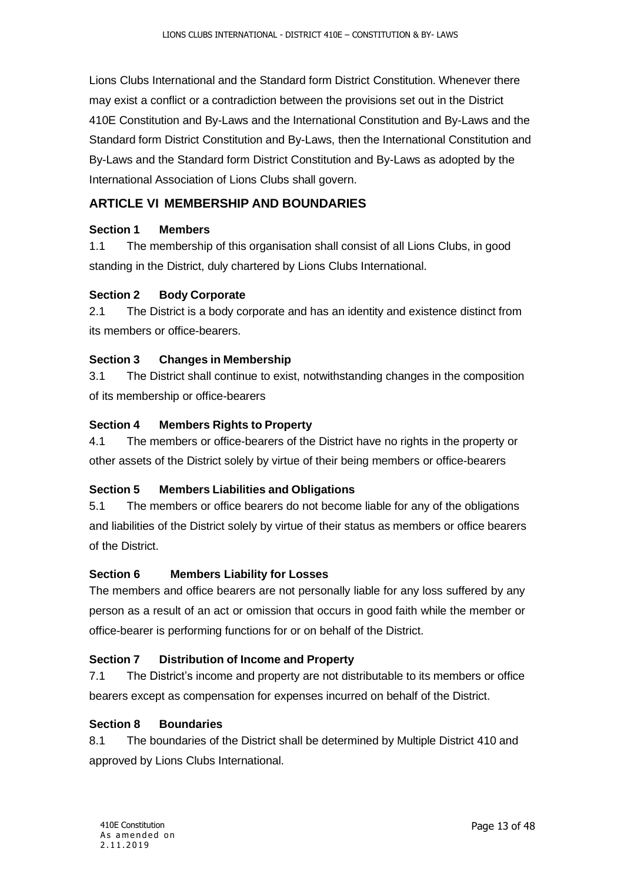Lions Clubs International and the Standard form District Constitution. Whenever there may exist a conflict or a contradiction between the provisions set out in the District 410E Constitution and By-Laws and the International Constitution and By-Laws and the Standard form District Constitution and By-Laws, then the International Constitution and By-Laws and the Standard form District Constitution and By-Laws as adopted by the International Association of Lions Clubs shall govern.

## ARTICLE VI MEMBERSHIP AND BOUNDARIES

### Section 1 Members

1.1 The membership of this organisation shall consist of all Lions Clubs, in good standing in the District, duly chartered by Lions Clubs International.

### Section 2 Body Corporate

2.1 The District is a body corporate and has an identity and existence distinct from its members or office-bearers.

### Section 3 Changes in Membership

3.1 The District shall continue to exist, notwithstanding changes in the composition of its membership or office-bearers

### Section 4 Members Rights to Property

4.1 The members or office-bearers of the District have no rights in the property or other assets of the District solely by virtue of their being members or office-bearers

### Section 5 Members Liabilities and Obligations

5.1 The members or office bearers do not become liable for any of the obligations and liabilities of the District solely by virtue of their status as members or office bearers of the District.

### Section 6 Members Liability for Losses

The members and office bearers are not personally liable for any loss suffered by any person as a result of an act or omission that occurs in good faith while the member or office-bearer is performing functions for or on behalf of the District.

### Section 7 Distribution of Income and Property

7.1 The District's income and property are not distributable to its members or office bearers except as compensation for expenses incurred on behalf of the District.

### Section 8 Boundaries

8.1 The boundaries of the District shall be determined by Multiple District 410 and approved by Lions Clubs International.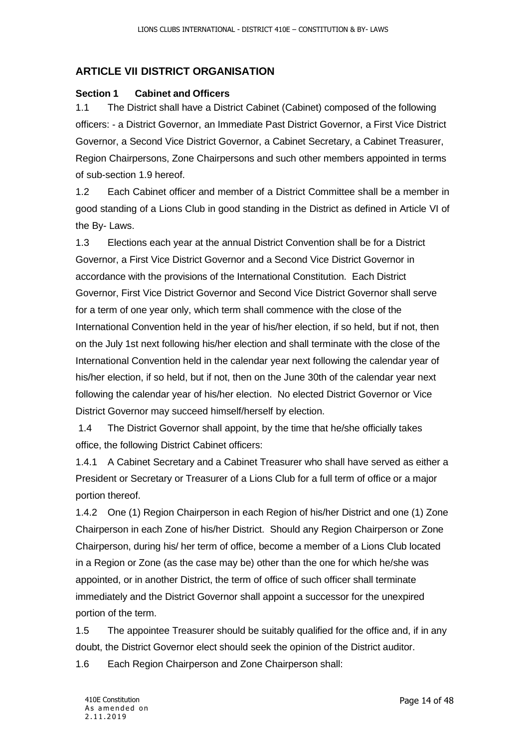## ARTICLE VII DISTRICT ORGANISATION

### Section 1 Cabinet and Officers

1.1 The District shall have a District Cabinet (Cabinet) composed of the following officers: - a District Governor, an Immediate Past District Governor, a First Vice District Governor, a Second Vice District Governor, a Cabinet Secretary, a Cabinet Treasurer, Region Chairpersons, Zone Chairpersons and such other members appointed in terms of sub-section 1.9 hereof.

1.2 Each Cabinet officer and member of a District Committee shall be a member in good standing of a Lions Club in good standing in the District as defined in Article VI of the By- Laws.

1.3 Elections each year at the annual District Convention shall be for a District Governor, a First Vice District Governor and a Second Vice District Governor in accordance with the provisions of the International Constitution. Each District Governor, First Vice District Governor and Second Vice District Governor shall serve for a term of one year only, which term shall commence with the close of the International Convention held in the year of his/her election, if so held, but if not, then on the July 1st next following his/her election and shall terminate with the close of the International Convention held in the calendar year next following the calendar year of his/her election, if so held, but if not, then on the June 30th of the calendar year next following the calendar year of his/her election. No elected District Governor or Vice District Governor may succeed himself/herself by election.

1.4 The District Governor shall appoint, by the time that he/she officially takes office, the following District Cabinet officers:

1.4.1 A Cabinet Secretary and a Cabinet Treasurer who shall have served as either a President or Secretary or Treasurer of a Lions Club for a full term of office or a major portion thereof.

1.4.2 One (1) Region Chairperson in each Region of his/her District and one (1) Zone Chairperson in each Zone of his/her District. Should any Region Chairperson or Zone Chairperson, during his/ her term of office, become a member of a Lions Club located in a Region or Zone (as the case may be) other than the one for which he/she was appointed, or in another District, the term of office of such officer shall terminate immediately and the District Governor shall appoint a successor for the unexpired portion of the term.

1.5 The appointee Treasurer should be suitably qualified for the office and, if in any doubt, the District Governor elect should seek the opinion of the District auditor.

1.6 Each Region Chairperson and Zone Chairperson shall: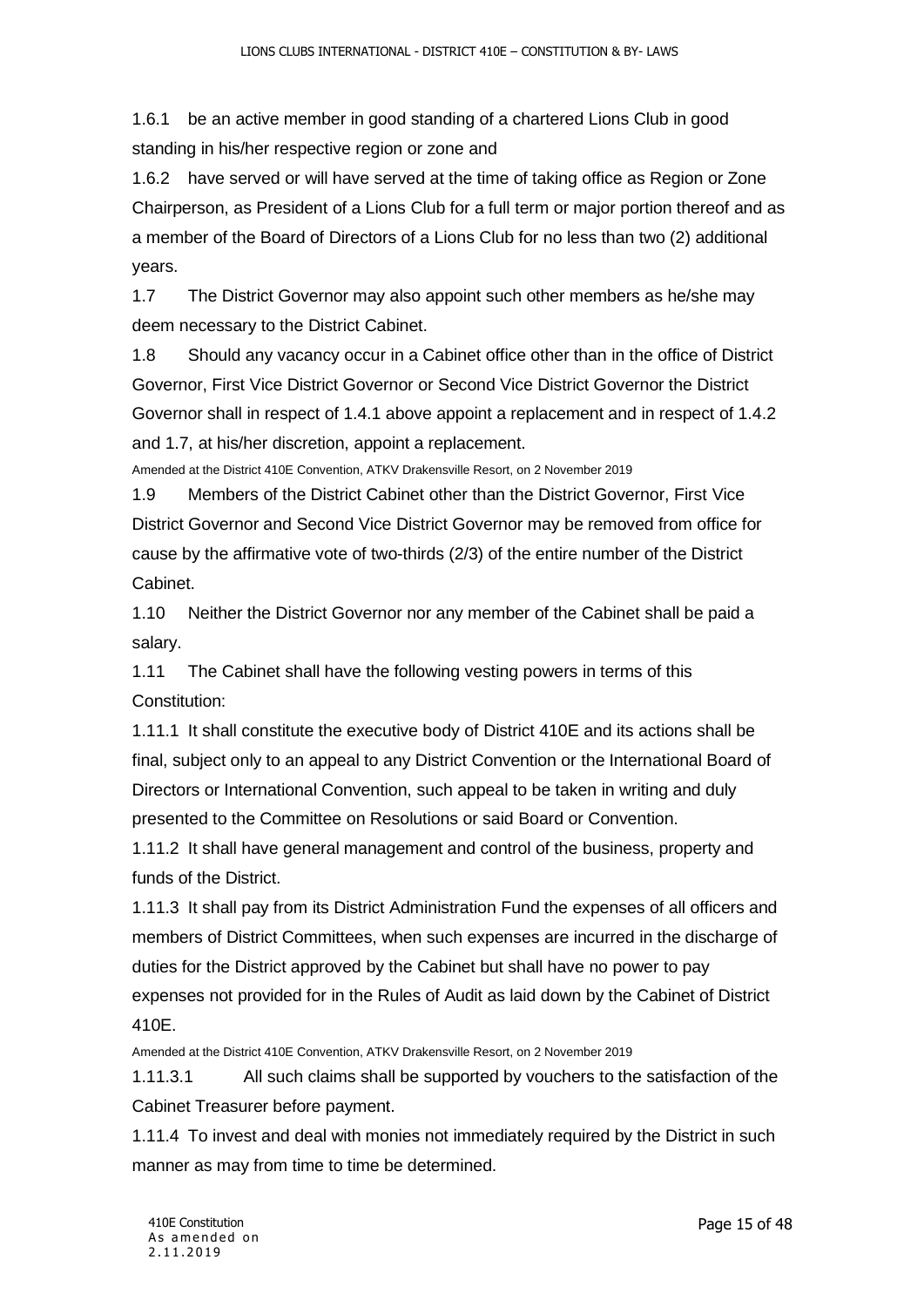1.6.1 be an active member in good standing of a chartered Lions Club in good standing in his/her respective region or zone and

1.6.2 have served or will have served at the time of taking office as Region or Zone Chairperson, as President of a Lions Club for a full term or major portion thereof and as a member of the Board of Directors of a Lions Club for no less than two (2) additional years.

1.7 The District Governor may also appoint such other members as he/she may deem necessary to the District Cabinet.

1.8 Should any vacancy occur in a Cabinet office other than in the office of District Governor, First Vice District Governor or Second Vice District Governor the District Governor shall in respect of 1.4.1 above appoint a replacement and in respect of 1.4.2 and 1.7, at his/her discretion, appoint a replacement.

Amended at the District 410E Convention, ATKV Drakensville Resort, on 2 November 2019

1.9 Members of the District Cabinet other than the District Governor, First Vice District Governor and Second Vice District Governor may be removed from office for cause by the affirmative vote of two-thirds (2/3) of the entire number of the District Cabinet.

1.10 Neither the District Governor nor any member of the Cabinet shall be paid a salary.

1.11 The Cabinet shall have the following vesting powers in terms of this Constitution:

1.11.1 It shall constitute the executive body of District 410E and its actions shall be final, subject only to an appeal to any District Convention or the International Board of Directors or International Convention, such appeal to be taken in writing and duly presented to the Committee on Resolutions or said Board or Convention.

1.11.2 It shall have general management and control of the business, property and funds of the District.

1.11.3 It shall pay from its District Administration Fund the expenses of all officers and members of District Committees, when such expenses are incurred in the discharge of duties for the District approved by the Cabinet but shall have no power to pay expenses not provided for in the Rules of Audit as laid down by the Cabinet of District 410E.

Amended at the District 410E Convention, ATKV Drakensville Resort, on 2 November 2019

1.11.3.1 All such claims shall be supported by vouchers to the satisfaction of the Cabinet Treasurer before payment.

1.11.4 To invest and deal with monies not immediately required by the District in such manner as may from time to time be determined.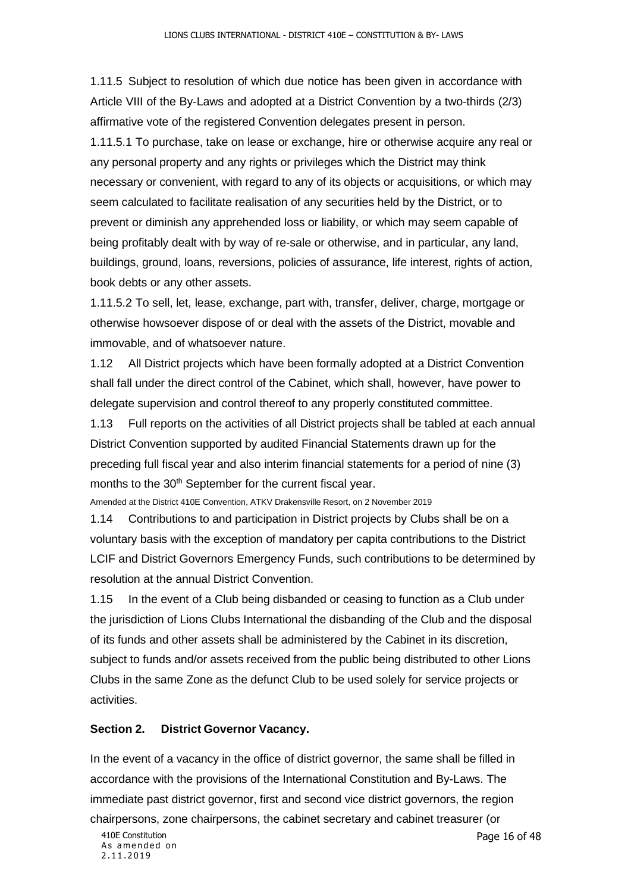1.11.5 Subject to resolution of which due notice has been given in accordance with Article VIII of the By-Laws and adopted at a District Convention by a two-thirds (2/3) affirmative vote of the registered Convention delegates present in person.

1.11.5.1 To purchase, take on lease or exchange, hire or otherwise acquire any real or any personal property and any rights or privileges which the District may think necessary or convenient, with regard to any of its objects or acquisitions, or which may seem calculated to facilitate realisation of any securities held by the District, or to prevent or diminish any apprehended loss or liability, or which may seem capable of being profitably dealt with by way of re-sale or otherwise, and in particular, any land, buildings, ground, loans, reversions, policies of assurance, life interest, rights of action, book debts or any other assets.

1.11.5.2 To sell, let, lease, exchange, part with, transfer, deliver, charge, mortgage or otherwise howsoever dispose of or deal with the assets of the District, movable and immovable, and of whatsoever nature.

1.12 All District projects which have been formally adopted at a District Convention shall fall under the direct control of the Cabinet, which shall, however, have power to delegate supervision and control thereof to any properly constituted committee.

1.13 Full reports on the activities of all District projects shall be tabled at each annual District Convention supported by audited Financial Statements drawn up for the preceding full fiscal year and also interim financial statements for a period of nine (3) months to the 30th September for the current fiscal year.

Amended at the District 410E Convention, ATKV Drakensville Resort, on 2 November 2019

1.14 Contributions to and participation in District projects by Clubs shall be on a voluntary basis with the exception of mandatory per capita contributions to the District LCIF and District Governors Emergency Funds, such contributions to be determined by resolution at the annual District Convention.

1.15 In the event of a Club being disbanded or ceasing to function as a Club under the jurisdiction of Lions Clubs International the disbanding of the Club and the disposal of its funds and other assets shall be administered by the Cabinet in its discretion, subject to funds and/or assets received from the public being distributed to other Lions Clubs in the same Zone as the defunct Club to be used solely for service projects or activities.

## Section 2. District Governor Vacancy.

In the event of a vacancy in the office of district governor, the same shall be filled in accordance with the provisions of the International Constitution and By-Laws. The immediate past district governor, first and second vice district governors, the region chairpersons, zone chairpersons, the cabinet secretary and cabinet treasurer (or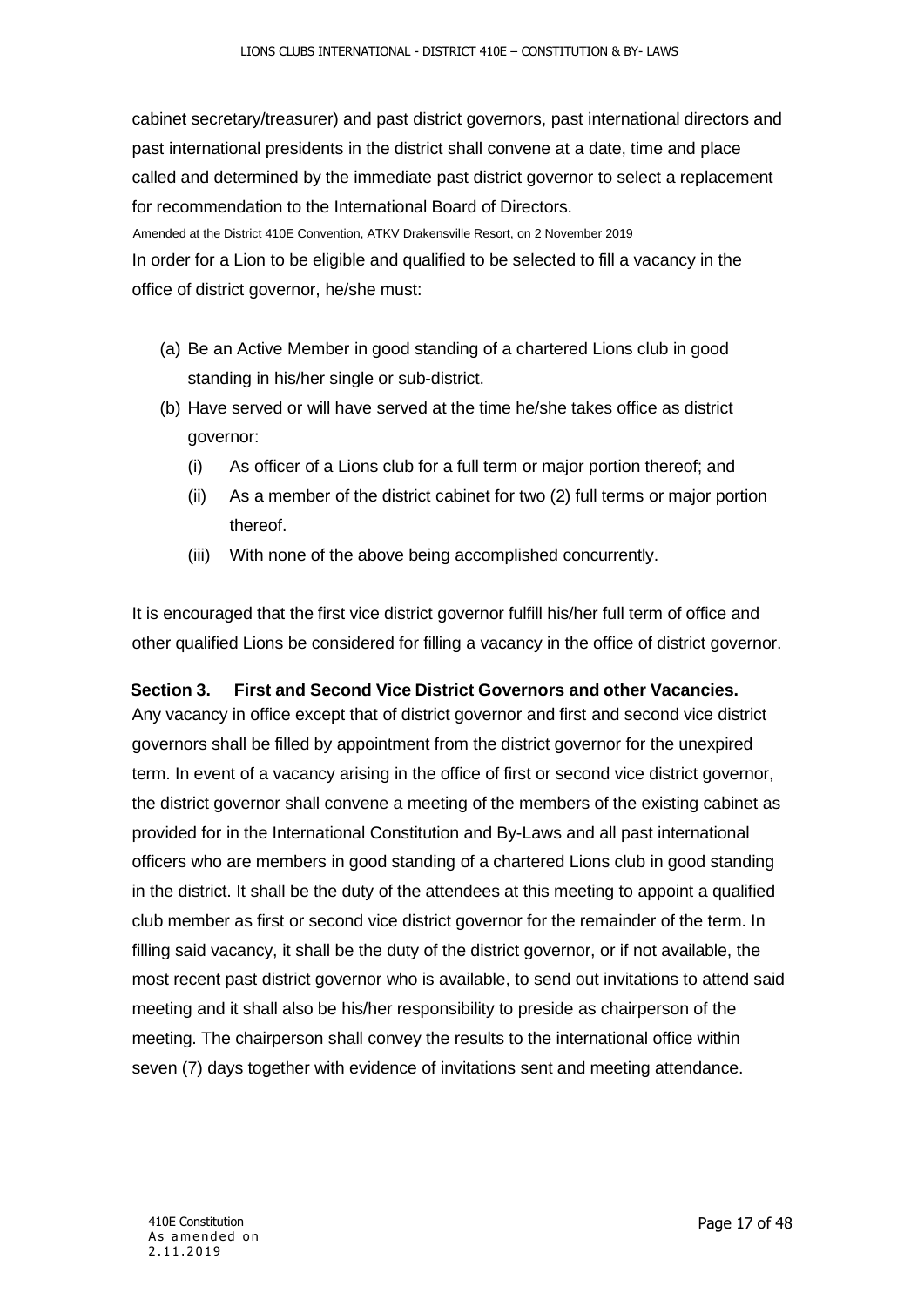cabinet secretary/treasurer) and past district governors, past international directors and past international presidents in the district shall convene at a date, time and place called and determined by the immediate past district governor to select a replacement for recommendation to the International Board of Directors.

Amended at the District 410E Convention, ATKV Drakensville Resort, on 2 November 2019

In order for a Lion to be eligible and qualified to be selected to fill a vacancy in the office of district governor, he/she must:

(a) Be an Active Member in good standing of a chartered Lions club in good standing in his/her single or sub-district.

(b) Have served or will have served at the time he/she takes office as district governor:

   (i) As officer of a Lions club for a full term or major portion thereof; and

   (ii) As a member of the district cabinet for two (2) full terms or major portion thereof.

   (iii) With none of the above being accomplished concurrently.

It is encouraged that the first vice district governor fulfill his/her full term of office and other qualified Lions be considered for filling a vacancy in the office of district governor.

**Section 3. First and Second Vice District Governors and other Vacancies.**

Any vacancy in office except that of district governor and first and second vice district governors shall be filled by appointment from the district governor for the unexpired term. In event of a vacancy arising in the office of first or second vice district governor, the district governor shall convene a meeting of the members of the existing cabinet as provided for in the International Constitution and By-Laws and all past international officers who are members in good standing of a chartered Lions club in good standing in the district. It shall be the duty of the attendees at this meeting to appoint a qualified club member as first or second vice district governor for the remainder of the term. In filling said vacancy, it shall be the duty of the district governor, or if not available, the most recent past district governor who is available, to send out invitations to attend said meeting and it shall also be his/her responsibility to preside as chairperson of the meeting. The chairperson shall convey the results to the international office within seven (7) days together with evidence of invitations sent and meeting attendance.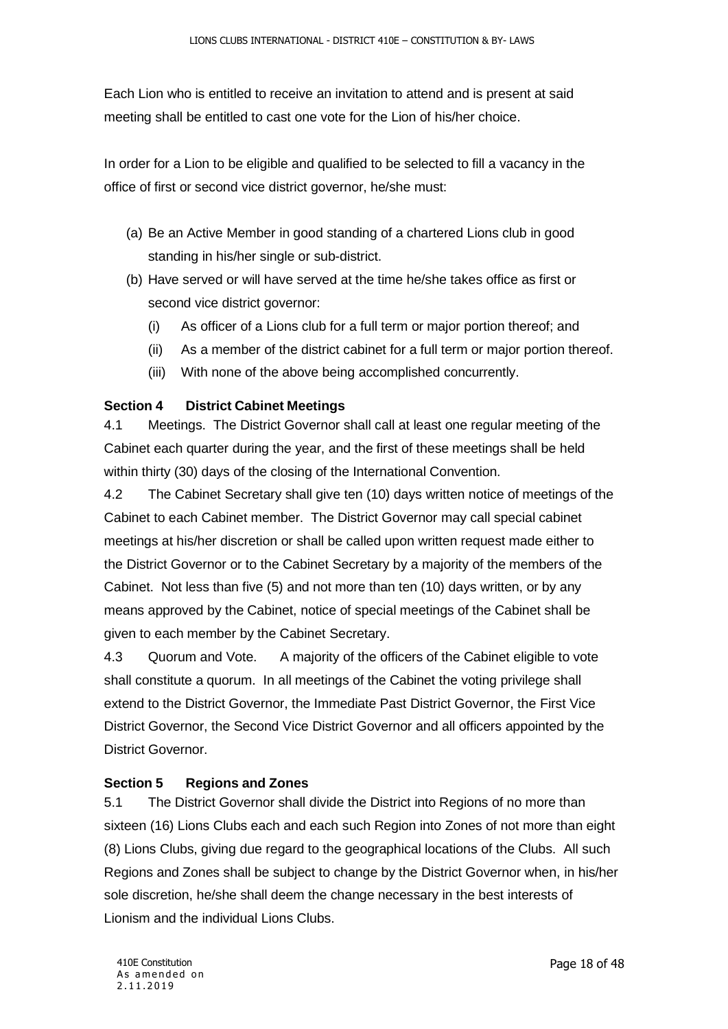Each Lion who is entitled to receive an invitation to attend and is present at said meeting shall be entitled to cast one vote for the Lion of his/her choice.

In order for a Lion to be eligible and qualified to be selected to fill a vacancy in the office of first or second vice district governor, he/she must:

(a) Be an Active Member in good standing of a chartered Lions club in good standing in his/her single or sub-district.

(b) Have served or will have served at the time he/she takes office as first or second vice district governor:

   (i) As officer of a Lions club for a full term or major portion thereof; and

   (ii) As a member of the district cabinet for a full term or major portion thereof.

   (iii) With none of the above being accomplished concurrently.

**Section 4 District Cabinet Meetings**

4.1 Meetings. The District Governor shall call at least one regular meeting of the Cabinet each quarter during the year, and the first of these meetings shall be held within thirty (30) days of the closing of the International Convention.

4.2 The Cabinet Secretary shall give ten (10) days written notice of meetings of the Cabinet to each Cabinet member. The District Governor may call special cabinet meetings at his/her discretion or shall be called upon written request made either to the District Governor or to the Cabinet Secretary by a majority of the members of the Cabinet. Not less than five (5) and not more than ten (10) days written, or by any means approved by the Cabinet, notice of special meetings of the Cabinet shall be given to each member by the Cabinet Secretary.

4.3 Quorum and Vote. A majority of the officers of the Cabinet eligible to vote shall constitute a quorum. In all meetings of the Cabinet the voting privilege shall extend to the District Governor, the Immediate Past District Governor, the First Vice District Governor, the Second Vice District Governor and all officers appointed by the District Governor.

**Section 5 Regions and Zones**

5.1 The District Governor shall divide the District into Regions of no more than sixteen (16) Lions Clubs each and each such Region into Zones of not more than eight (8) Lions Clubs, giving due regard to the geographical locations of the Clubs. All such Regions and Zones shall be subject to change by the District Governor when, in his/her sole discretion, he/she shall deem the change necessary in the best interests of Lionism and the individual Lions Clubs.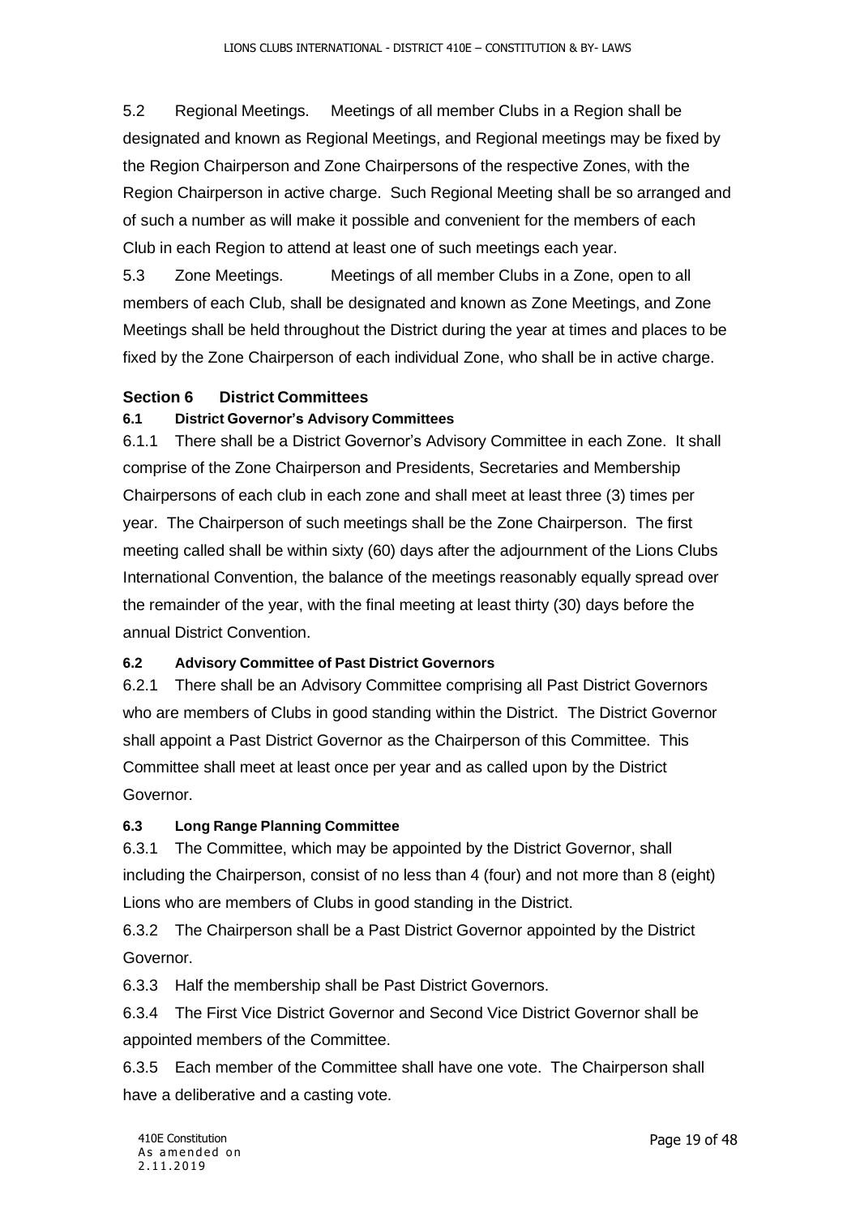5.2 Regional Meetings. Meetings of all member Clubs in a Region shall be designated and known as Regional Meetings, and Regional meetings may be fixed by the Region Chairperson and Zone Chairpersons of the respective Zones, with the Region Chairperson in active charge. Such Regional Meeting shall be so arranged and of such a number as will make it possible and convenient for the members of each Club in each Region to attend at least one of such meetings each year.

5.3 Zone Meetings. Meetings of all member Clubs in a Zone, open to all members of each Club, shall be designated and known as Zone Meetings, and Zone Meetings shall be held throughout the District during the year at times and places to be fixed by the Zone Chairperson of each individual Zone, who shall be in active charge.

## Section 6 District Committees

### 6.1 District Governor's Advisory Committees

6.1.1 There shall be a District Governor's Advisory Committee in each Zone. It shall comprise of the Zone Chairperson and Presidents, Secretaries and Membership Chairpersons of each club in each zone and shall meet at least three (3) times per year. The Chairperson of such meetings shall be the Zone Chairperson. The first meeting called shall be within sixty (60) days after the adjournment of the Lions Clubs International Convention, the balance of the meetings reasonably equally spread over the remainder of the year, with the final meeting at least thirty (30) days before the annual District Convention.

### 6.2 Advisory Committee of Past District Governors

6.2.1 There shall be an Advisory Committee comprising all Past District Governors who are members of Clubs in good standing within the District. The District Governor shall appoint a Past District Governor as the Chairperson of this Committee. This Committee shall meet at least once per year and as called upon by the District Governor.

### 6.3 Long Range Planning Committee

6.3.1 The Committee, which may be appointed by the District Governor, shall including the Chairperson, consist of no less than 4 (four) and not more than 8 (eight) Lions who are members of Clubs in good standing in the District.

6.3.2 The Chairperson shall be a Past District Governor appointed by the District Governor.

6.3.3 Half the membership shall be Past District Governors.

6.3.4 The First Vice District Governor and Second Vice District Governor shall be appointed members of the Committee.

6.3.5 Each member of the Committee shall have one vote. The Chairperson shall have a deliberative and a casting vote.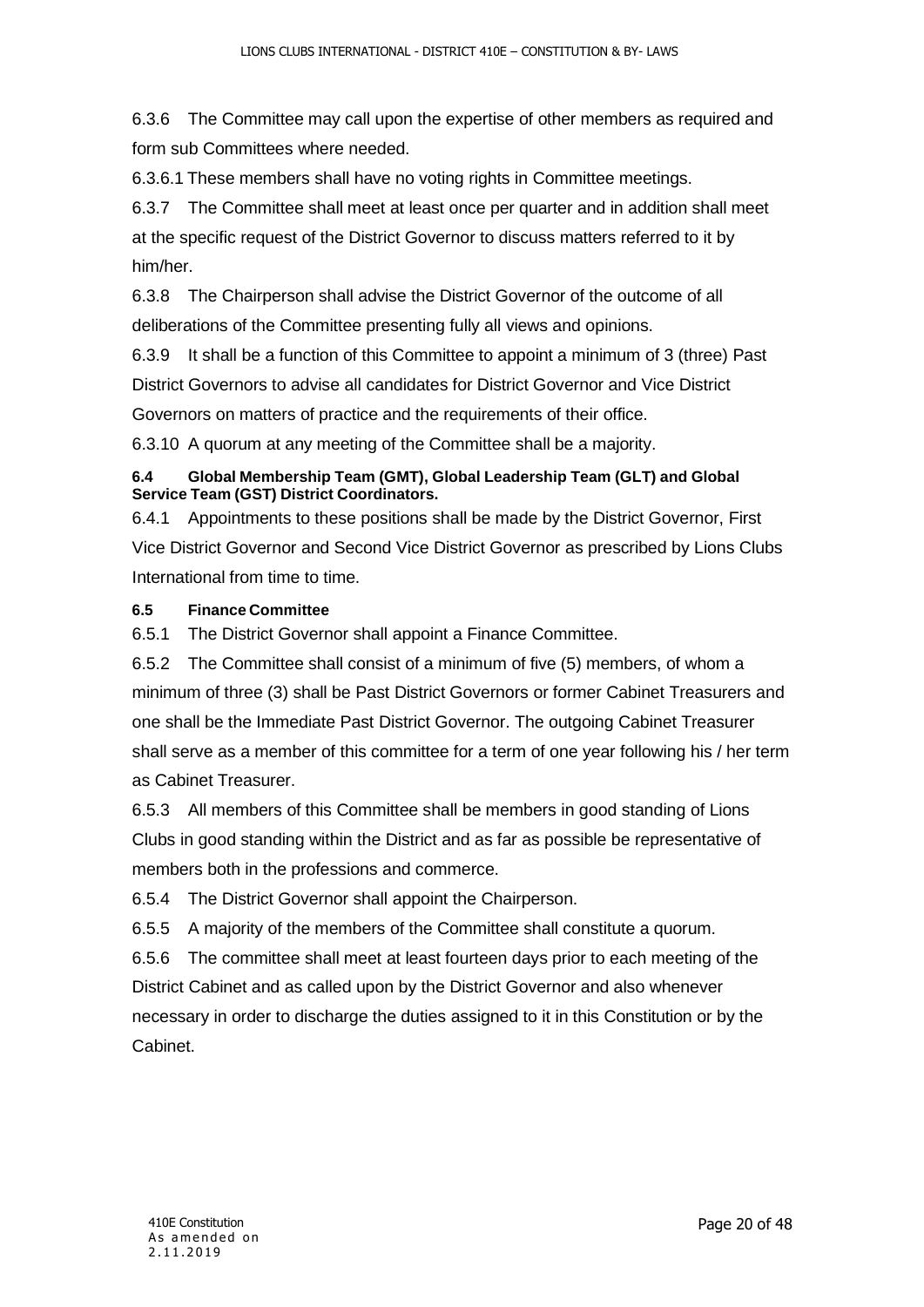6.3.6 The Committee may call upon the expertise of other members as required and form sub Committees where needed.

6.3.6.1 These members shall have no voting rights in Committee meetings.

6.3.7 The Committee shall meet at least once per quarter and in addition shall meet at the specific request of the District Governor to discuss matters referred to it by him/her.

6.3.8 The Chairperson shall advise the District Governor of the outcome of all deliberations of the Committee presenting fully all views and opinions.

6.3.9 It shall be a function of this Committee to appoint a minimum of 3 (three) Past District Governors to advise all candidates for District Governor and Vice District Governors on matters of practice and the requirements of their office.

6.3.10 A quorum at any meeting of the Committee shall be a majority.

**6.4 Global Membership Team (GMT), Global Leadership Team (GLT) and Global Service Team (GST) District Coordinators.**

6.4.1 Appointments to these positions shall be made by the District Governor, First Vice District Governor and Second Vice District Governor as prescribed by Lions Clubs International from time to time.

**6.5 Finance Committee**

6.5.1 The District Governor shall appoint a Finance Committee.

6.5.2 The Committee shall consist of a minimum of five (5) members, of whom a minimum of three (3) shall be Past District Governors or former Cabinet Treasurers and one shall be the Immediate Past District Governor. The outgoing Cabinet Treasurer shall serve as a member of this committee for a term of one year following his / her term as Cabinet Treasurer.

6.5.3 All members of this Committee shall be members in good standing of Lions Clubs in good standing within the District and as far as possible be representative of members both in the professions and commerce.

6.5.4 The District Governor shall appoint the Chairperson.

6.5.5 A majority of the members of the Committee shall constitute a quorum.

6.5.6 The committee shall meet at least fourteen days prior to each meeting of the District Cabinet and as called upon by the District Governor and also whenever necessary in order to discharge the duties assigned to it in this Constitution or by the Cabinet.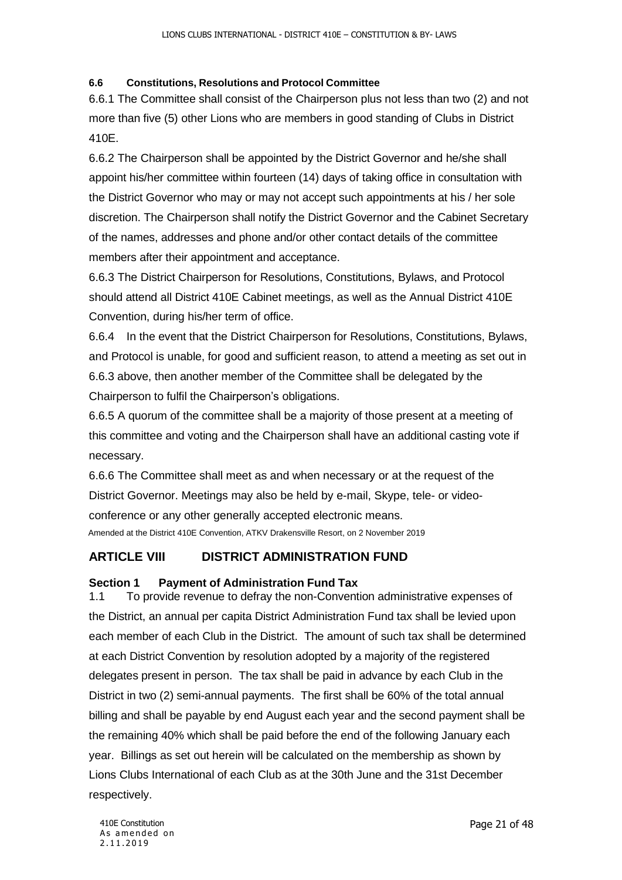#### 6.6 Constitutions, Resolutions and Protocol Committee

6.6.1 The Committee shall consist of the Chairperson plus not less than two (2) and not more than five (5) other Lions who are members in good standing of Clubs in District 410E.

6.6.2 The Chairperson shall be appointed by the District Governor and he/she shall appoint his/her committee within fourteen (14) days of taking office in consultation with the District Governor who may or may not accept such appointments at his / her sole discretion. The Chairperson shall notify the District Governor and the Cabinet Secretary of the names, addresses and phone and/or other contact details of the committee members after their appointment and acceptance.

6.6.3 The District Chairperson for Resolutions, Constitutions, Bylaws, and Protocol should attend all District 410E Cabinet meetings, as well as the Annual District 410E Convention, during his/her term of office.

6.6.4 In the event that the District Chairperson for Resolutions, Constitutions, Bylaws, and Protocol is unable, for good and sufficient reason, to attend a meeting as set out in 6.6.3 above, then another member of the Committee shall be delegated by the Chairperson to fulfil the Chairperson's obligations.

6.6.5 A quorum of the committee shall be a majority of those present at a meeting of this committee and voting and the Chairperson shall have an additional casting vote if necessary.

6.6.6 The Committee shall meet as and when necessary or at the request of the District Governor. Meetings may also be held by e-mail, Skype, tele- or video-conference or any other generally accepted electronic means.

Amended at the District 410E Convention, ATKV Drakensville Resort, on 2 November 2019

## ARTICLE VIII DISTRICT ADMINISTRATION FUND

### Section 1 Payment of Administration Fund Tax

1.1 To provide revenue to defray the non-Convention administrative expenses of the District, an annual per capita District Administration Fund tax shall be levied upon each member of each Club in the District. The amount of such tax shall be determined at each District Convention by resolution adopted by a majority of the registered delegates present in person. The tax shall be paid in advance by each Club in the District in two (2) semi-annual payments. The first shall be 60% of the total annual billing and shall be payable by end August each year and the second payment shall be the remaining 40% which shall be paid before the end of the following January each year. Billings as set out herein will be calculated on the membership as shown by Lions Clubs International of each Club as at the 30th June and the 31st December respectively.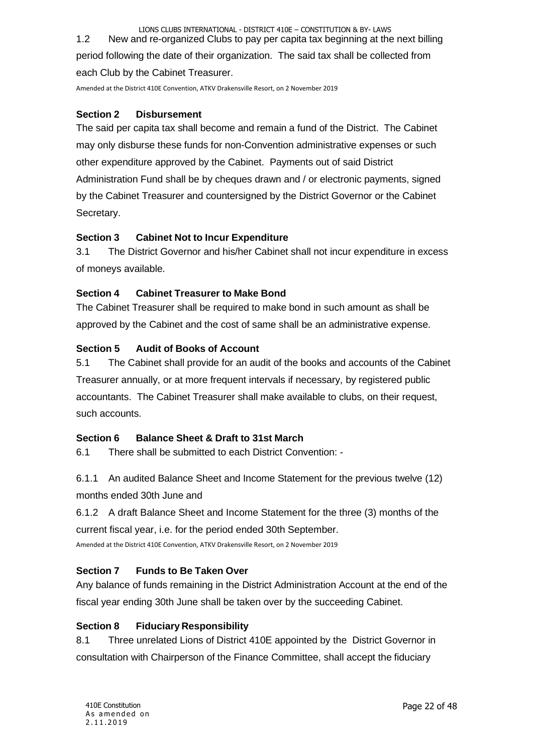1.2 New and re-organized Clubs to pay per capita tax beginning at the next billing period following the date of their organization. The said tax shall be collected from each Club by the Cabinet Treasurer.

Amended at the District 410E Convention, ATKV Drakensville Resort, on 2 November 2019

### Section 2 Disbursement

The said per capita tax shall become and remain a fund of the District. The Cabinet may only disburse these funds for non-Convention administrative expenses or such other expenditure approved by the Cabinet. Payments out of said District Administration Fund shall be by cheques drawn and / or electronic payments, signed by the Cabinet Treasurer and countersigned by the District Governor or the Cabinet Secretary.

### Section 3 Cabinet Not to Incur Expenditure

3.1 The District Governor and his/her Cabinet shall not incur expenditure in excess of moneys available.

### Section 4 Cabinet Treasurer to Make Bond

The Cabinet Treasurer shall be required to make bond in such amount as shall be approved by the Cabinet and the cost of same shall be an administrative expense.

### Section 5 Audit of Books of Account

5.1 The Cabinet shall provide for an audit of the books and accounts of the Cabinet Treasurer annually, or at more frequent intervals if necessary, by registered public accountants. The Cabinet Treasurer shall make available to clubs, on their request, such accounts.

### Section 6 Balance Sheet & Draft to 31st March

6.1 There shall be submitted to each District Convention: -

6.1.1 An audited Balance Sheet and Income Statement for the previous twelve (12) months ended 30th June and

6.1.2 A draft Balance Sheet and Income Statement for the three (3) months of the current fiscal year, i.e. for the period ended 30th September.

Amended at the District 410E Convention, ATKV Drakensville Resort, on 2 November 2019

### Section 7 Funds to Be Taken Over

Any balance of funds remaining in the District Administration Account at the end of the fiscal year ending 30th June shall be taken over by the succeeding Cabinet.

### Section 8 Fiduciary Responsibility

8.1 Three unrelated Lions of District 410E appointed by the District Governor in consultation with Chairperson of the Finance Committee, shall accept the fiduciary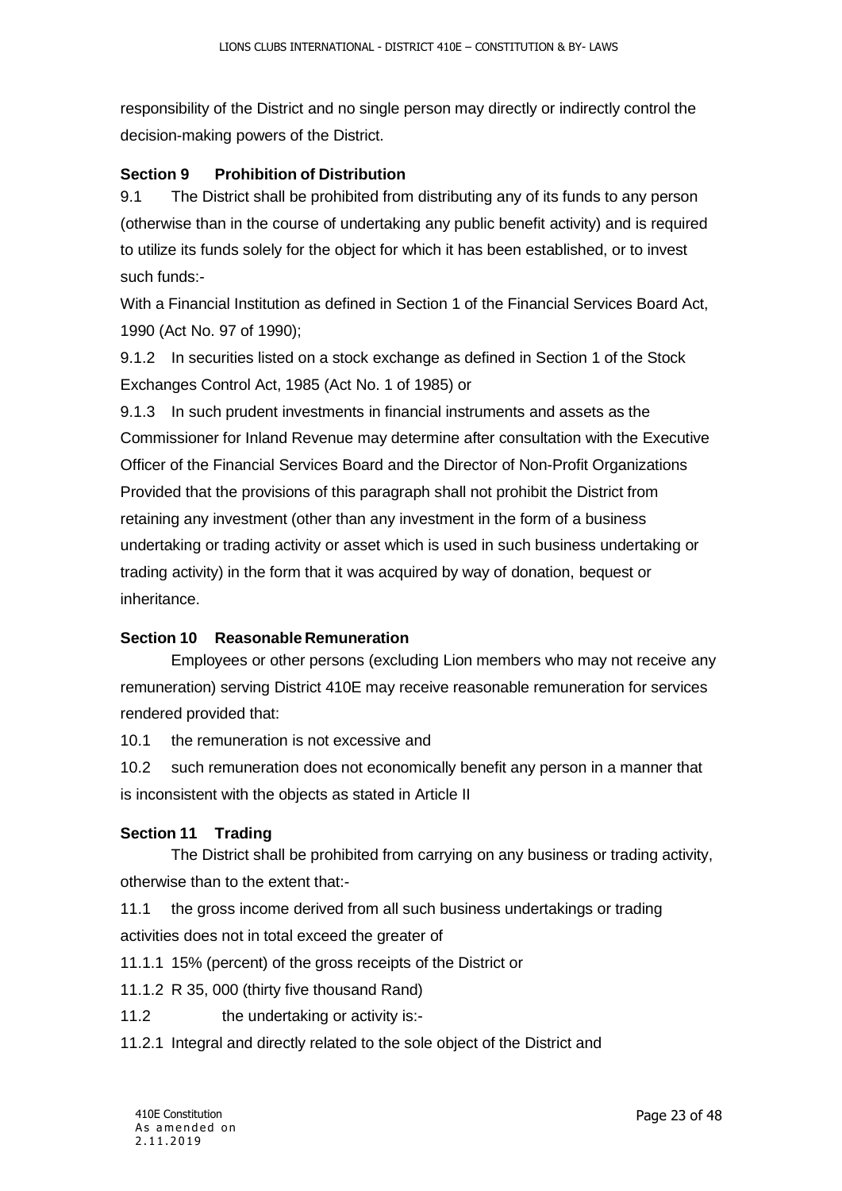responsibility of the District and no single person may directly or indirectly control the decision-making powers of the District.

### Section 9 Prohibition of Distribution

9.1 The District shall be prohibited from distributing any of its funds to any person (otherwise than in the course of undertaking any public benefit activity) and is required to utilize its funds solely for the object for which it has been established, or to invest such funds:-

With a Financial Institution as defined in Section 1 of the Financial Services Board Act, 1990 (Act No. 97 of 1990);

9.1.2 In securities listed on a stock exchange as defined in Section 1 of the Stock Exchanges Control Act, 1985 (Act No. 1 of 1985) or

9.1.3 In such prudent investments in financial instruments and assets as the Commissioner for Inland Revenue may determine after consultation with the Executive Officer of the Financial Services Board and the Director of Non-Profit Organizations Provided that the provisions of this paragraph shall not prohibit the District from retaining any investment (other than any investment in the form of a business undertaking or trading activity or asset which is used in such business undertaking or trading activity) in the form that it was acquired by way of donation, bequest or inheritance.

### Section 10 Reasonable Remuneration

Employees or other persons (excluding Lion members who may not receive any remuneration) serving District 410E may receive reasonable remuneration for services rendered provided that:

10.1 the remuneration is not excessive and

10.2 such remuneration does not economically benefit any person in a manner that is inconsistent with the objects as stated in Article II

### Section 11 Trading

The District shall be prohibited from carrying on any business or trading activity, otherwise than to the extent that:-

11.1 the gross income derived from all such business undertakings or trading activities does not in total exceed the greater of

11.1.1 15% (percent) of the gross receipts of the District or

11.1.2 R 35, 000 (thirty five thousand Rand)

11.2 the undertaking or activity is:-

11.2.1 Integral and directly related to the sole object of the District and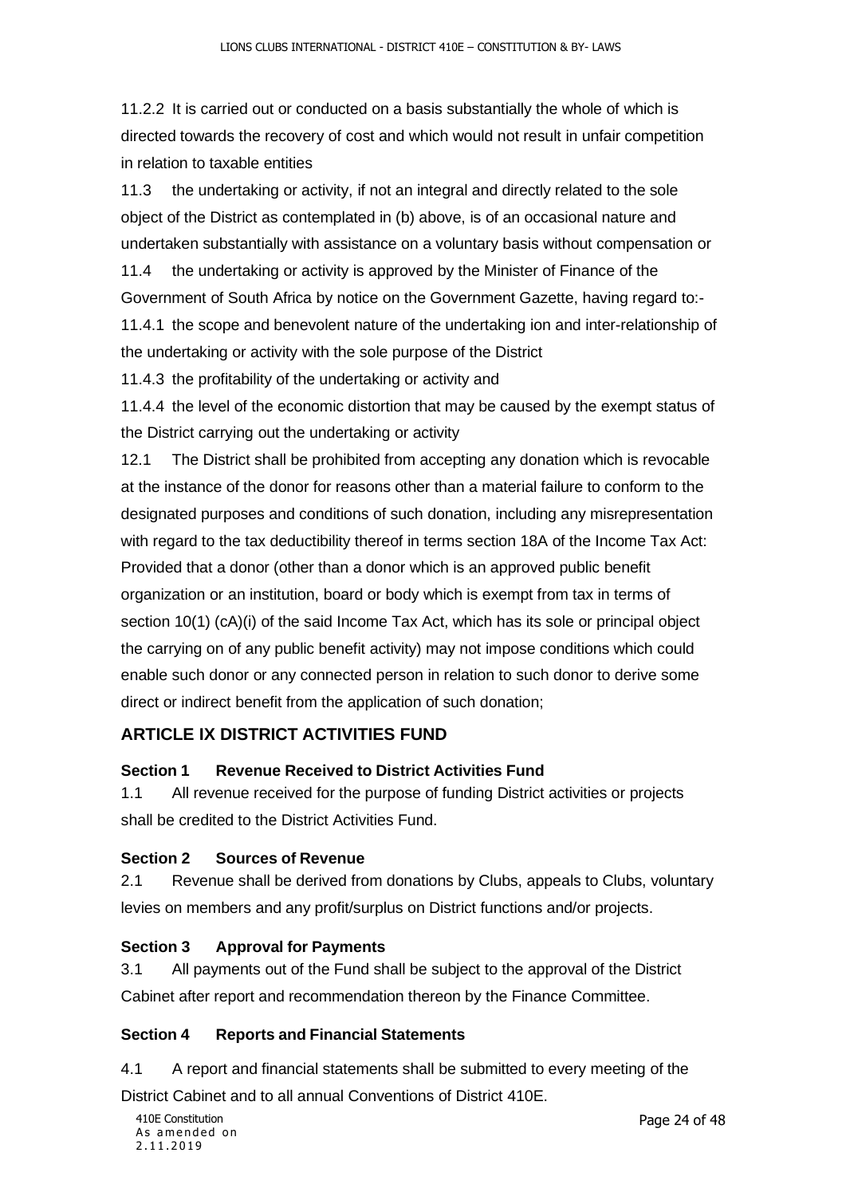11.2.2 It is carried out or conducted on a basis substantially the whole of which is directed towards the recovery of cost and which would not result in unfair competition in relation to taxable entities

11.3 the undertaking or activity, if not an integral and directly related to the sole object of the District as contemplated in (b) above, is of an occasional nature and undertaken substantially with assistance on a voluntary basis without compensation or

11.4 the undertaking or activity is approved by the Minister of Finance of the Government of South Africa by notice on the Government Gazette, having regard to:-

11.4.1 the scope and benevolent nature of the undertaking ion and inter-relationship of the undertaking or activity with the sole purpose of the District

11.4.3 the profitability of the undertaking or activity and

11.4.4 the level of the economic distortion that may be caused by the exempt status of the District carrying out the undertaking or activity

12.1 The District shall be prohibited from accepting any donation which is revocable at the instance of the donor for reasons other than a material failure to conform to the designated purposes and conditions of such donation, including any misrepresentation with regard to the tax deductibility thereof in terms section 18A of the Income Tax Act: Provided that a donor (other than a donor which is an approved public benefit organization or an institution, board or body which is exempt from tax in terms of section 10(1) (cA)(i) of the said Income Tax Act, which has its sole or principal object the carrying on of any public benefit activity) may not impose conditions which could enable such donor or any connected person in relation to such donor to derive some direct or indirect benefit from the application of such donation;

## ARTICLE IX DISTRICT ACTIVITIES FUND

### Section 1 Revenue Received to District Activities Fund

1.1 All revenue received for the purpose of funding District activities or projects shall be credited to the District Activities Fund.

### Section 2 Sources of Revenue

2.1 Revenue shall be derived from donations by Clubs, appeals to Clubs, voluntary levies on members and any profit/surplus on District functions and/or projects.

### Section 3 Approval for Payments

3.1 All payments out of the Fund shall be subject to the approval of the District Cabinet after report and recommendation thereon by the Finance Committee.

### Section 4 Reports and Financial Statements

4.1 A report and financial statements shall be submitted to every meeting of the District Cabinet and to all annual Conventions of District 410E.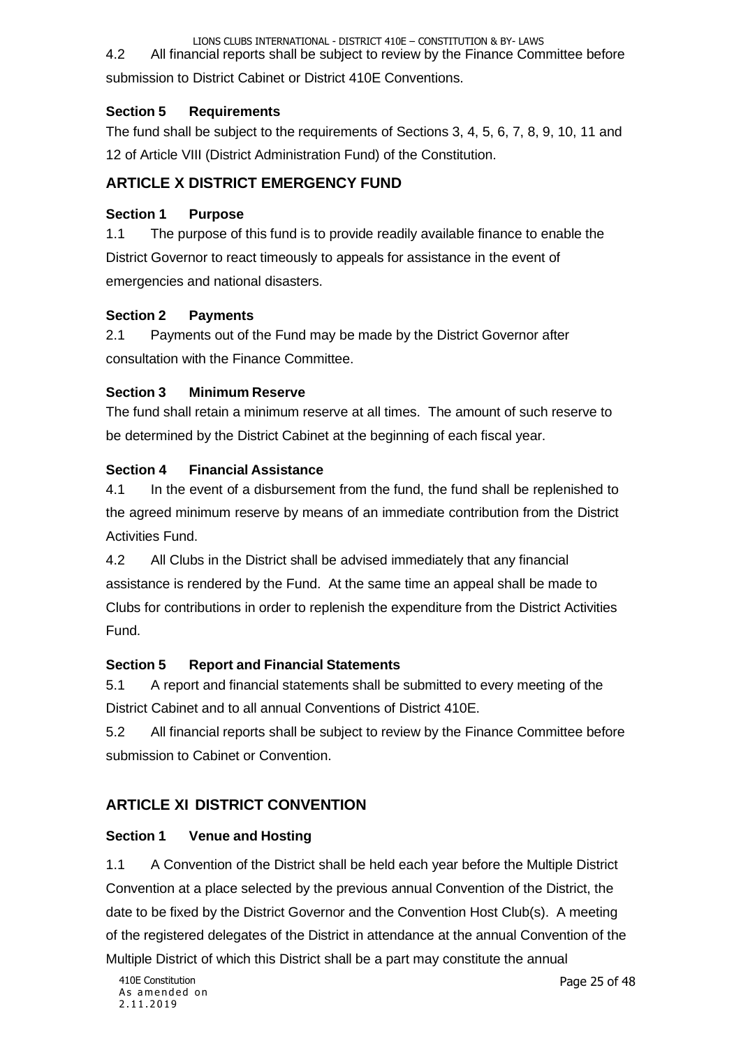4.2 All financial reports shall be subject to review by the Finance Committee before submission to District Cabinet or District 410E Conventions.

### Section 5 Requirements

The fund shall be subject to the requirements of Sections 3, 4, 5, 6, 7, 8, 9, 10, 11 and 12 of Article VIII (District Administration Fund) of the Constitution.

## ARTICLE X DISTRICT EMERGENCY FUND

### Section 1 Purpose

1.1 The purpose of this fund is to provide readily available finance to enable the District Governor to react timeously to appeals for assistance in the event of emergencies and national disasters.

### Section 2 Payments

2.1 Payments out of the Fund may be made by the District Governor after consultation with the Finance Committee.

### Section 3 Minimum Reserve

The fund shall retain a minimum reserve at all times. The amount of such reserve to be determined by the District Cabinet at the beginning of each fiscal year.

### Section 4 Financial Assistance

4.1 In the event of a disbursement from the fund, the fund shall be replenished to the agreed minimum reserve by means of an immediate contribution from the District Activities Fund.

4.2 All Clubs in the District shall be advised immediately that any financial assistance is rendered by the Fund. At the same time an appeal shall be made to Clubs for contributions in order to replenish the expenditure from the District Activities Fund.

### Section 5 Report and Financial Statements

5.1 A report and financial statements shall be submitted to every meeting of the District Cabinet and to all annual Conventions of District 410E.

5.2 All financial reports shall be subject to review by the Finance Committee before submission to Cabinet or Convention.

## ARTICLE XI DISTRICT CONVENTION

### Section 1 Venue and Hosting

1.1 A Convention of the District shall be held each year before the Multiple District Convention at a place selected by the previous annual Convention of the District, the date to be fixed by the District Governor and the Convention Host Club(s). A meeting of the registered delegates of the District in attendance at the annual Convention of the Multiple District of which this District shall be a part may constitute the annual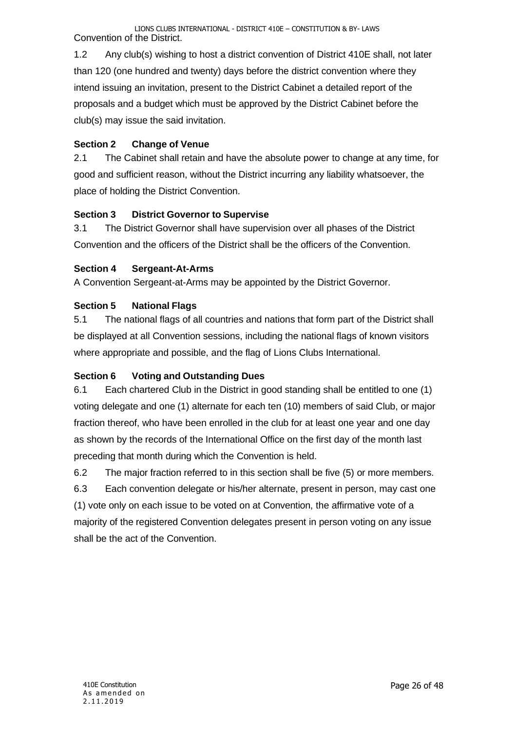Convention of the District.

1.2 Any club(s) wishing to host a district convention of District 410E shall, not later than 120 (one hundred and twenty) days before the district convention where they intend issuing an invitation, present to the District Cabinet a detailed report of the proposals and a budget which must be approved by the District Cabinet before the club(s) may issue the said invitation.

**Section 2 Change of Venue**

2.1 The Cabinet shall retain and have the absolute power to change at any time, for good and sufficient reason, without the District incurring any liability whatsoever, the place of holding the District Convention.

**Section 3 District Governor to Supervise**

3.1 The District Governor shall have supervision over all phases of the District Convention and the officers of the District shall be the officers of the Convention.

**Section 4 Sergeant-At-Arms**

A Convention Sergeant-at-Arms may be appointed by the District Governor.

**Section 5 National Flags**

5.1 The national flags of all countries and nations that form part of the District shall be displayed at all Convention sessions, including the national flags of known visitors where appropriate and possible, and the flag of Lions Clubs International.

**Section 6 Voting and Outstanding Dues**

6.1 Each chartered Club in the District in good standing shall be entitled to one (1) voting delegate and one (1) alternate for each ten (10) members of said Club, or major fraction thereof, who have been enrolled in the club for at least one year and one day as shown by the records of the International Office on the first day of the month last preceding that month during which the Convention is held.

6.2 The major fraction referred to in this section shall be five (5) or more members.

6.3 Each convention delegate or his/her alternate, present in person, may cast one (1) vote only on each issue to be voted on at Convention, the affirmative vote of a majority of the registered Convention delegates present in person voting on any issue shall be the act of the Convention.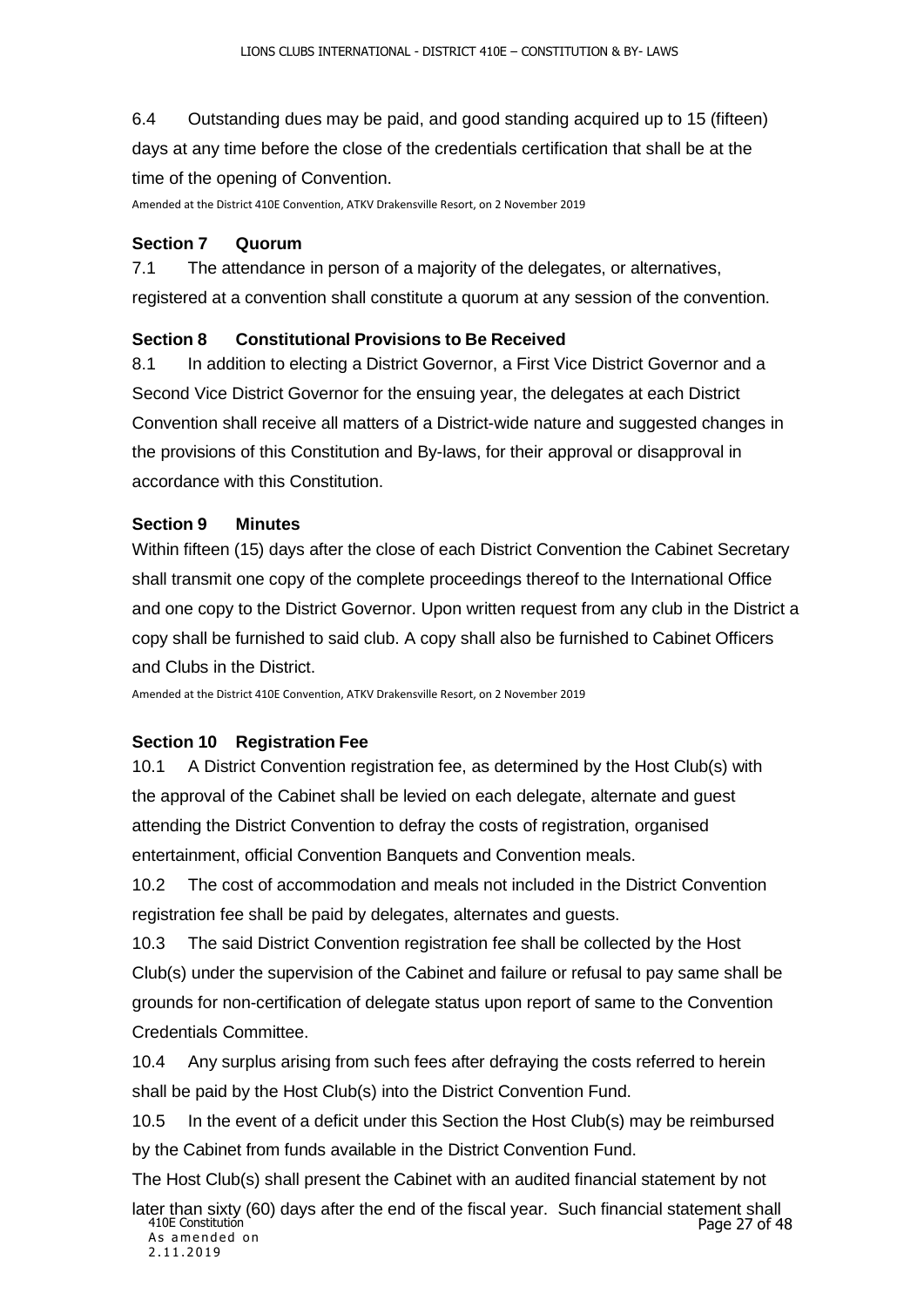6.4 Outstanding dues may be paid, and good standing acquired up to 15 (fifteen) days at any time before the close of the credentials certification that shall be at the time of the opening of Convention.

Amended at the District 410E Convention, ATKV Drakensville Resort, on 2 November 2019

### Section 7 Quorum

7.1 The attendance in person of a majority of the delegates, or alternatives, registered at a convention shall constitute a quorum at any session of the convention.

### Section 8 Constitutional Provisions to Be Received

8.1 In addition to electing a District Governor, a First Vice District Governor and a Second Vice District Governor for the ensuing year, the delegates at each District Convention shall receive all matters of a District-wide nature and suggested changes in the provisions of this Constitution and By-laws, for their approval or disapproval in accordance with this Constitution.

### Section 9 Minutes

Within fifteen (15) days after the close of each District Convention the Cabinet Secretary shall transmit one copy of the complete proceedings thereof to the International Office and one copy to the District Governor. Upon written request from any club in the District a copy shall be furnished to said club. A copy shall also be furnished to Cabinet Officers and Clubs in the District.

Amended at the District 410E Convention, ATKV Drakensville Resort, on 2 November 2019

### Section 10 Registration Fee

10.1 A District Convention registration fee, as determined by the Host Club(s) with the approval of the Cabinet shall be levied on each delegate, alternate and guest attending the District Convention to defray the costs of registration, organised entertainment, official Convention Banquets and Convention meals.

10.2 The cost of accommodation and meals not included in the District Convention registration fee shall be paid by delegates, alternates and guests.

10.3 The said District Convention registration fee shall be collected by the Host Club(s) under the supervision of the Cabinet and failure or refusal to pay same shall be grounds for non-certification of delegate status upon report of same to the Convention Credentials Committee.

10.4 Any surplus arising from such fees after defraying the costs referred to herein shall be paid by the Host Club(s) into the District Convention Fund.

10.5 In the event of a deficit under this Section the Host Club(s) may be reimbursed by the Cabinet from funds available in the District Convention Fund.

The Host Club(s) shall present the Cabinet with an audited financial statement by not later than sixty (60) days after the end of the fiscal year. Such financial statement shall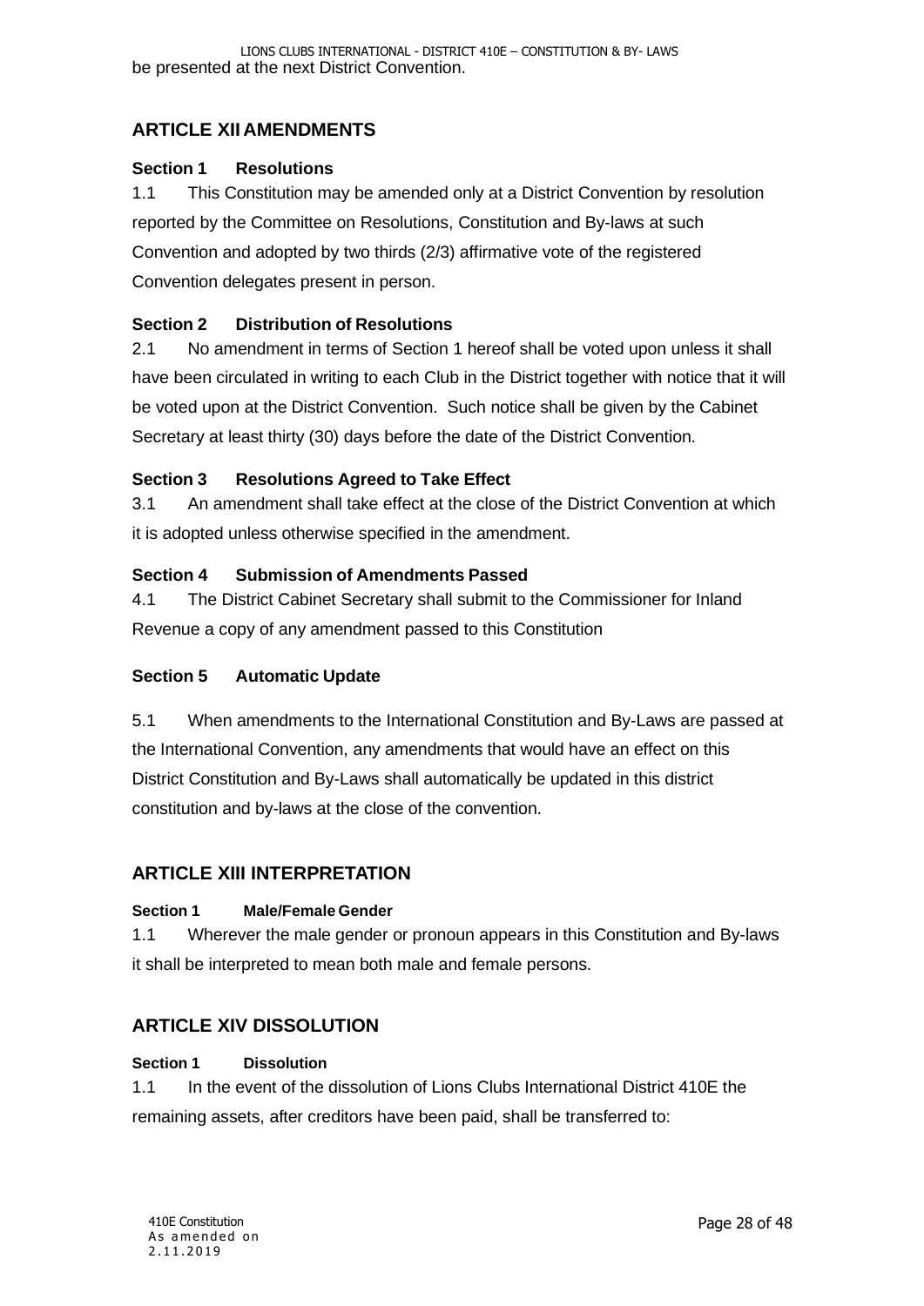be presented at the next District Convention.

## ARTICLE XII AMENDMENTS

**Section 1 Resolutions**

1.1 This Constitution may be amended only at a District Convention by resolution reported by the Committee on Resolutions, Constitution and By-laws at such Convention and adopted by two thirds (2/3) affirmative vote of the registered Convention delegates present in person.

**Section 2 Distribution of Resolutions**

2.1 No amendment in terms of Section 1 hereof shall be voted upon unless it shall have been circulated in writing to each Club in the District together with notice that it will be voted upon at the District Convention. Such notice shall be given by the Cabinet Secretary at least thirty (30) days before the date of the District Convention.

**Section 3 Resolutions Agreed to Take Effect**

3.1 An amendment shall take effect at the close of the District Convention at which it is adopted unless otherwise specified in the amendment.

**Section 4 Submission of Amendments Passed**

4.1 The District Cabinet Secretary shall submit to the Commissioner for Inland Revenue a copy of any amendment passed to this Constitution

**Section 5 Automatic Update**

5.1 When amendments to the International Constitution and By-Laws are passed at the International Convention, any amendments that would have an effect on this District Constitution and By-Laws shall automatically be updated in this district constitution and by-laws at the close of the convention.

## ARTICLE XIII INTERPRETATION

**Section 1 Male/Female Gender**

1.1 Wherever the male gender or pronoun appears in this Constitution and By-laws it shall be interpreted to mean both male and female persons.

## ARTICLE XIV DISSOLUTION

**Section 1 Dissolution**

1.1 In the event of the dissolution of Lions Clubs International District 410E the remaining assets, after creditors have been paid, shall be transferred to: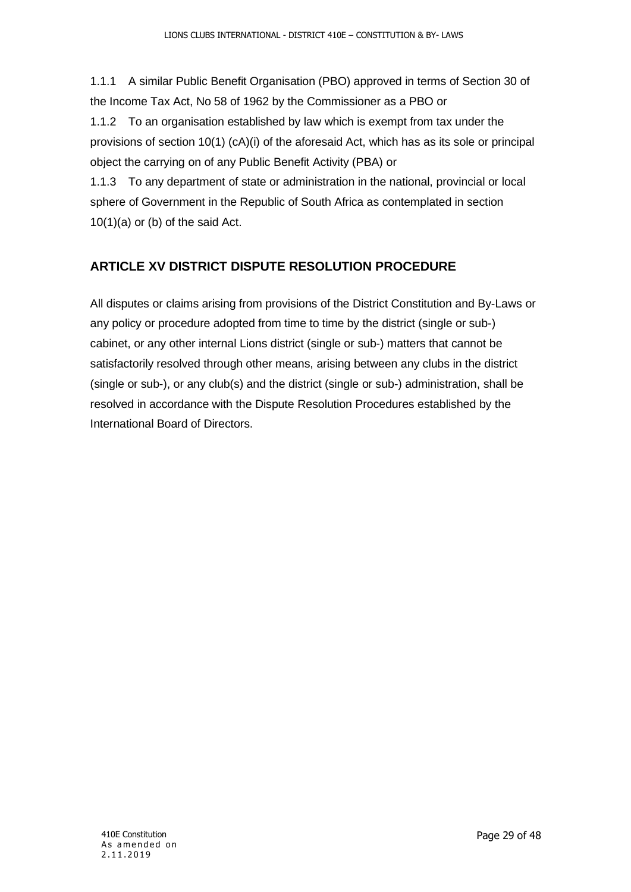1.1.1 A similar Public Benefit Organisation (PBO) approved in terms of Section 30 of the Income Tax Act, No 58 of 1962 by the Commissioner as a PBO or

1.1.2 To an organisation established by law which is exempt from tax under the provisions of section 10(1) (cA)(i) of the aforesaid Act, which has as its sole or principal object the carrying on of any Public Benefit Activity (PBA) or

1.1.3 To any department of state or administration in the national, provincial or local sphere of Government in the Republic of South Africa as contemplated in section 10(1)(a) or (b) of the said Act.

## ARTICLE XV DISTRICT DISPUTE RESOLUTION PROCEDURE

All disputes or claims arising from provisions of the District Constitution and By-Laws or any policy or procedure adopted from time to time by the district (single or sub-) cabinet, or any other internal Lions district (single or sub-) matters that cannot be satisfactorily resolved through other means, arising between any clubs in the district (single or sub-), or any club(s) and the district (single or sub-) administration, shall be resolved in accordance with the Dispute Resolution Procedures established by the International Board of Directors.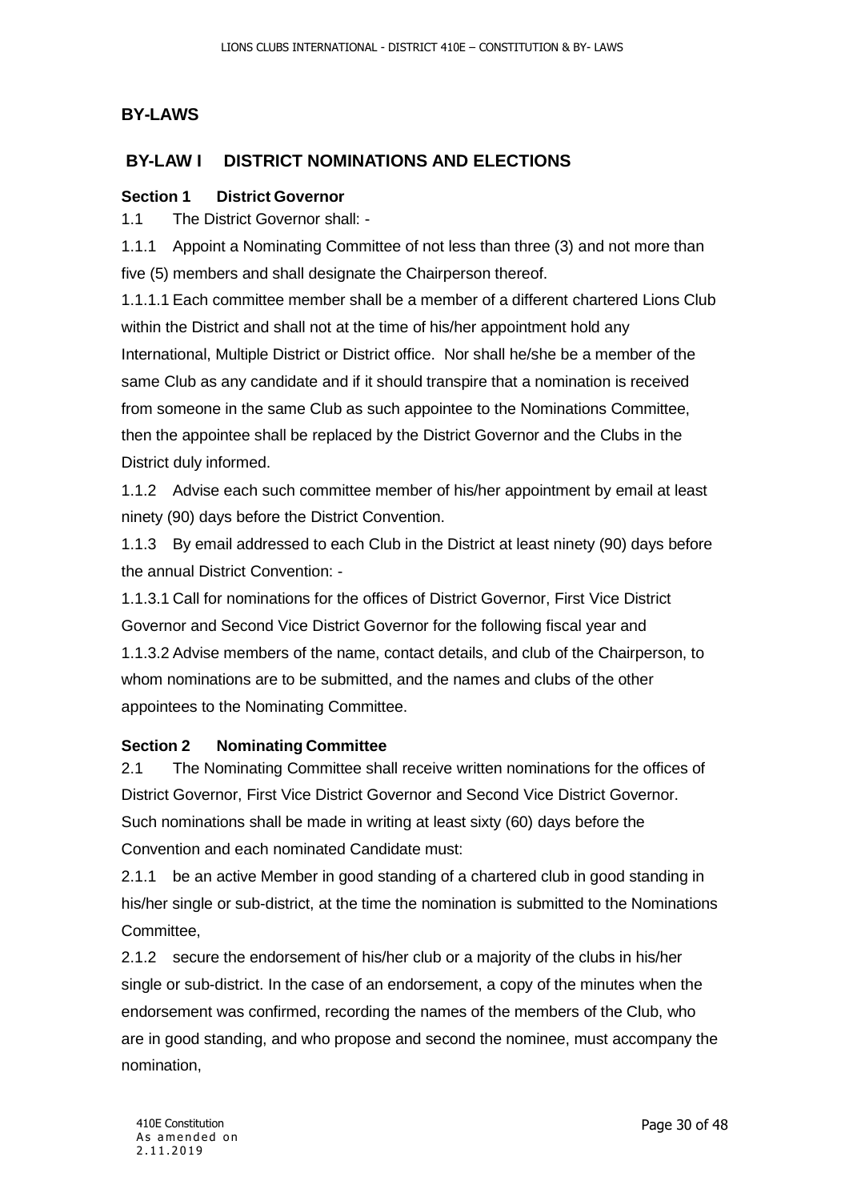## BY-LAWS

## BY-LAW I DISTRICT NOMINATIONS AND ELECTIONS

### Section 1 District Governor

1.1 The District Governor shall: -

1.1.1 Appoint a Nominating Committee of not less than three (3) and not more than five (5) members and shall designate the Chairperson thereof.

1.1.1.1 Each committee member shall be a member of a different chartered Lions Club within the District and shall not at the time of his/her appointment hold any International, Multiple District or District office. Nor shall he/she be a member of the same Club as any candidate and if it should transpire that a nomination is received from someone in the same Club as such appointee to the Nominations Committee, then the appointee shall be replaced by the District Governor and the Clubs in the District duly informed.

1.1.2 Advise each such committee member of his/her appointment by email at least ninety (90) days before the District Convention.

1.1.3 By email addressed to each Club in the District at least ninety (90) days before the annual District Convention: -

1.1.3.1 Call for nominations for the offices of District Governor, First Vice District Governor and Second Vice District Governor for the following fiscal year and

1.1.3.2 Advise members of the name, contact details, and club of the Chairperson, to whom nominations are to be submitted, and the names and clubs of the other appointees to the Nominating Committee.

### Section 2 Nominating Committee

2.1 The Nominating Committee shall receive written nominations for the offices of District Governor, First Vice District Governor and Second Vice District Governor. Such nominations shall be made in writing at least sixty (60) days before the Convention and each nominated Candidate must:

2.1.1 be an active Member in good standing of a chartered club in good standing in his/her single or sub-district, at the time the nomination is submitted to the Nominations Committee,

2.1.2 secure the endorsement of his/her club or a majority of the clubs in his/her single or sub-district. In the case of an endorsement, a copy of the minutes when the endorsement was confirmed, recording the names of the members of the Club, who are in good standing, and who propose and second the nominee, must accompany the nomination,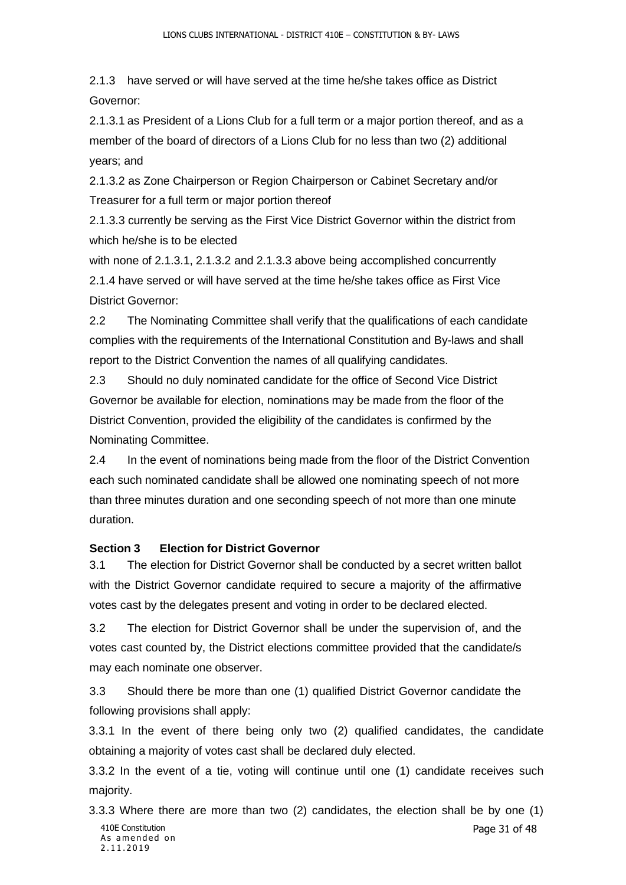2.1.3 have served or will have served at the time he/she takes office as District Governor:

2.1.3.1 as President of a Lions Club for a full term or a major portion thereof, and as a member of the board of directors of a Lions Club for no less than two (2) additional years; and

2.1.3.2 as Zone Chairperson or Region Chairperson or Cabinet Secretary and/or Treasurer for a full term or major portion thereof

2.1.3.3 currently be serving as the First Vice District Governor within the district from which he/she is to be elected

with none of 2.1.3.1, 2.1.3.2 and 2.1.3.3 above being accomplished concurrently

2.1.4 have served or will have served at the time he/she takes office as First Vice District Governor:

2.2 The Nominating Committee shall verify that the qualifications of each candidate complies with the requirements of the International Constitution and By-laws and shall report to the District Convention the names of all qualifying candidates.

2.3 Should no duly nominated candidate for the office of Second Vice District Governor be available for election, nominations may be made from the floor of the District Convention, provided the eligibility of the candidates is confirmed by the Nominating Committee.

2.4 In the event of nominations being made from the floor of the District Convention each such nominated candidate shall be allowed one nominating speech of not more than three minutes duration and one seconding speech of not more than one minute duration.

**Section 3 Election for District Governor**

3.1 The election for District Governor shall be conducted by a secret written ballot with the District Governor candidate required to secure a majority of the affirmative votes cast by the delegates present and voting in order to be declared elected.

3.2 The election for District Governor shall be under the supervision of, and the votes cast counted by, the District elections committee provided that the candidate/s may each nominate one observer.

3.3 Should there be more than one (1) qualified District Governor candidate the following provisions shall apply:

3.3.1 In the event of there being only two (2) qualified candidates, the candidate obtaining a majority of votes cast shall be declared duly elected.

3.3.2 In the event of a tie, voting will continue until one (1) candidate receives such majority.

3.3.3 Where there are more than two (2) candidates, the election shall be by one (1)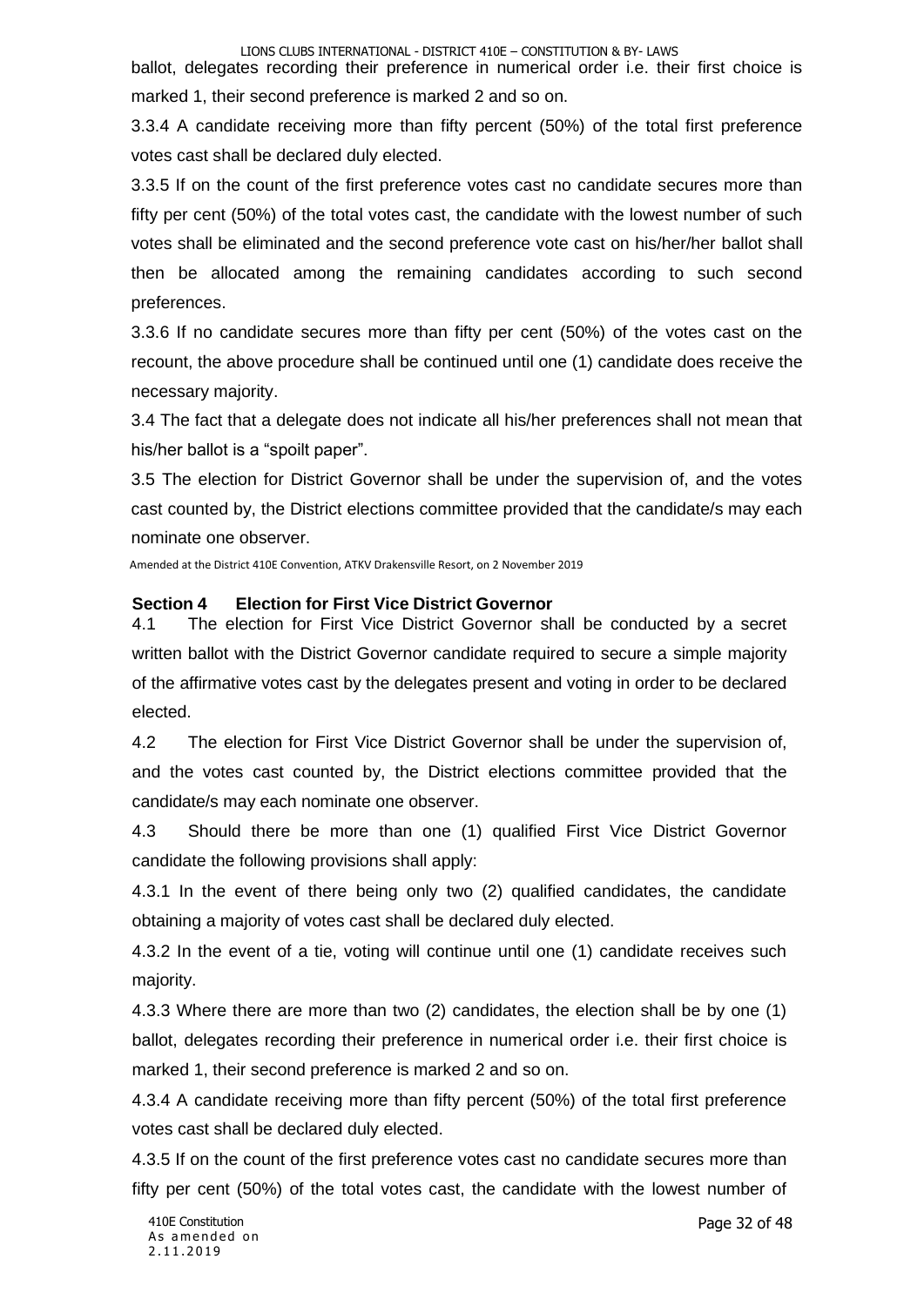ballot, delegates recording their preference in numerical order i.e. their first choice is marked 1, their second preference is marked 2 and so on.

3.3.4 A candidate receiving more than fifty percent (50%) of the total first preference votes cast shall be declared duly elected.

3.3.5 If on the count of the first preference votes cast no candidate secures more than fifty per cent (50%) of the total votes cast, the candidate with the lowest number of such votes shall be eliminated and the second preference vote cast on his/her/her ballot shall then be allocated among the remaining candidates according to such second preferences.

3.3.6 If no candidate secures more than fifty per cent (50%) of the votes cast on the recount, the above procedure shall be continued until one (1) candidate does receive the necessary majority.

3.4 The fact that a delegate does not indicate all his/her preferences shall not mean that his/her ballot is a "spoilt paper".

3.5 The election for District Governor shall be under the supervision of, and the votes cast counted by, the District elections committee provided that the candidate/s may each nominate one observer.

Amended at the District 410E Convention, ATKV Drakensville Resort, on 2 November 2019

### Section 4 Election for First Vice District Governor

4.1 The election for First Vice District Governor shall be conducted by a secret written ballot with the District Governor candidate required to secure a simple majority of the affirmative votes cast by the delegates present and voting in order to be declared elected.

4.2 The election for First Vice District Governor shall be under the supervision of, and the votes cast counted by, the District elections committee provided that the candidate/s may each nominate one observer.

4.3 Should there be more than one (1) qualified First Vice District Governor candidate the following provisions shall apply:

4.3.1 In the event of there being only two (2) qualified candidates, the candidate obtaining a majority of votes cast shall be declared duly elected.

4.3.2 In the event of a tie, voting will continue until one (1) candidate receives such majority.

4.3.3 Where there are more than two (2) candidates, the election shall be by one (1) ballot, delegates recording their preference in numerical order i.e. their first choice is marked 1, their second preference is marked 2 and so on.

4.3.4 A candidate receiving more than fifty percent (50%) of the total first preference votes cast shall be declared duly elected.

4.3.5 If on the count of the first preference votes cast no candidate secures more than fifty per cent (50%) of the total votes cast, the candidate with the lowest number of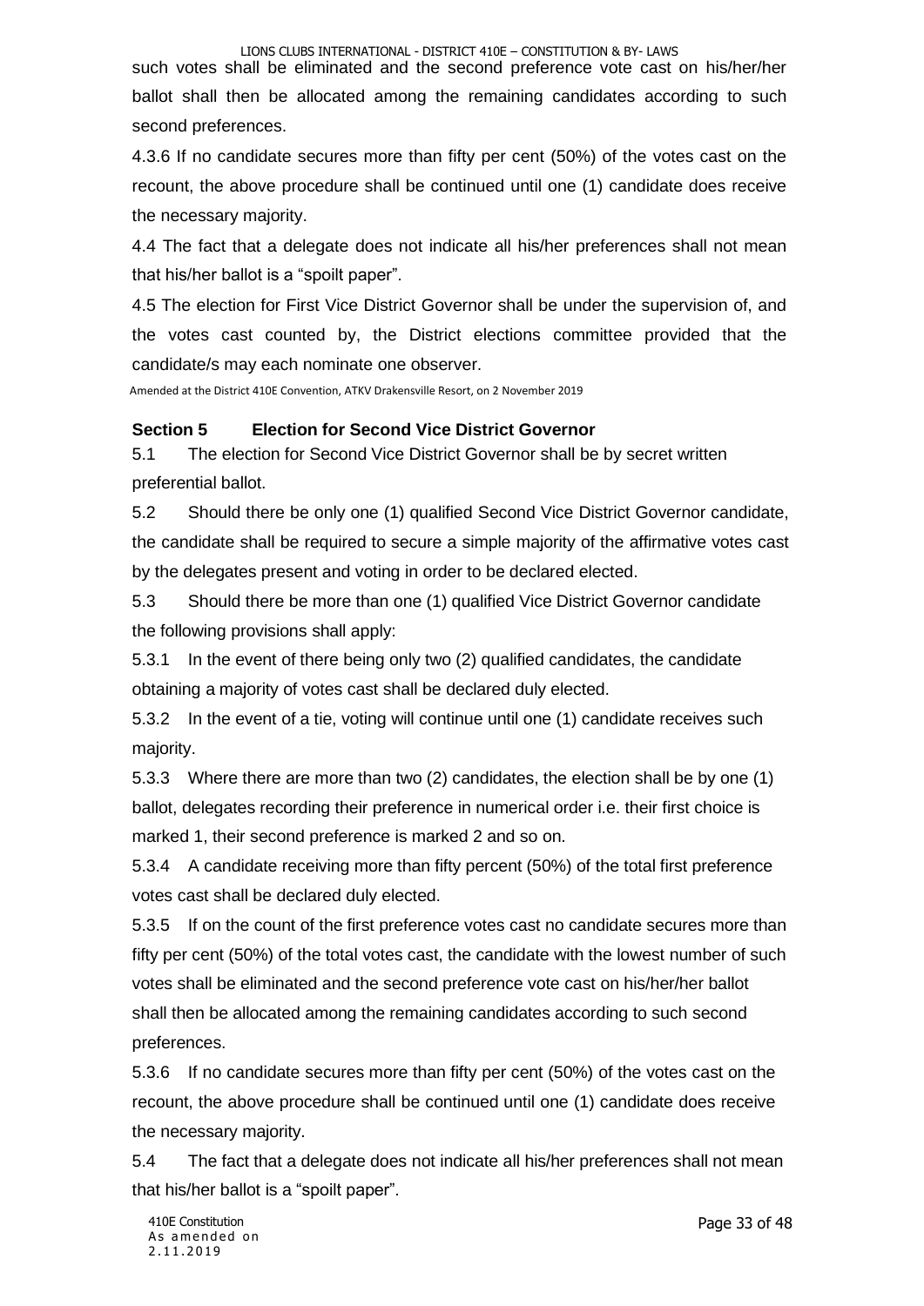such votes shall be eliminated and the second preference vote cast on his/her/her ballot shall then be allocated among the remaining candidates according to such second preferences.

4.3.6 If no candidate secures more than fifty per cent (50%) of the votes cast on the recount, the above procedure shall be continued until one (1) candidate does receive the necessary majority.

4.4 The fact that a delegate does not indicate all his/her preferences shall not mean that his/her ballot is a "spoilt paper".

4.5 The election for First Vice District Governor shall be under the supervision of, and the votes cast counted by, the District elections committee provided that the candidate/s may each nominate one observer.

Amended at the District 410E Convention, ATKV Drakensville Resort, on 2 November 2019

### Section 5 Election for Second Vice District Governor

5.1 The election for Second Vice District Governor shall be by secret written preferential ballot.

5.2 Should there be only one (1) qualified Second Vice District Governor candidate, the candidate shall be required to secure a simple majority of the affirmative votes cast by the delegates present and voting in order to be declared elected.

5.3 Should there be more than one (1) qualified Vice District Governor candidate the following provisions shall apply:

5.3.1 In the event of there being only two (2) qualified candidates, the candidate obtaining a majority of votes cast shall be declared duly elected.

5.3.2 In the event of a tie, voting will continue until one (1) candidate receives such majority.

5.3.3 Where there are more than two (2) candidates, the election shall be by one (1) ballot, delegates recording their preference in numerical order i.e. their first choice is marked 1, their second preference is marked 2 and so on.

5.3.4 A candidate receiving more than fifty percent (50%) of the total first preference votes cast shall be declared duly elected.

5.3.5 If on the count of the first preference votes cast no candidate secures more than fifty per cent (50%) of the total votes cast, the candidate with the lowest number of such votes shall be eliminated and the second preference vote cast on his/her/her ballot shall then be allocated among the remaining candidates according to such second preferences.

5.3.6 If no candidate secures more than fifty per cent (50%) of the votes cast on the recount, the above procedure shall be continued until one (1) candidate does receive the necessary majority.

5.4 The fact that a delegate does not indicate all his/her preferences shall not mean that his/her ballot is a "spoilt paper".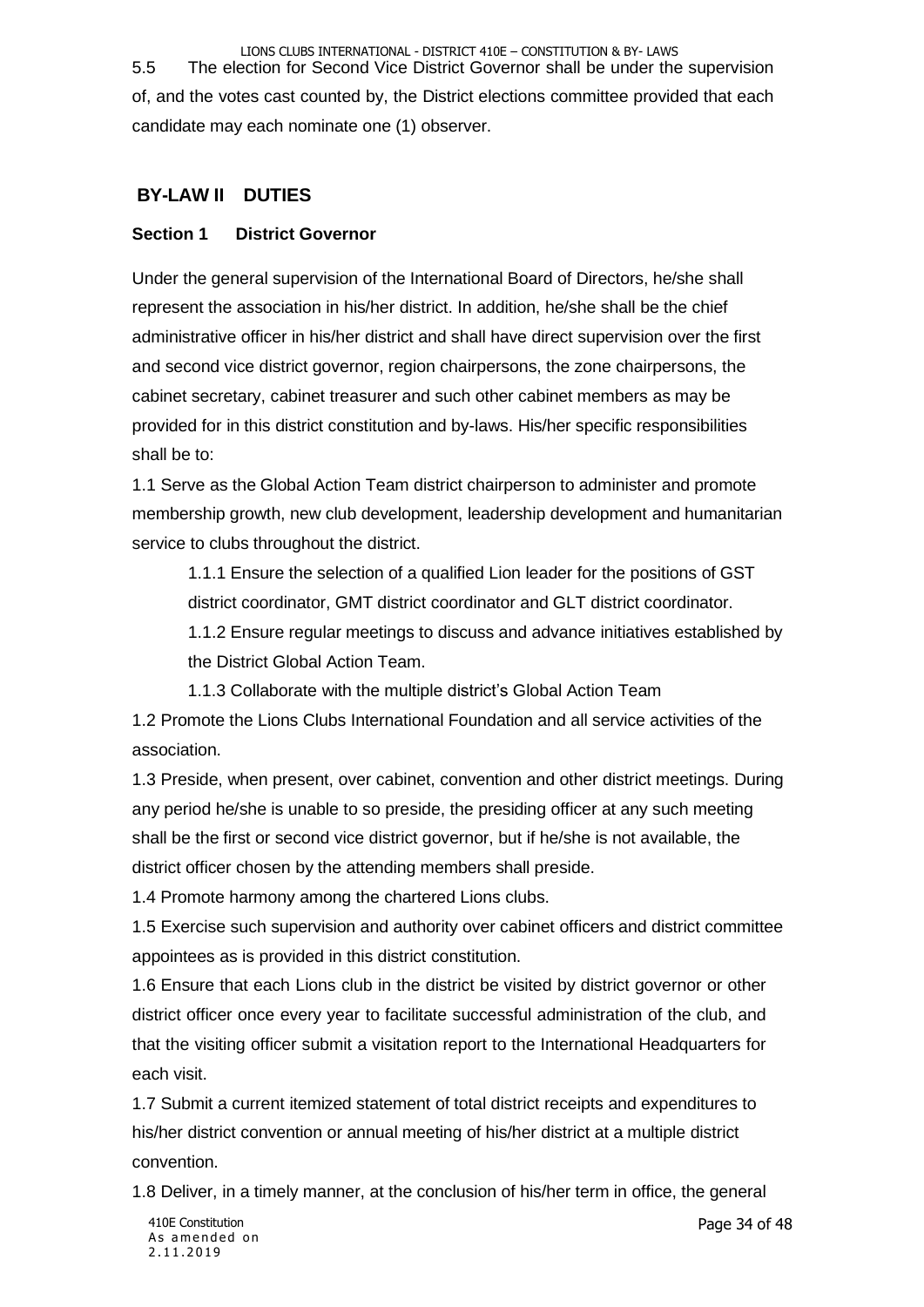5.5 The election for Second Vice District Governor shall be under the supervision of, and the votes cast counted by, the District elections committee provided that each candidate may each nominate one (1) observer.

## BY-LAW II DUTIES

### Section 1 District Governor

Under the general supervision of the International Board of Directors, he/she shall represent the association in his/her district. In addition, he/she shall be the chief administrative officer in his/her district and shall have direct supervision over the first and second vice district governor, region chairpersons, the zone chairpersons, the cabinet secretary, cabinet treasurer and such other cabinet members as may be provided for in this district constitution and by-laws. His/her specific responsibilities shall be to:

1.1 Serve as the Global Action Team district chairperson to administer and promote membership growth, new club development, leadership development and humanitarian service to clubs throughout the district.

1.1.1 Ensure the selection of a qualified Lion leader for the positions of GST district coordinator, GMT district coordinator and GLT district coordinator.

1.1.2 Ensure regular meetings to discuss and advance initiatives established by the District Global Action Team.

1.1.3 Collaborate with the multiple district's Global Action Team

1.2 Promote the Lions Clubs International Foundation and all service activities of the association.

1.3 Preside, when present, over cabinet, convention and other district meetings. During any period he/she is unable to so preside, the presiding officer at any such meeting shall be the first or second vice district governor, but if he/she is not available, the district officer chosen by the attending members shall preside.

1.4 Promote harmony among the chartered Lions clubs.

1.5 Exercise such supervision and authority over cabinet officers and district committee appointees as is provided in this district constitution.

1.6 Ensure that each Lions club in the district be visited by district governor or other district officer once every year to facilitate successful administration of the club, and that the visiting officer submit a visitation report to the International Headquarters for each visit.

1.7 Submit a current itemized statement of total district receipts and expenditures to his/her district convention or annual meeting of his/her district at a multiple district convention.

1.8 Deliver, in a timely manner, at the conclusion of his/her term in office, the general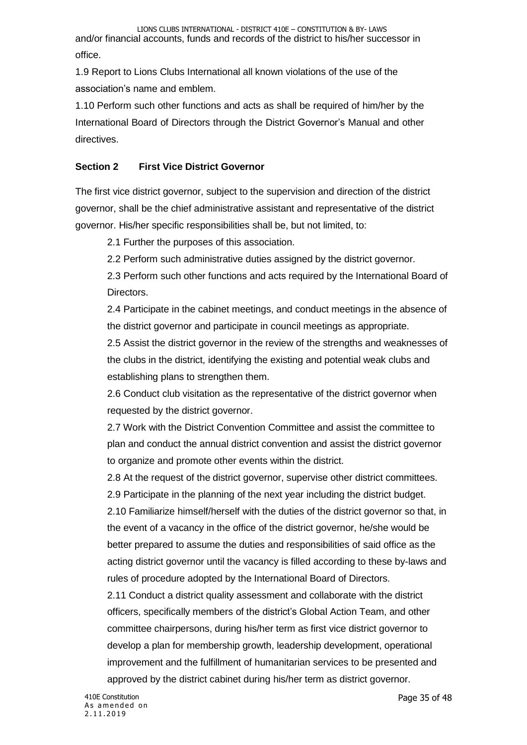and/or financial accounts, funds and records of the district to his/her successor in office.

1.9 Report to Lions Clubs International all known violations of the use of the association's name and emblem.

1.10 Perform such other functions and acts as shall be required of him/her by the International Board of Directors through the District Governor's Manual and other directives.

**Section 2 First Vice District Governor**

The first vice district governor, subject to the supervision and direction of the district governor, shall be the chief administrative assistant and representative of the district governor. His/her specific responsibilities shall be, but not limited, to:

2.1 Further the purposes of this association.

2.2 Perform such administrative duties assigned by the district governor.

2.3 Perform such other functions and acts required by the International Board of Directors.

2.4 Participate in the cabinet meetings, and conduct meetings in the absence of the district governor and participate in council meetings as appropriate.

2.5 Assist the district governor in the review of the strengths and weaknesses of the clubs in the district, identifying the existing and potential weak clubs and establishing plans to strengthen them.

2.6 Conduct club visitation as the representative of the district governor when requested by the district governor.

2.7 Work with the District Convention Committee and assist the committee to plan and conduct the annual district convention and assist the district governor to organize and promote other events within the district.

2.8 At the request of the district governor, supervise other district committees.

2.9 Participate in the planning of the next year including the district budget.

2.10 Familiarize himself/herself with the duties of the district governor so that, in the event of a vacancy in the office of the district governor, he/she would be better prepared to assume the duties and responsibilities of said office as the acting district governor until the vacancy is filled according to these by-laws and rules of procedure adopted by the International Board of Directors.

2.11 Conduct a district quality assessment and collaborate with the district officers, specifically members of the district's Global Action Team, and other committee chairpersons, during his/her term as first vice district governor to develop a plan for membership growth, leadership development, operational improvement and the fulfillment of humanitarian services to be presented and approved by the district cabinet during his/her term as district governor.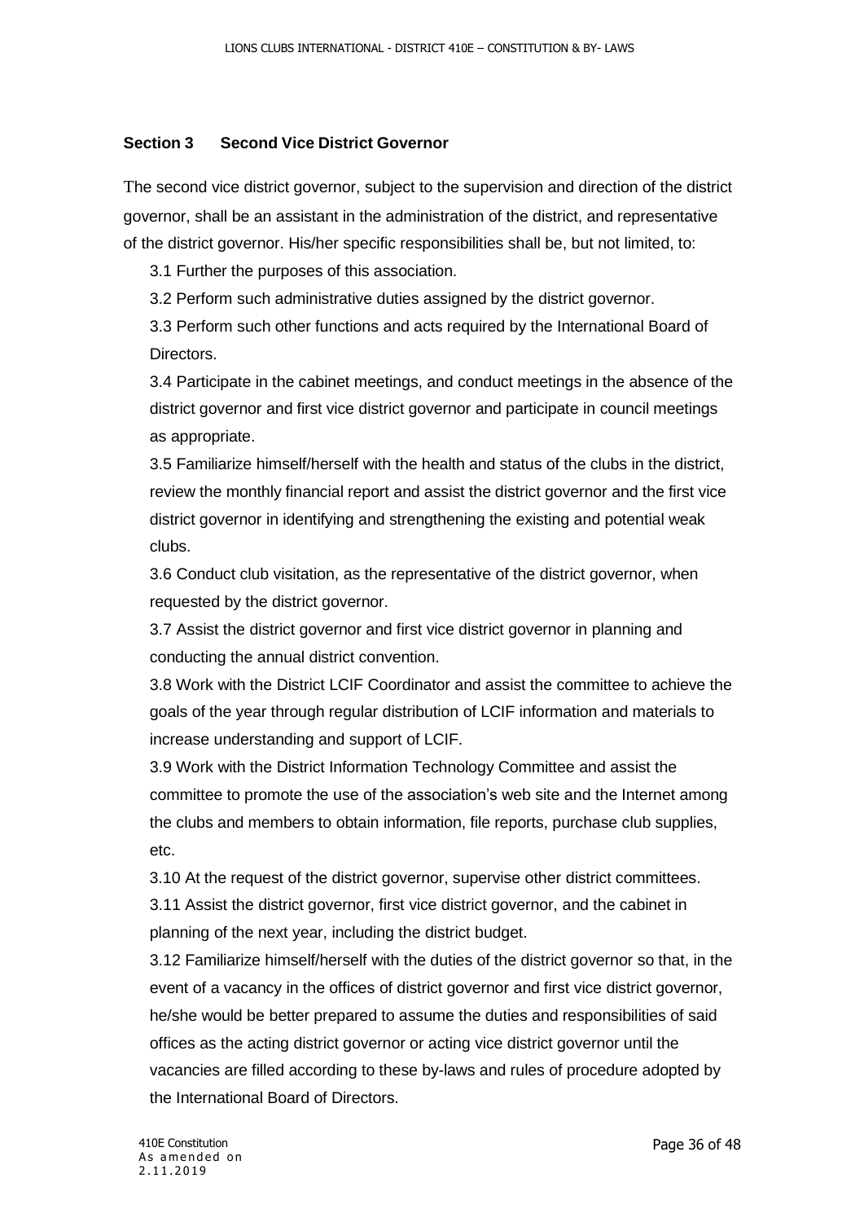### Section 3 Second Vice District Governor

The second vice district governor, subject to the supervision and direction of the district governor, shall be an assistant in the administration of the district, and representative of the district governor. His/her specific responsibilities shall be, but not limited, to:

3.1 Further the purposes of this association.

3.2 Perform such administrative duties assigned by the district governor.

3.3 Perform such other functions and acts required by the International Board of Directors.

3.4 Participate in the cabinet meetings, and conduct meetings in the absence of the district governor and first vice district governor and participate in council meetings as appropriate.

3.5 Familiarize himself/herself with the health and status of the clubs in the district, review the monthly financial report and assist the district governor and the first vice district governor in identifying and strengthening the existing and potential weak clubs.

3.6 Conduct club visitation, as the representative of the district governor, when requested by the district governor.

3.7 Assist the district governor and first vice district governor in planning and conducting the annual district convention.

3.8 Work with the District LCIF Coordinator and assist the committee to achieve the goals of the year through regular distribution of LCIF information and materials to increase understanding and support of LCIF.

3.9 Work with the District Information Technology Committee and assist the committee to promote the use of the association's web site and the Internet among the clubs and members to obtain information, file reports, purchase club supplies, etc.

3.10 At the request of the district governor, supervise other district committees.

3.11 Assist the district governor, first vice district governor, and the cabinet in planning of the next year, including the district budget.

3.12 Familiarize himself/herself with the duties of the district governor so that, in the event of a vacancy in the offices of district governor and first vice district governor, he/she would be better prepared to assume the duties and responsibilities of said offices as the acting district governor or acting vice district governor until the vacancies are filled according to these by-laws and rules of procedure adopted by the International Board of Directors.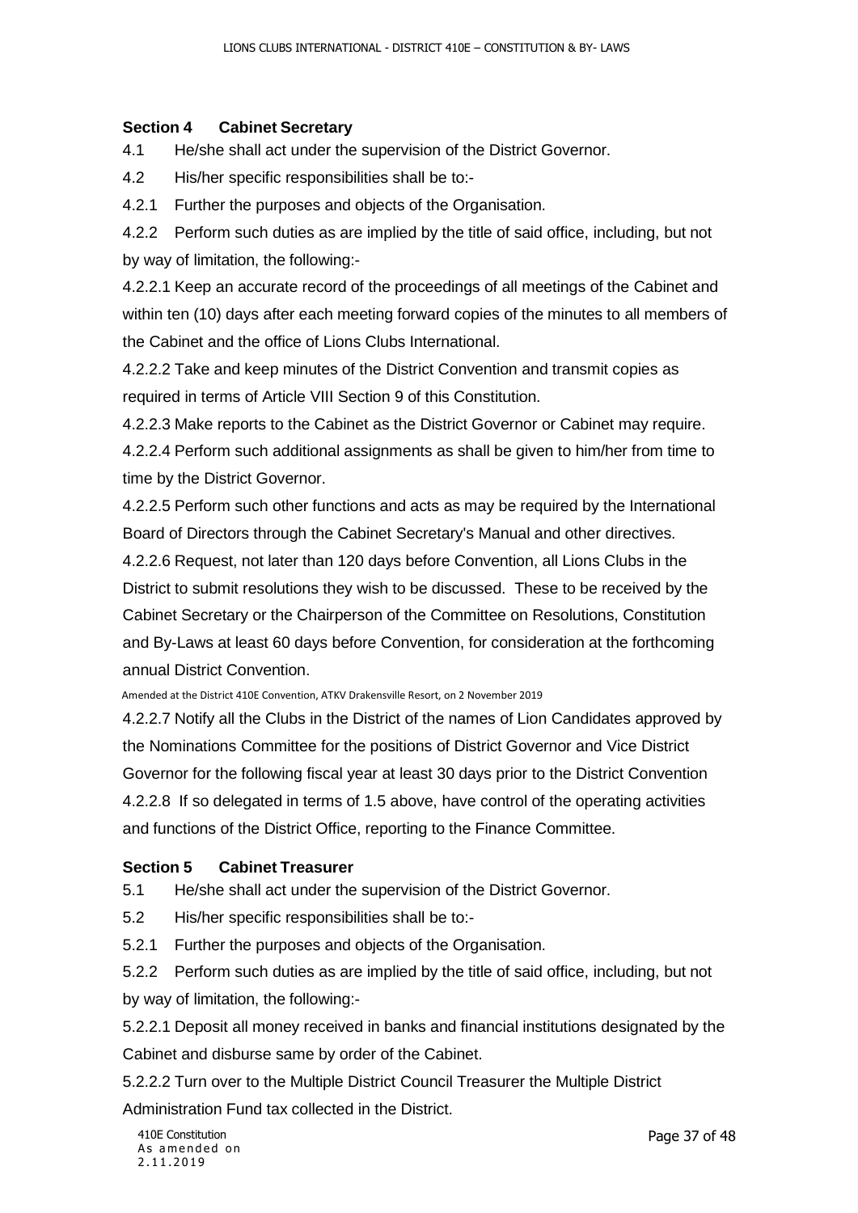### Section 4 Cabinet Secretary

4.1 He/she shall act under the supervision of the District Governor.

4.2 His/her specific responsibilities shall be to:-

4.2.1 Further the purposes and objects of the Organisation.

4.2.2 Perform such duties as are implied by the title of said office, including, but not by way of limitation, the following:-

4.2.2.1 Keep an accurate record of the proceedings of all meetings of the Cabinet and within ten (10) days after each meeting forward copies of the minutes to all members of the Cabinet and the office of Lions Clubs International.

4.2.2.2 Take and keep minutes of the District Convention and transmit copies as required in terms of Article VIII Section 9 of this Constitution.

4.2.2.3 Make reports to the Cabinet as the District Governor or Cabinet may require.

4.2.2.4 Perform such additional assignments as shall be given to him/her from time to time by the District Governor.

4.2.2.5 Perform such other functions and acts as may be required by the International Board of Directors through the Cabinet Secretary's Manual and other directives.

4.2.2.6 Request, not later than 120 days before Convention, all Lions Clubs in the District to submit resolutions they wish to be discussed. These to be received by the Cabinet Secretary or the Chairperson of the Committee on Resolutions, Constitution and By-Laws at least 60 days before Convention, for consideration at the forthcoming annual District Convention.

Amended at the District 410E Convention, ATKV Drakensville Resort, on 2 November 2019

4.2.2.7 Notify all the Clubs in the District of the names of Lion Candidates approved by the Nominations Committee for the positions of District Governor and Vice District Governor for the following fiscal year at least 30 days prior to the District Convention

4.2.2.8 If so delegated in terms of 1.5 above, have control of the operating activities and functions of the District Office, reporting to the Finance Committee.

### Section 5 Cabinet Treasurer

5.1 He/she shall act under the supervision of the District Governor.

5.2 His/her specific responsibilities shall be to:-

5.2.1 Further the purposes and objects of the Organisation.

5.2.2 Perform such duties as are implied by the title of said office, including, but not by way of limitation, the following:-

5.2.2.1 Deposit all money received in banks and financial institutions designated by the Cabinet and disburse same by order of the Cabinet.

5.2.2.2 Turn over to the Multiple District Council Treasurer the Multiple District Administration Fund tax collected in the District.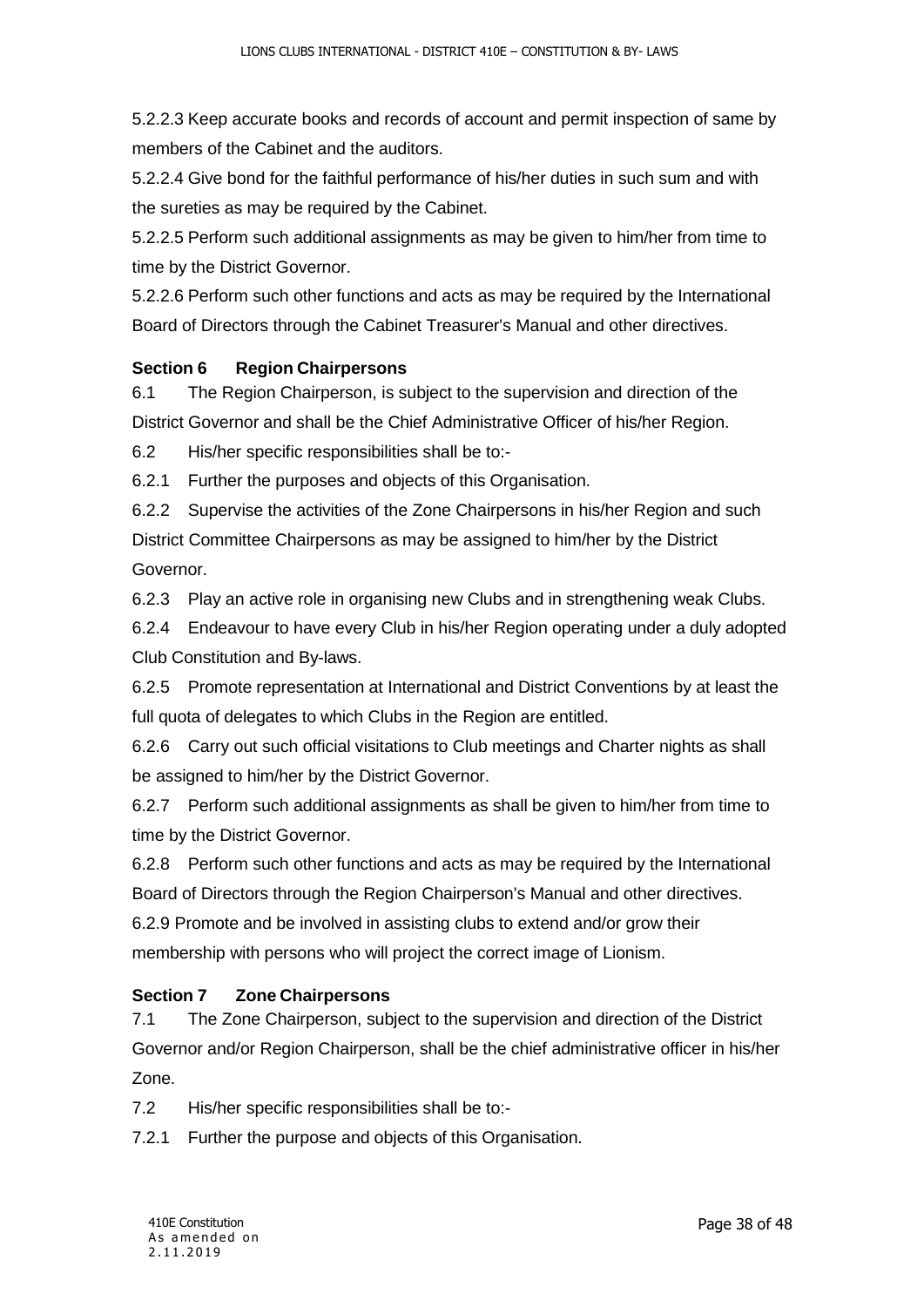5.2.2.3 Keep accurate books and records of account and permit inspection of same by members of the Cabinet and the auditors.

5.2.2.4 Give bond for the faithful performance of his/her duties in such sum and with the sureties as may be required by the Cabinet.

5.2.2.5 Perform such additional assignments as may be given to him/her from time to time by the District Governor.

5.2.2.6 Perform such other functions and acts as may be required by the International Board of Directors through the Cabinet Treasurer's Manual and other directives.

### Section 6 Region Chairpersons

6.1 The Region Chairperson, is subject to the supervision and direction of the District Governor and shall be the Chief Administrative Officer of his/her Region.

6.2 His/her specific responsibilities shall be to:-

6.2.1 Further the purposes and objects of this Organisation.

6.2.2 Supervise the activities of the Zone Chairpersons in his/her Region and such District Committee Chairpersons as may be assigned to him/her by the District Governor.

6.2.3 Play an active role in organising new Clubs and in strengthening weak Clubs.

6.2.4 Endeavour to have every Club in his/her Region operating under a duly adopted Club Constitution and By-laws.

6.2.5 Promote representation at International and District Conventions by at least the full quota of delegates to which Clubs in the Region are entitled.

6.2.6 Carry out such official visitations to Club meetings and Charter nights as shall be assigned to him/her by the District Governor.

6.2.7 Perform such additional assignments as shall be given to him/her from time to time by the District Governor.

6.2.8 Perform such other functions and acts as may be required by the International Board of Directors through the Region Chairperson's Manual and other directives.

6.2.9 Promote and be involved in assisting clubs to extend and/or grow their membership with persons who will project the correct image of Lionism.

### Section 7 Zone Chairpersons

7.1 The Zone Chairperson, subject to the supervision and direction of the District Governor and/or Region Chairperson, shall be the chief administrative officer in his/her Zone.

7.2 His/her specific responsibilities shall be to:-

7.2.1 Further the purpose and objects of this Organisation.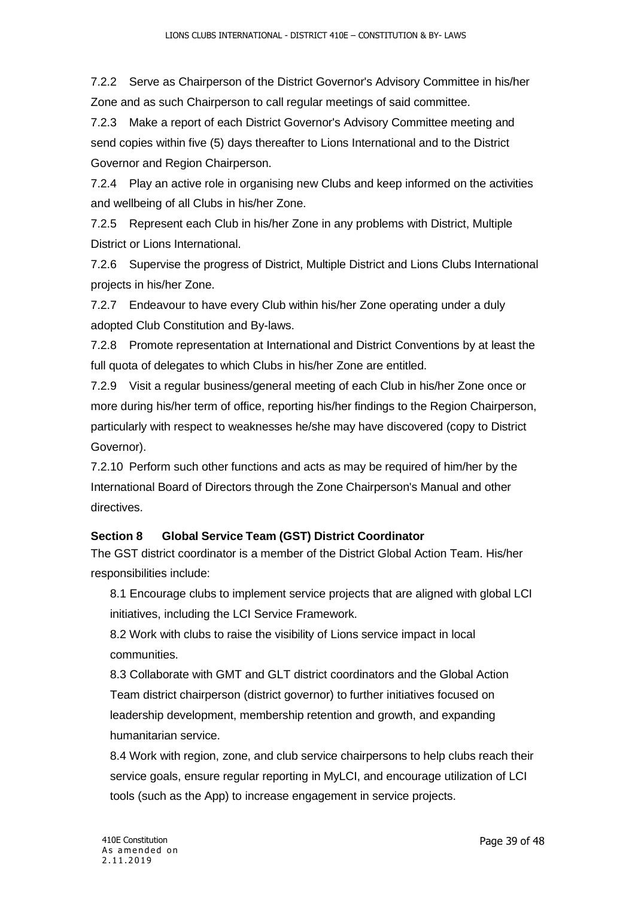7.2.2 Serve as Chairperson of the District Governor's Advisory Committee in his/her Zone and as such Chairperson to call regular meetings of said committee.

7.2.3 Make a report of each District Governor's Advisory Committee meeting and send copies within five (5) days thereafter to Lions International and to the District Governor and Region Chairperson.

7.2.4 Play an active role in organising new Clubs and keep informed on the activities and wellbeing of all Clubs in his/her Zone.

7.2.5 Represent each Club in his/her Zone in any problems with District, Multiple District or Lions International.

7.2.6 Supervise the progress of District, Multiple District and Lions Clubs International projects in his/her Zone.

7.2.7 Endeavour to have every Club within his/her Zone operating under a duly adopted Club Constitution and By-laws.

7.2.8 Promote representation at International and District Conventions by at least the full quota of delegates to which Clubs in his/her Zone are entitled.

7.2.9 Visit a regular business/general meeting of each Club in his/her Zone once or more during his/her term of office, reporting his/her findings to the Region Chairperson, particularly with respect to weaknesses he/she may have discovered (copy to District Governor).

7.2.10 Perform such other functions and acts as may be required of him/her by the International Board of Directors through the Zone Chairperson's Manual and other directives.

**Section 8 Global Service Team (GST) District Coordinator**

The GST district coordinator is a member of the District Global Action Team. His/her responsibilities include:

8.1 Encourage clubs to implement service projects that are aligned with global LCI initiatives, including the LCI Service Framework.

8.2 Work with clubs to raise the visibility of Lions service impact in local communities.

8.3 Collaborate with GMT and GLT district coordinators and the Global Action Team district chairperson (district governor) to further initiatives focused on leadership development, membership retention and growth, and expanding humanitarian service.

8.4 Work with region, zone, and club service chairpersons to help clubs reach their service goals, ensure regular reporting in MyLCI, and encourage utilization of LCI tools (such as the App) to increase engagement in service projects.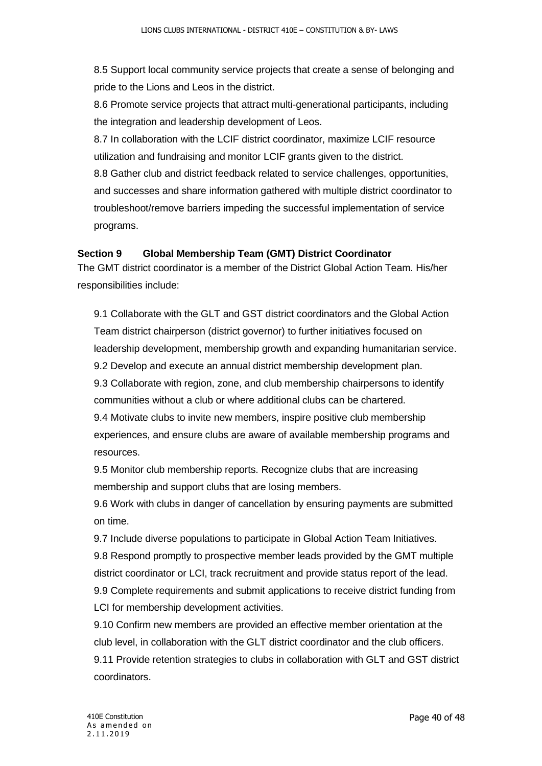8.5 Support local community service projects that create a sense of belonging and pride to the Lions and Leos in the district.

8.6 Promote service projects that attract multi-generational participants, including the integration and leadership development of Leos.

8.7 In collaboration with the LCIF district coordinator, maximize LCIF resource utilization and fundraising and monitor LCIF grants given to the district.

8.8 Gather club and district feedback related to service challenges, opportunities, and successes and share information gathered with multiple district coordinator to troubleshoot/remove barriers impeding the successful implementation of service programs.

**Section 9 Global Membership Team (GMT) District Coordinator**

The GMT district coordinator is a member of the District Global Action Team. His/her responsibilities include:

9.1 Collaborate with the GLT and GST district coordinators and the Global Action Team district chairperson (district governor) to further initiatives focused on leadership development, membership growth and expanding humanitarian service.

9.2 Develop and execute an annual district membership development plan.

9.3 Collaborate with region, zone, and club membership chairpersons to identify communities without a club or where additional clubs can be chartered.

9.4 Motivate clubs to invite new members, inspire positive club membership experiences, and ensure clubs are aware of available membership programs and resources.

9.5 Monitor club membership reports. Recognize clubs that are increasing membership and support clubs that are losing members.

9.6 Work with clubs in danger of cancellation by ensuring payments are submitted on time.

9.7 Include diverse populations to participate in Global Action Team Initiatives.

9.8 Respond promptly to prospective member leads provided by the GMT multiple district coordinator or LCI, track recruitment and provide status report of the lead.

9.9 Complete requirements and submit applications to receive district funding from LCI for membership development activities.

9.10 Confirm new members are provided an effective member orientation at the club level, in collaboration with the GLT district coordinator and the club officers.

9.11 Provide retention strategies to clubs in collaboration with GLT and GST district coordinators.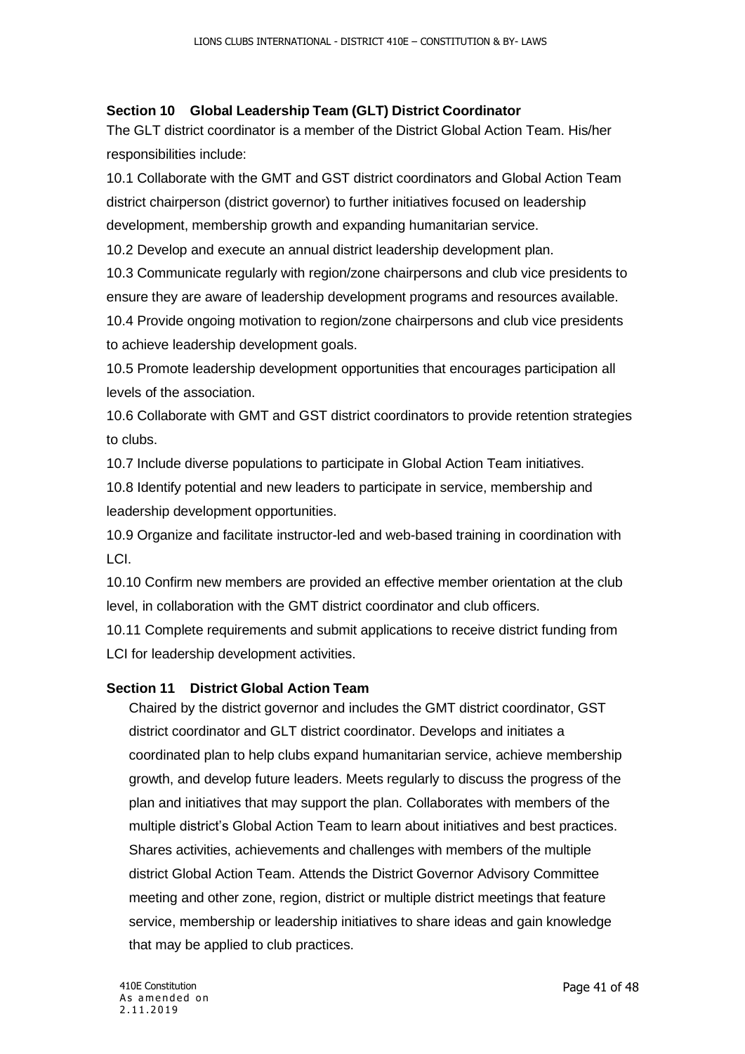### Section 10 Global Leadership Team (GLT) District Coordinator

The GLT district coordinator is a member of the District Global Action Team. His/her responsibilities include:

10.1 Collaborate with the GMT and GST district coordinators and Global Action Team district chairperson (district governor) to further initiatives focused on leadership development, membership growth and expanding humanitarian service.

10.2 Develop and execute an annual district leadership development plan.

10.3 Communicate regularly with region/zone chairpersons and club vice presidents to ensure they are aware of leadership development programs and resources available.

10.4 Provide ongoing motivation to region/zone chairpersons and club vice presidents to achieve leadership development goals.

10.5 Promote leadership development opportunities that encourages participation all levels of the association.

10.6 Collaborate with GMT and GST district coordinators to provide retention strategies to clubs.

10.7 Include diverse populations to participate in Global Action Team initiatives.

10.8 Identify potential and new leaders to participate in service, membership and leadership development opportunities.

10.9 Organize and facilitate instructor-led and web-based training in coordination with LCI.

10.10 Confirm new members are provided an effective member orientation at the club level, in collaboration with the GMT district coordinator and club officers.

10.11 Complete requirements and submit applications to receive district funding from LCI for leadership development activities.

### Section 11 District Global Action Team

Chaired by the district governor and includes the GMT district coordinator, GST district coordinator and GLT district coordinator. Develops and initiates a coordinated plan to help clubs expand humanitarian service, achieve membership growth, and develop future leaders. Meets regularly to discuss the progress of the plan and initiatives that may support the plan. Collaborates with members of the multiple district's Global Action Team to learn about initiatives and best practices. Shares activities, achievements and challenges with members of the multiple district Global Action Team. Attends the District Governor Advisory Committee meeting and other zone, region, district or multiple district meetings that feature service, membership or leadership initiatives to share ideas and gain knowledge that may be applied to club practices.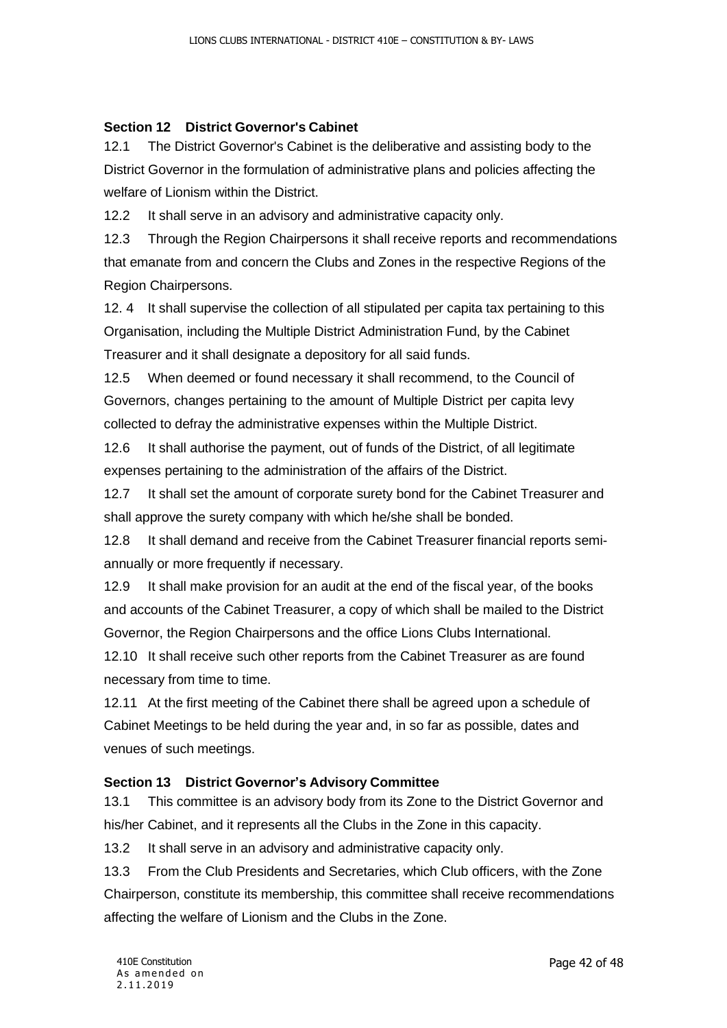### Section 12 District Governor's Cabinet

12.1 The District Governor's Cabinet is the deliberative and assisting body to the District Governor in the formulation of administrative plans and policies affecting the welfare of Lionism within the District.

12.2 It shall serve in an advisory and administrative capacity only.

12.3 Through the Region Chairpersons it shall receive reports and recommendations that emanate from and concern the Clubs and Zones in the respective Regions of the Region Chairpersons.

12. 4 It shall supervise the collection of all stipulated per capita tax pertaining to this Organisation, including the Multiple District Administration Fund, by the Cabinet Treasurer and it shall designate a depository for all said funds.

12.5 When deemed or found necessary it shall recommend, to the Council of Governors, changes pertaining to the amount of Multiple District per capita levy collected to defray the administrative expenses within the Multiple District.

12.6 It shall authorise the payment, out of funds of the District, of all legitimate expenses pertaining to the administration of the affairs of the District.

12.7 It shall set the amount of corporate surety bond for the Cabinet Treasurer and shall approve the surety company with which he/she shall be bonded.

12.8 It shall demand and receive from the Cabinet Treasurer financial reports semi-annually or more frequently if necessary.

12.9 It shall make provision for an audit at the end of the fiscal year, of the books and accounts of the Cabinet Treasurer, a copy of which shall be mailed to the District Governor, the Region Chairpersons and the office Lions Clubs International.

12.10 It shall receive such other reports from the Cabinet Treasurer as are found necessary from time to time.

12.11 At the first meeting of the Cabinet there shall be agreed upon a schedule of Cabinet Meetings to be held during the year and, in so far as possible, dates and venues of such meetings.

### Section 13 District Governor's Advisory Committee

13.1 This committee is an advisory body from its Zone to the District Governor and his/her Cabinet, and it represents all the Clubs in the Zone in this capacity.

13.2 It shall serve in an advisory and administrative capacity only.

13.3 From the Club Presidents and Secretaries, which Club officers, with the Zone Chairperson, constitute its membership, this committee shall receive recommendations affecting the welfare of Lionism and the Clubs in the Zone.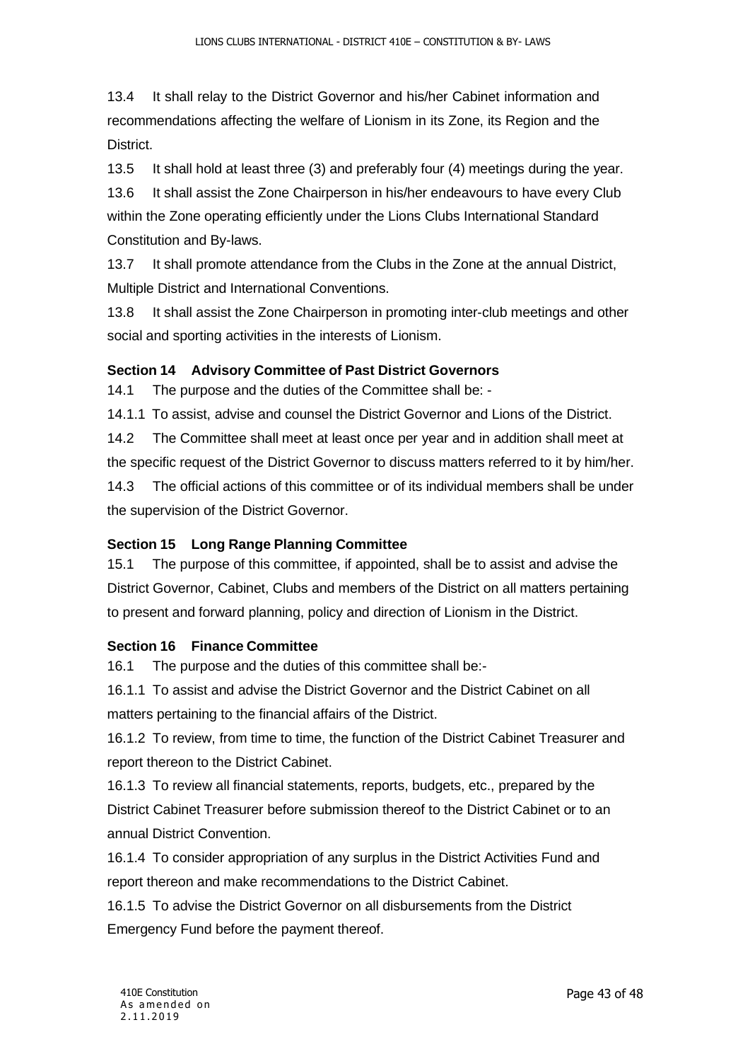13.4 It shall relay to the District Governor and his/her Cabinet information and recommendations affecting the welfare of Lionism in its Zone, its Region and the District.

13.5 It shall hold at least three (3) and preferably four (4) meetings during the year.

13.6 It shall assist the Zone Chairperson in his/her endeavours to have every Club within the Zone operating efficiently under the Lions Clubs International Standard Constitution and By-laws.

13.7 It shall promote attendance from the Clubs in the Zone at the annual District, Multiple District and International Conventions.

13.8 It shall assist the Zone Chairperson in promoting inter-club meetings and other social and sporting activities in the interests of Lionism.

### Section 14 Advisory Committee of Past District Governors

14.1 The purpose and the duties of the Committee shall be: -

14.1.1 To assist, advise and counsel the District Governor and Lions of the District.

14.2 The Committee shall meet at least once per year and in addition shall meet at the specific request of the District Governor to discuss matters referred to it by him/her.

14.3 The official actions of this committee or of its individual members shall be under the supervision of the District Governor.

### Section 15 Long Range Planning Committee

15.1 The purpose of this committee, if appointed, shall be to assist and advise the District Governor, Cabinet, Clubs and members of the District on all matters pertaining to present and forward planning, policy and direction of Lionism in the District.

### Section 16 Finance Committee

16.1 The purpose and the duties of this committee shall be:-

16.1.1 To assist and advise the District Governor and the District Cabinet on all matters pertaining to the financial affairs of the District.

16.1.2 To review, from time to time, the function of the District Cabinet Treasurer and report thereon to the District Cabinet.

16.1.3 To review all financial statements, reports, budgets, etc., prepared by the District Cabinet Treasurer before submission thereof to the District Cabinet or to an annual District Convention.

16.1.4 To consider appropriation of any surplus in the District Activities Fund and report thereon and make recommendations to the District Cabinet.

16.1.5 To advise the District Governor on all disbursements from the District Emergency Fund before the payment thereof.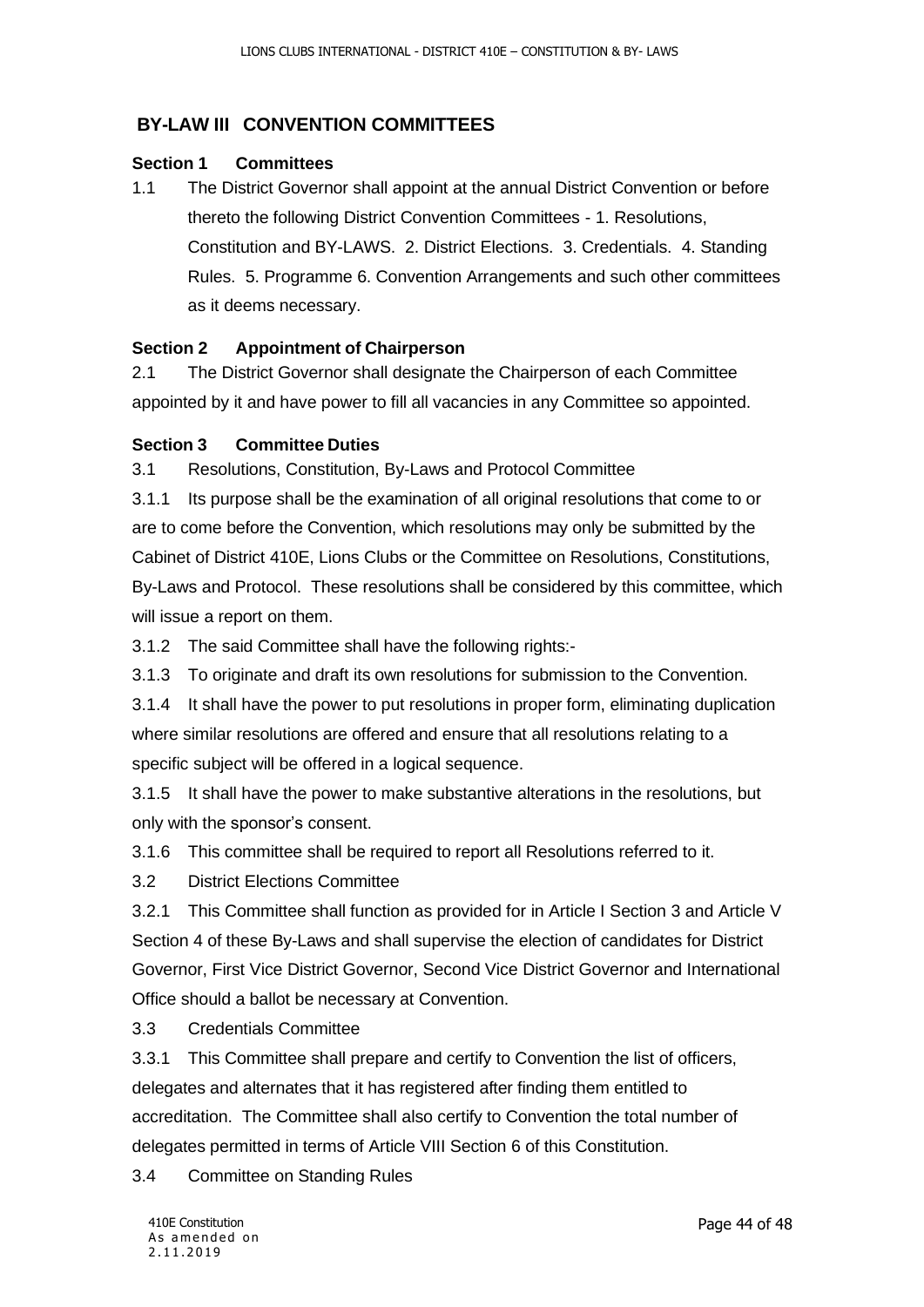## BY-LAW III CONVENTION COMMITTEES

**Section 1 Committees**

1.1 The District Governor shall appoint at the annual District Convention or before thereto the following District Convention Committees - 1. Resolutions, Constitution and BY-LAWS. 2. District Elections. 3. Credentials. 4. Standing Rules. 5. Programme 6. Convention Arrangements and such other committees as it deems necessary.

**Section 2 Appointment of Chairperson**

2.1 The District Governor shall designate the Chairperson of each Committee appointed by it and have power to fill all vacancies in any Committee so appointed.

**Section 3 Committee Duties**

3.1 Resolutions, Constitution, By-Laws and Protocol Committee

3.1.1 Its purpose shall be the examination of all original resolutions that come to or are to come before the Convention, which resolutions may only be submitted by the Cabinet of District 410E, Lions Clubs or the Committee on Resolutions, Constitutions, By-Laws and Protocol. These resolutions shall be considered by this committee, which will issue a report on them.

3.1.2 The said Committee shall have the following rights:-

3.1.3 To originate and draft its own resolutions for submission to the Convention.

3.1.4 It shall have the power to put resolutions in proper form, eliminating duplication where similar resolutions are offered and ensure that all resolutions relating to a specific subject will be offered in a logical sequence.

3.1.5 It shall have the power to make substantive alterations in the resolutions, but only with the sponsor's consent.

3.1.6 This committee shall be required to report all Resolutions referred to it.

3.2 District Elections Committee

3.2.1 This Committee shall function as provided for in Article I Section 3 and Article V Section 4 of these By-Laws and shall supervise the election of candidates for District Governor, First Vice District Governor, Second Vice District Governor and International Office should a ballot be necessary at Convention.

3.3 Credentials Committee

3.3.1 This Committee shall prepare and certify to Convention the list of officers, delegates and alternates that it has registered after finding them entitled to accreditation. The Committee shall also certify to Convention the total number of delegates permitted in terms of Article VIII Section 6 of this Constitution.

3.4 Committee on Standing Rules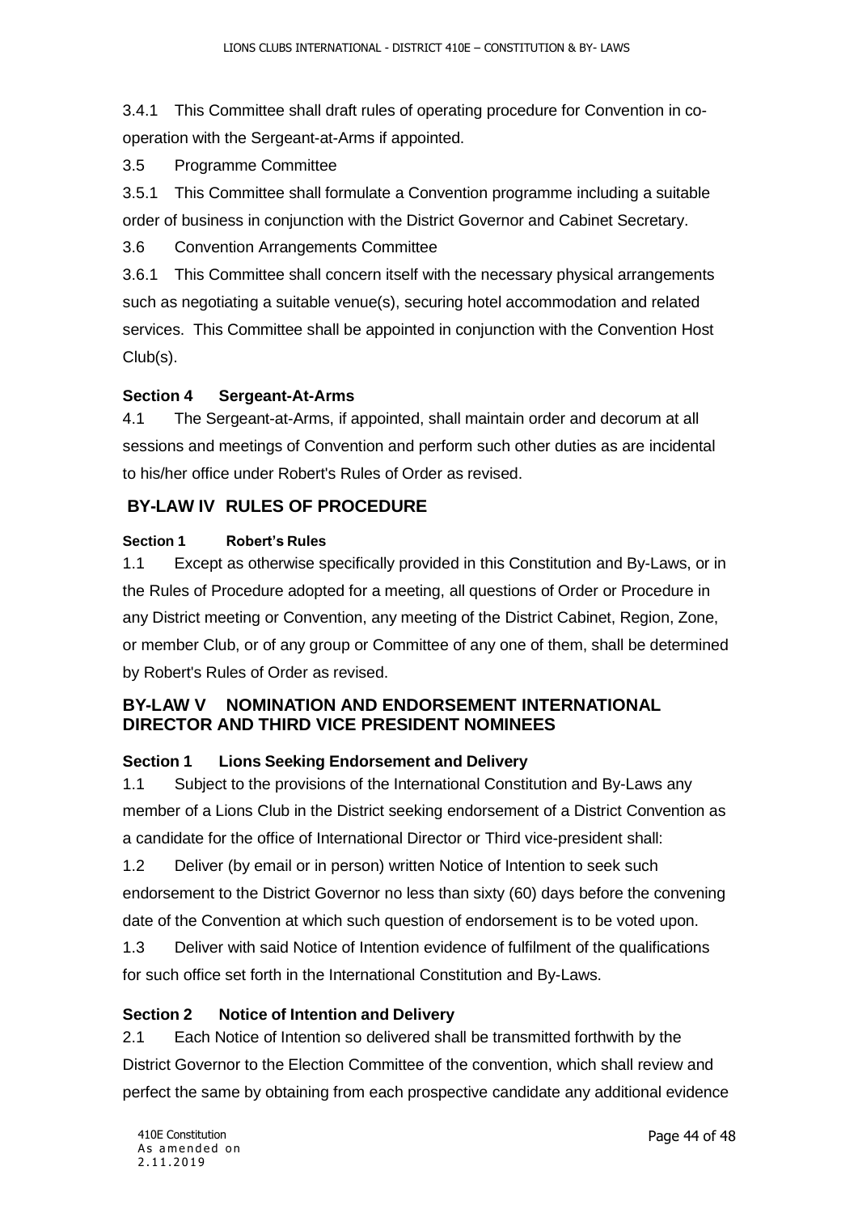3.4.1 This Committee shall draft rules of operating procedure for Convention in co-operation with the Sergeant-at-Arms if appointed.

3.5 Programme Committee

3.5.1 This Committee shall formulate a Convention programme including a suitable order of business in conjunction with the District Governor and Cabinet Secretary.

3.6 Convention Arrangements Committee

3.6.1 This Committee shall concern itself with the necessary physical arrangements such as negotiating a suitable venue(s), securing hotel accommodation and related services. This Committee shall be appointed in conjunction with the Convention Host Club(s).

**Section 4 Sergeant-At-Arms**

4.1 The Sergeant-at-Arms, if appointed, shall maintain order and decorum at all sessions and meetings of Convention and perform such other duties as are incidental to his/her office under Robert's Rules of Order as revised.

## BY-LAW IV RULES OF PROCEDURE

**Section 1 Robert's Rules**

1.1 Except as otherwise specifically provided in this Constitution and By-Laws, or in the Rules of Procedure adopted for a meeting, all questions of Order or Procedure in any District meeting or Convention, any meeting of the District Cabinet, Region, Zone, or member Club, or of any group or Committee of any one of them, shall be determined by Robert's Rules of Order as revised.

## BY-LAW V NOMINATION AND ENDORSEMENT INTERNATIONAL DIRECTOR AND THIRD VICE PRESIDENT NOMINEES

**Section 1 Lions Seeking Endorsement and Delivery**

1.1 Subject to the provisions of the International Constitution and By-Laws any member of a Lions Club in the District seeking endorsement of a District Convention as a candidate for the office of International Director or Third vice-president shall:

1.2 Deliver (by email or in person) written Notice of Intention to seek such endorsement to the District Governor no less than sixty (60) days before the convening date of the Convention at which such question of endorsement is to be voted upon.

1.3 Deliver with said Notice of Intention evidence of fulfilment of the qualifications for such office set forth in the International Constitution and By-Laws.

**Section 2 Notice of Intention and Delivery**

2.1 Each Notice of Intention so delivered shall be transmitted forthwith by the District Governor to the Election Committee of the convention, which shall review and perfect the same by obtaining from each prospective candidate any additional evidence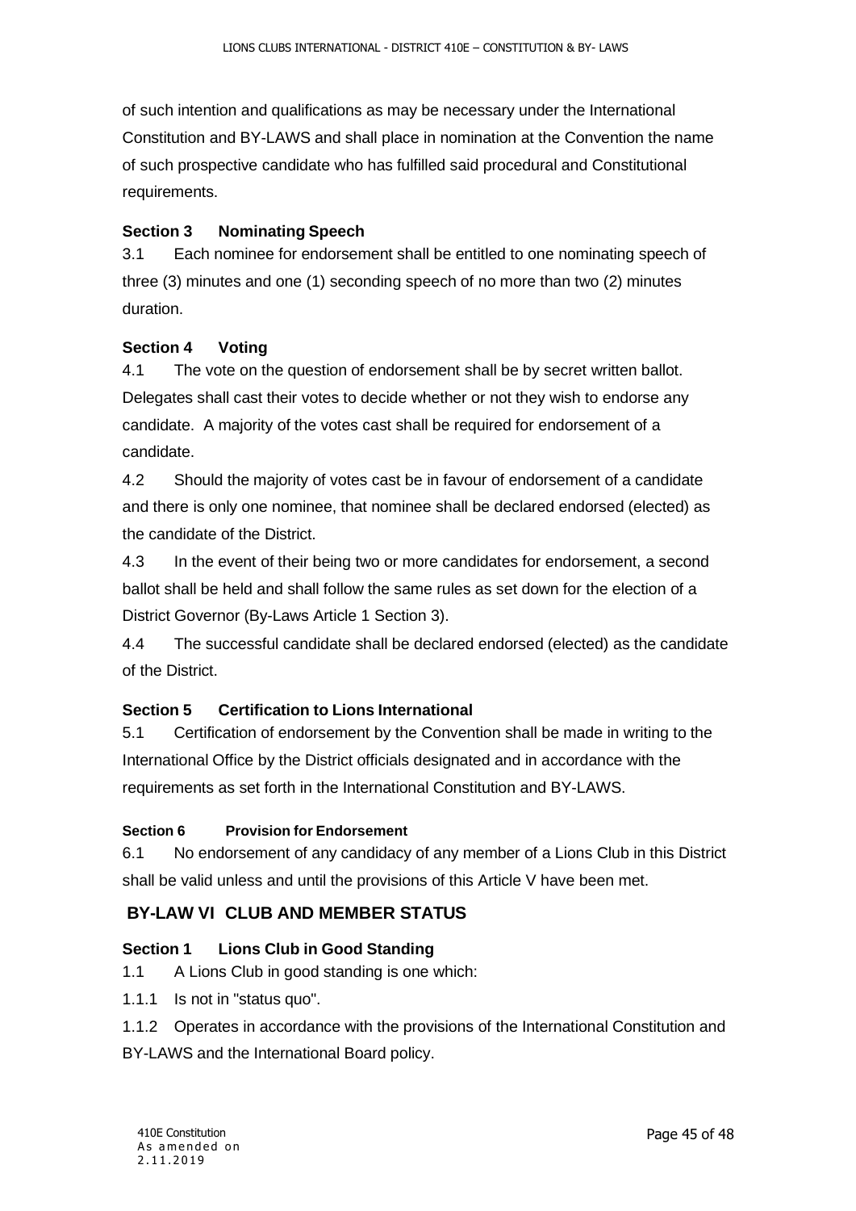of such intention and qualifications as may be necessary under the International Constitution and BY-LAWS and shall place in nomination at the Convention the name of such prospective candidate who has fulfilled said procedural and Constitutional requirements.

### Section 3 Nominating Speech

3.1 Each nominee for endorsement shall be entitled to one nominating speech of three (3) minutes and one (1) seconding speech of no more than two (2) minutes duration.

### Section 4 Voting

4.1 The vote on the question of endorsement shall be by secret written ballot. Delegates shall cast their votes to decide whether or not they wish to endorse any candidate. A majority of the votes cast shall be required for endorsement of a candidate.

4.2 Should the majority of votes cast be in favour of endorsement of a candidate and there is only one nominee, that nominee shall be declared endorsed (elected) as the candidate of the District.

4.3 In the event of their being two or more candidates for endorsement, a second ballot shall be held and shall follow the same rules as set down for the election of a District Governor (By-Laws Article 1 Section 3).

4.4 The successful candidate shall be declared endorsed (elected) as the candidate of the District.

### Section 5 Certification to Lions International

5.1 Certification of endorsement by the Convention shall be made in writing to the International Office by the District officials designated and in accordance with the requirements as set forth in the International Constitution and BY-LAWS.

### Section 6 Provision for Endorsement

6.1 No endorsement of any candidacy of any member of a Lions Club in this District shall be valid unless and until the provisions of this Article V have been met.

## BY-LAW VI CLUB AND MEMBER STATUS

### Section 1 Lions Club in Good Standing

1.1 A Lions Club in good standing is one which:

1.1.1 Is not in "status quo".

1.1.2 Operates in accordance with the provisions of the International Constitution and BY-LAWS and the International Board policy.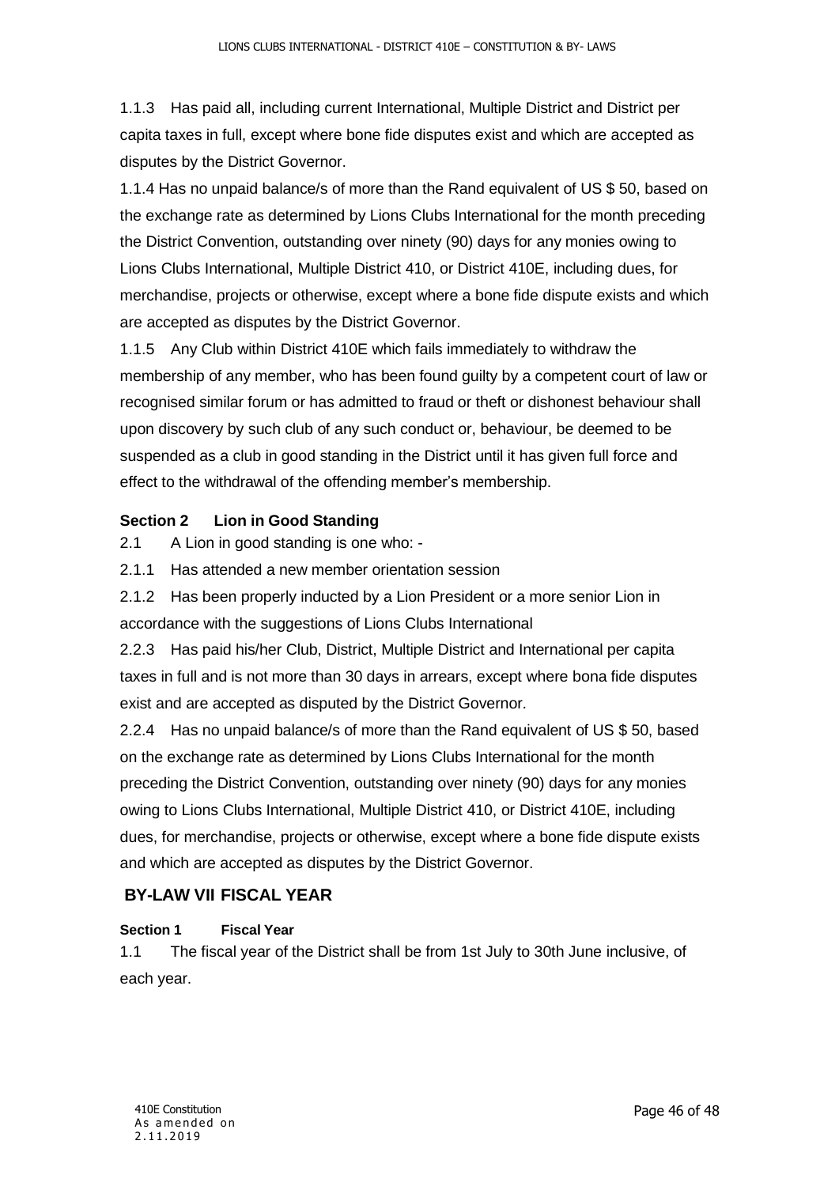1.1.3 Has paid all, including current International, Multiple District and District per capita taxes in full, except where bone fide disputes exist and which are accepted as disputes by the District Governor.

1.1.4 Has no unpaid balance/s of more than the Rand equivalent of US $ 50, based on the exchange rate as determined by Lions Clubs International for the month preceding the District Convention, outstanding over ninety (90) days for any monies owing to Lions Clubs International, Multiple District 410, or District 410E, including dues, for merchandise, projects or otherwise, except where a bone fide dispute exists and which are accepted as disputes by the District Governor.

1.1.5 Any Club within District 410E which fails immediately to withdraw the membership of any member, who has been found guilty by a competent court of law or recognised similar forum or has admitted to fraud or theft or dishonest behaviour shall upon discovery by such club of any such conduct or, behaviour, be deemed to be suspended as a club in good standing in the District until it has given full force and effect to the withdrawal of the offending member's membership.

**Section 2 Lion in Good Standing**

2.1 A Lion in good standing is one who: -

2.1.1 Has attended a new member orientation session

2.1.2 Has been properly inducted by a Lion President or a more senior Lion in accordance with the suggestions of Lions Clubs International

2.2.3 Has paid his/her Club, District, Multiple District and International per capita taxes in full and is not more than 30 days in arrears, except where bona fide disputes exist and are accepted as disputed by the District Governor.

2.2.4 Has no unpaid balance/s of more than the Rand equivalent of US $ 50, based on the exchange rate as determined by Lions Clubs International for the month preceding the District Convention, outstanding over ninety (90) days for any monies owing to Lions Clubs International, Multiple District 410, or District 410E, including dues, for merchandise, projects or otherwise, except where a bone fide dispute exists and which are accepted as disputes by the District Governor.

## BY-LAW VII FISCAL YEAR

**Section 1 Fiscal Year**

1.1 The fiscal year of the District shall be from 1st July to 30th June inclusive, of each year.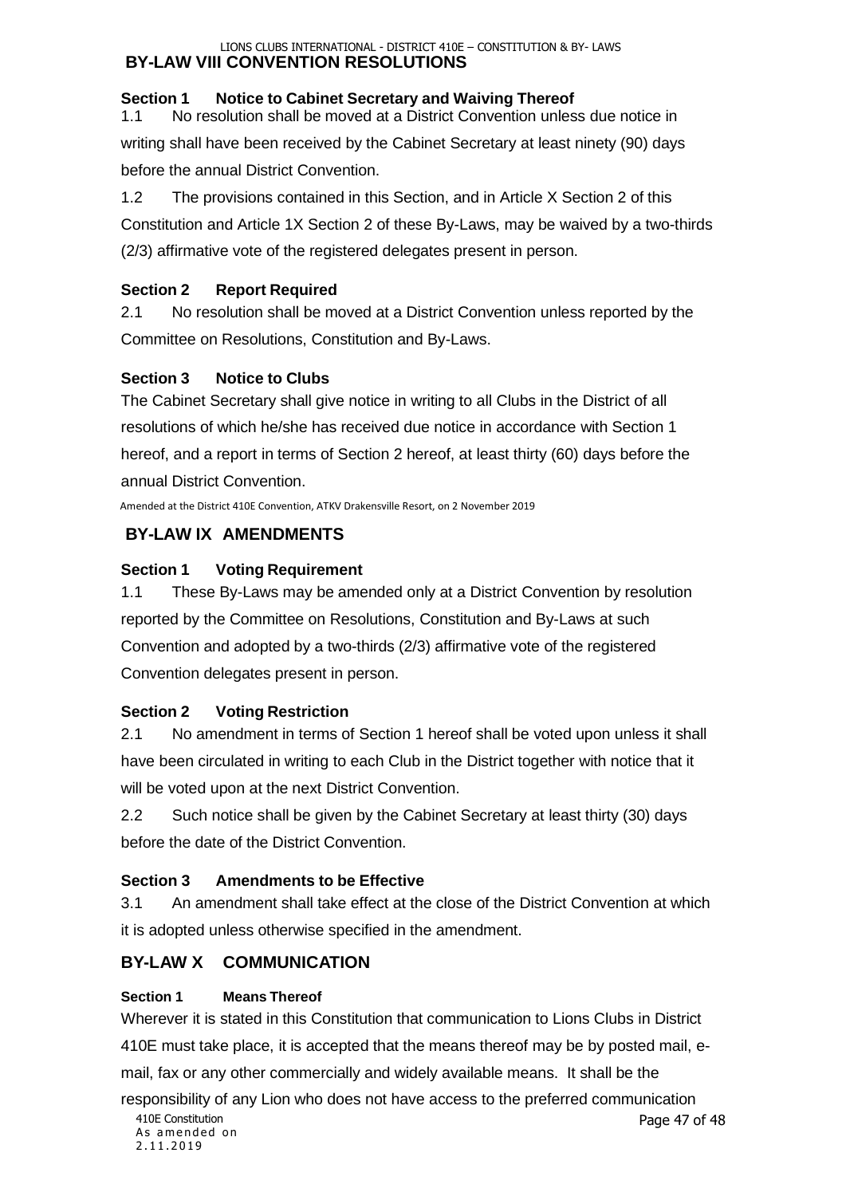## BY-LAW VIII CONVENTION RESOLUTIONS

### Section 1 Notice to Cabinet Secretary and Waiving Thereof

1.1 No resolution shall be moved at a District Convention unless due notice in writing shall have been received by the Cabinet Secretary at least ninety (90) days before the annual District Convention.

1.2 The provisions contained in this Section, and in Article X Section 2 of this Constitution and Article 1X Section 2 of these By-Laws, may be waived by a two-thirds (2/3) affirmative vote of the registered delegates present in person.

### Section 2 Report Required

2.1 No resolution shall be moved at a District Convention unless reported by the Committee on Resolutions, Constitution and By-Laws.

### Section 3 Notice to Clubs

The Cabinet Secretary shall give notice in writing to all Clubs in the District of all resolutions of which he/she has received due notice in accordance with Section 1 hereof, and a report in terms of Section 2 hereof, at least thirty (60) days before the annual District Convention.

Amended at the District 410E Convention, ATKV Drakensville Resort, on 2 November 2019

## BY-LAW IX AMENDMENTS

### Section 1 Voting Requirement

1.1 These By-Laws may be amended only at a District Convention by resolution reported by the Committee on Resolutions, Constitution and By-Laws at such Convention and adopted by a two-thirds (2/3) affirmative vote of the registered Convention delegates present in person.

### Section 2 Voting Restriction

2.1 No amendment in terms of Section 1 hereof shall be voted upon unless it shall have been circulated in writing to each Club in the District together with notice that it will be voted upon at the next District Convention.

2.2 Such notice shall be given by the Cabinet Secretary at least thirty (30) days before the date of the District Convention.

### Section 3 Amendments to be Effective

3.1 An amendment shall take effect at the close of the District Convention at which it is adopted unless otherwise specified in the amendment.

## BY-LAW X COMMUNICATION

### Section 1 Means Thereof

Wherever it is stated in this Constitution that communication to Lions Clubs in District 410E must take place, it is accepted that the means thereof may be by posted mail, e-mail, fax or any other commercially and widely available means. It shall be the responsibility of any Lion who does not have access to the preferred communication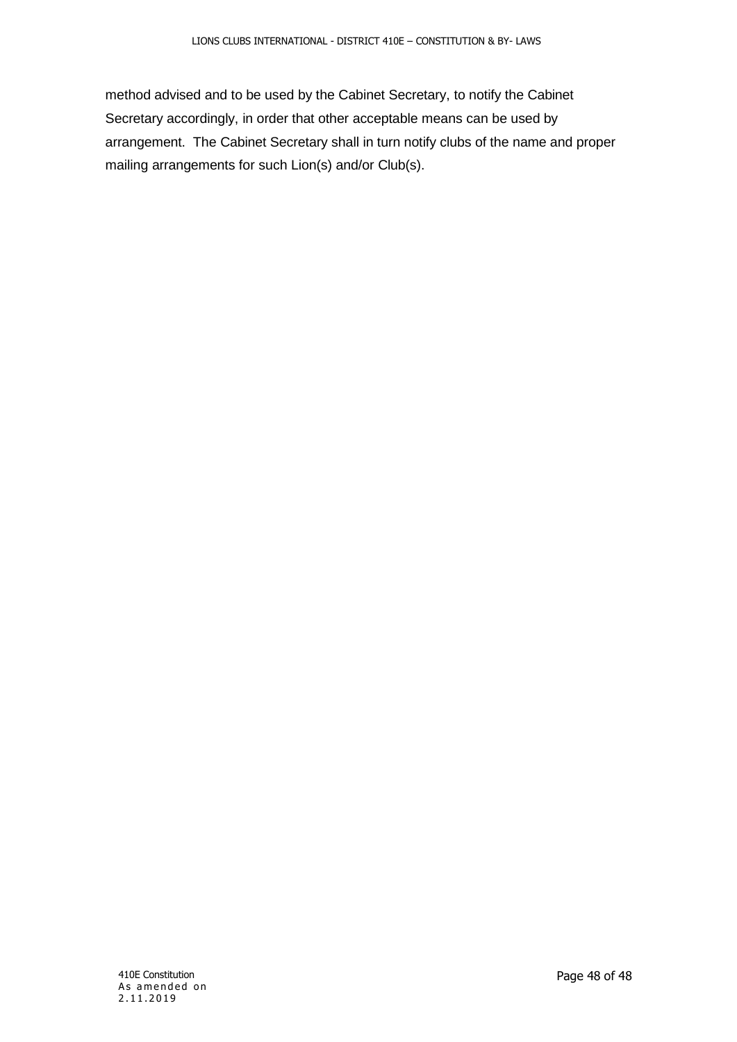method advised and to be used by the Cabinet Secretary, to notify the Cabinet Secretary accordingly, in order that other acceptable means can be used by arrangement. The Cabinet Secretary shall in turn notify clubs of the name and proper mailing arrangements for such Lion(s) and/or Club(s).